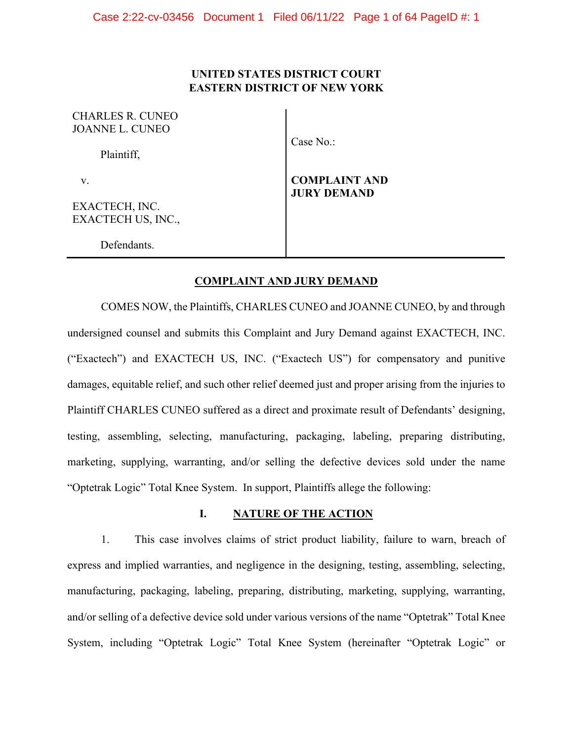**UNITED STATES DISTRICT COURT**
**EASTERN DISTRICT OF NEW YORK**

| | |
|---|---|
| CHARLES R. CUNEO<br>JOANNE L. CUNEO<br><br>Plaintiff,<br><br>v.<br><br>EXACTECH, INC.<br>EXACTECH US, INC.,<br><br>Defendants. | Case No.:<br><br>**COMPLAINT AND JURY DEMAND** |

## COMPLAINT AND JURY DEMAND

COMES NOW, the Plaintiffs, CHARLES CUNEO and JOANNE CUNEO, by and through undersigned counsel and submits this Complaint and Jury Demand against EXACTECH, INC. ("Exactech") and EXACTECH US, INC. ("Exactech US") for compensatory and punitive damages, equitable relief, and such other relief deemed just and proper arising from the injuries to Plaintiff CHARLES CUNEO suffered as a direct and proximate result of Defendants' designing, testing, assembling, selecting, manufacturing, packaging, labeling, preparing distributing, marketing, supplying, warranting, and/or selling the defective devices sold under the name "Optetrak Logic" Total Knee System. In support, Plaintiffs allege the following:

## I. NATURE OF THE ACTION

1. This case involves claims of strict product liability, failure to warn, breach of express and implied warranties, and negligence in the designing, testing, assembling, selecting, manufacturing, packaging, labeling, preparing, distributing, marketing, supplying, warranting, and/or selling of a defective device sold under various versions of the name "Optetrak" Total Knee System, including "Optetrak Logic" Total Knee System (hereinafter "Optetrak Logic" or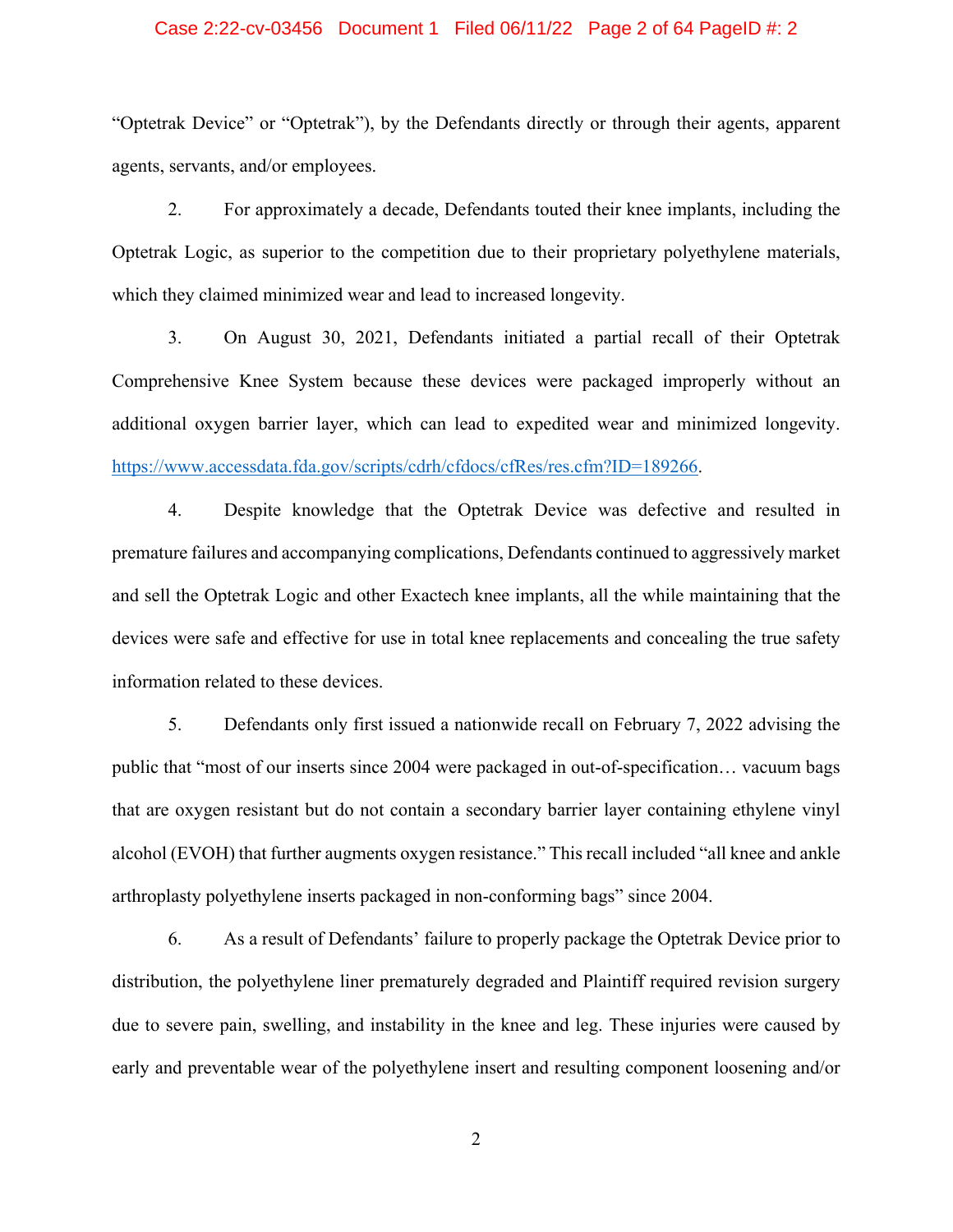"Optetrak Device" or "Optetrak"), by the Defendants directly or through their agents, apparent agents, servants, and/or employees.

2. For approximately a decade, Defendants touted their knee implants, including the Optetrak Logic, as superior to the competition due to their proprietary polyethylene materials, which they claimed minimized wear and lead to increased longevity.

3. On August 30, 2021, Defendants initiated a partial recall of their Optetrak Comprehensive Knee System because these devices were packaged improperly without an additional oxygen barrier layer, which can lead to expedited wear and minimized longevity. https://www.accessdata.fda.gov/scripts/cdrh/cfdocs/cfRes/res.cfm?ID=189266.

4. Despite knowledge that the Optetrak Device was defective and resulted in premature failures and accompanying complications, Defendants continued to aggressively market and sell the Optetrak Logic and other Exactech knee implants, all the while maintaining that the devices were safe and effective for use in total knee replacements and concealing the true safety information related to these devices.

5. Defendants only first issued a nationwide recall on February 7, 2022 advising the public that "most of our inserts since 2004 were packaged in out-of-specification… vacuum bags that are oxygen resistant but do not contain a secondary barrier layer containing ethylene vinyl alcohol (EVOH) that further augments oxygen resistance." This recall included "all knee and ankle arthroplasty polyethylene inserts packaged in non-conforming bags" since 2004.

6. As a result of Defendants' failure to properly package the Optetrak Device prior to distribution, the polyethylene liner prematurely degraded and Plaintiff required revision surgery due to severe pain, swelling, and instability in the knee and leg. These injuries were caused by early and preventable wear of the polyethylene insert and resulting component loosening and/or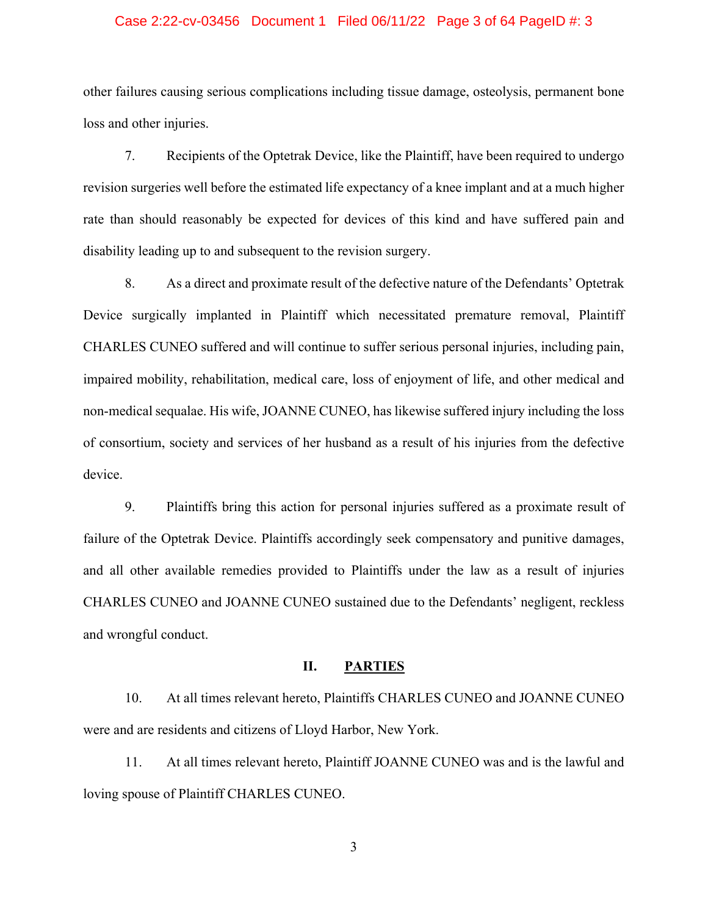other failures causing serious complications including tissue damage, osteolysis, permanent bone loss and other injuries.

7. Recipients of the Optetrak Device, like the Plaintiff, have been required to undergo revision surgeries well before the estimated life expectancy of a knee implant and at a much higher rate than should reasonably be expected for devices of this kind and have suffered pain and disability leading up to and subsequent to the revision surgery.

8. As a direct and proximate result of the defective nature of the Defendants' Optetrak Device surgically implanted in Plaintiff which necessitated premature removal, Plaintiff CHARLES CUNEO suffered and will continue to suffer serious personal injuries, including pain, impaired mobility, rehabilitation, medical care, loss of enjoyment of life, and other medical and non-medical sequalae. His wife, JOANNE CUNEO, has likewise suffered injury including the loss of consortium, society and services of her husband as a result of his injuries from the defective device.

9. Plaintiffs bring this action for personal injuries suffered as a proximate result of failure of the Optetrak Device. Plaintiffs accordingly seek compensatory and punitive damages, and all other available remedies provided to Plaintiffs under the law as a result of injuries CHARLES CUNEO and JOANNE CUNEO sustained due to the Defendants' negligent, reckless and wrongful conduct.

## II. PARTIES

10. At all times relevant hereto, Plaintiffs CHARLES CUNEO and JOANNE CUNEO were and are residents and citizens of Lloyd Harbor, New York.

11. At all times relevant hereto, Plaintiff JOANNE CUNEO was and is the lawful and loving spouse of Plaintiff CHARLES CUNEO.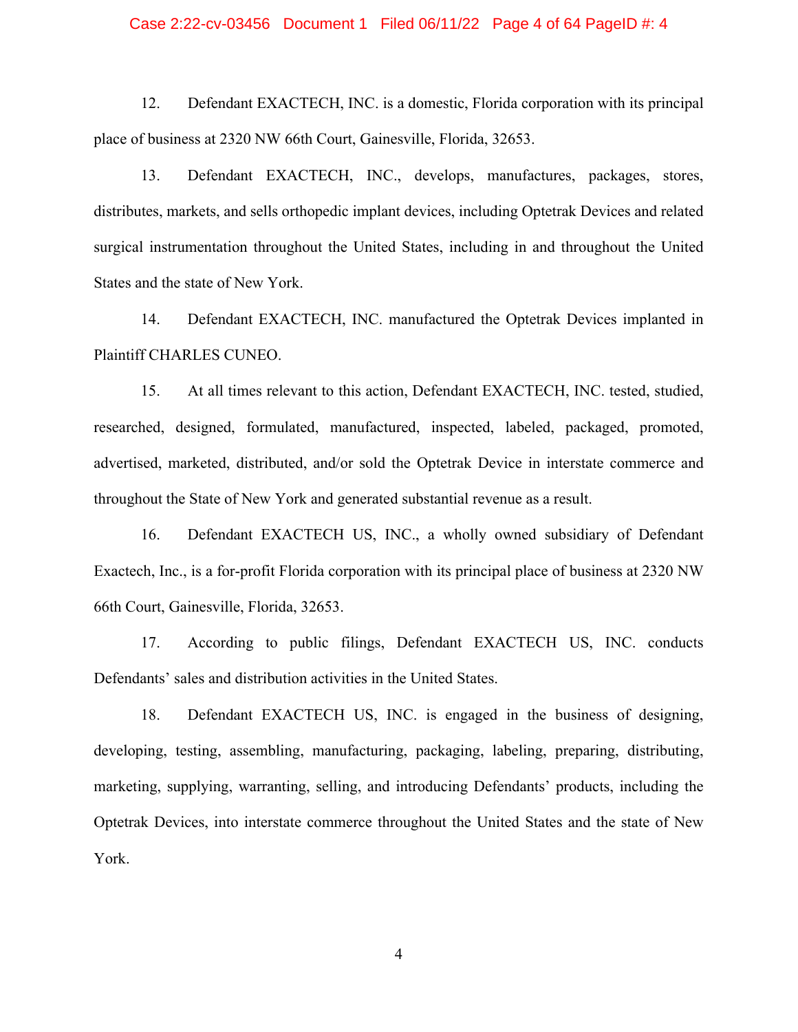12. Defendant EXACTECH, INC. is a domestic, Florida corporation with its principal place of business at 2320 NW 66th Court, Gainesville, Florida, 32653.

13. Defendant EXACTECH, INC., develops, manufactures, packages, stores, distributes, markets, and sells orthopedic implant devices, including Optetrak Devices and related surgical instrumentation throughout the United States, including in and throughout the United States and the state of New York.

14. Defendant EXACTECH, INC. manufactured the Optetrak Devices implanted in Plaintiff CHARLES CUNEO.

15. At all times relevant to this action, Defendant EXACTECH, INC. tested, studied, researched, designed, formulated, manufactured, inspected, labeled, packaged, promoted, advertised, marketed, distributed, and/or sold the Optetrak Device in interstate commerce and throughout the State of New York and generated substantial revenue as a result.

16. Defendant EXACTECH US, INC., a wholly owned subsidiary of Defendant Exactech, Inc., is a for-profit Florida corporation with its principal place of business at 2320 NW 66th Court, Gainesville, Florida, 32653.

17. According to public filings, Defendant EXACTECH US, INC. conducts Defendants' sales and distribution activities in the United States.

18. Defendant EXACTECH US, INC. is engaged in the business of designing, developing, testing, assembling, manufacturing, packaging, labeling, preparing, distributing, marketing, supplying, warranting, selling, and introducing Defendants' products, including the Optetrak Devices, into interstate commerce throughout the United States and the state of New York.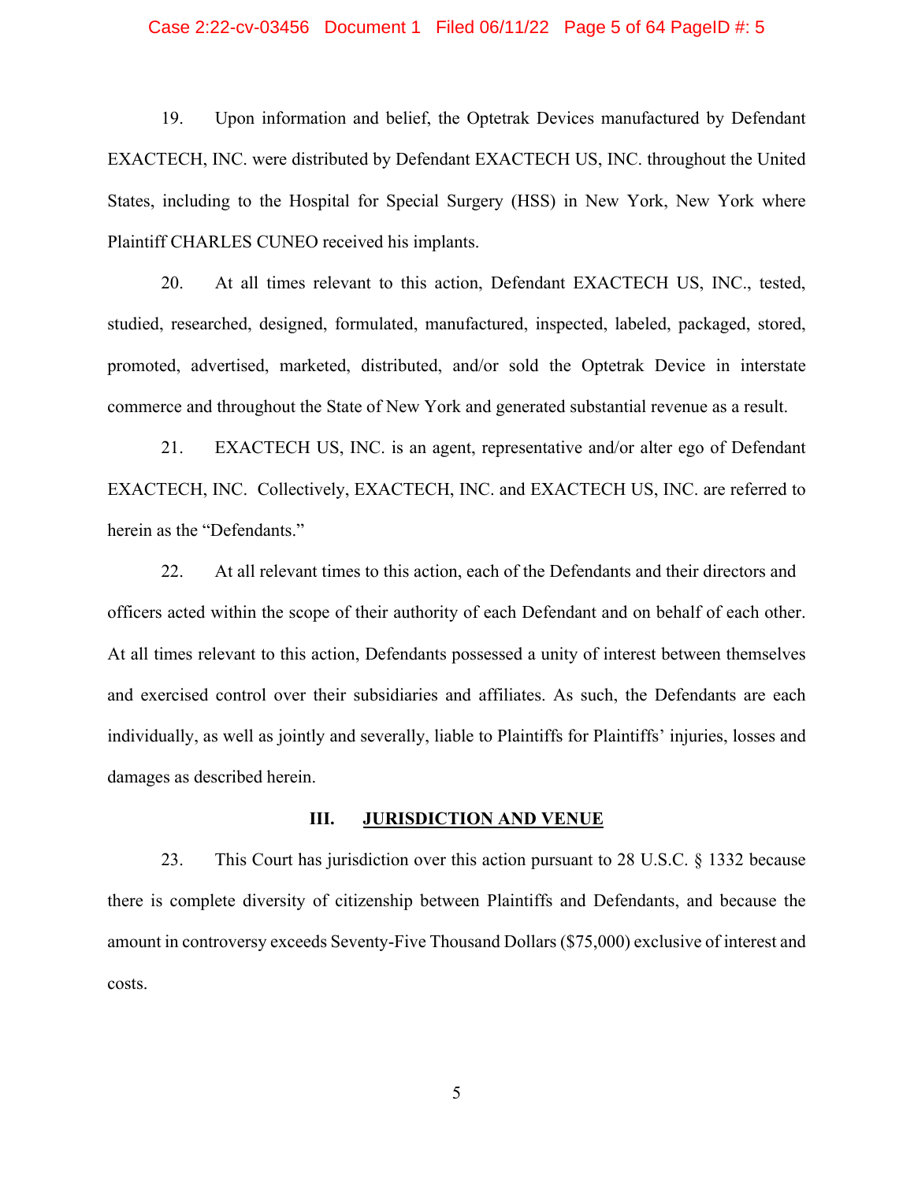19. Upon information and belief, the Optetrak Devices manufactured by Defendant EXACTECH, INC. were distributed by Defendant EXACTECH US, INC. throughout the United States, including to the Hospital for Special Surgery (HSS) in New York, New York where Plaintiff CHARLES CUNEO received his implants.

20. At all times relevant to this action, Defendant EXACTECH US, INC., tested, studied, researched, designed, formulated, manufactured, inspected, labeled, packaged, stored, promoted, advertised, marketed, distributed, and/or sold the Optetrak Device in interstate commerce and throughout the State of New York and generated substantial revenue as a result.

21. EXACTECH US, INC. is an agent, representative and/or alter ego of Defendant EXACTECH, INC. Collectively, EXACTECH, INC. and EXACTECH US, INC. are referred to herein as the "Defendants."

22. At all relevant times to this action, each of the Defendants and their directors and officers acted within the scope of their authority of each Defendant and on behalf of each other. At all times relevant to this action, Defendants possessed a unity of interest between themselves and exercised control over their subsidiaries and affiliates. As such, the Defendants are each individually, as well as jointly and severally, liable to Plaintiffs for Plaintiffs' injuries, losses and damages as described herein.

## III. JURISDICTION AND VENUE

23. This Court has jurisdiction over this action pursuant to 28 U.S.C. § 1332 because there is complete diversity of citizenship between Plaintiffs and Defendants, and because the amount in controversy exceeds Seventy-Five Thousand Dollars ($75,000) exclusive of interest and costs.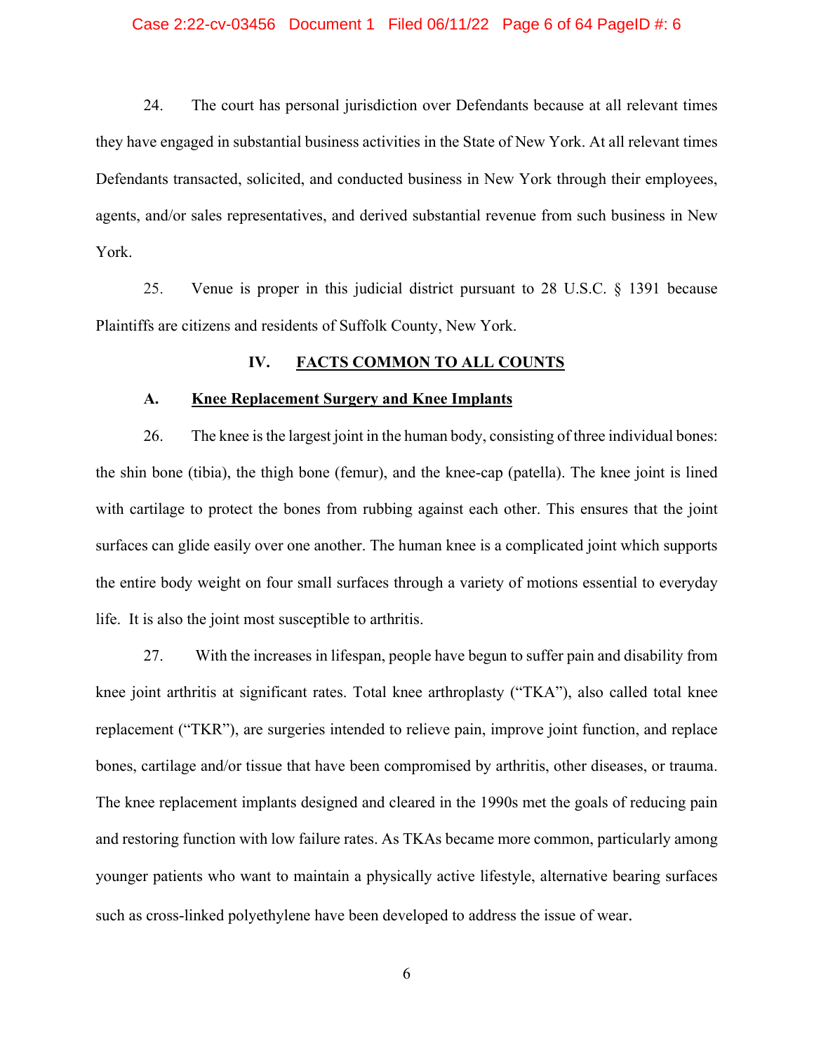24. The court has personal jurisdiction over Defendants because at all relevant times they have engaged in substantial business activities in the State of New York. At all relevant times Defendants transacted, solicited, and conducted business in New York through their employees, agents, and/or sales representatives, and derived substantial revenue from such business in New York.

25. Venue is proper in this judicial district pursuant to 28 U.S.C. § 1391 because Plaintiffs are citizens and residents of Suffolk County, New York.

## IV. FACTS COMMON TO ALL COUNTS

### A. Knee Replacement Surgery and Knee Implants

26. The knee is the largest joint in the human body, consisting of three individual bones: the shin bone (tibia), the thigh bone (femur), and the knee-cap (patella). The knee joint is lined with cartilage to protect the bones from rubbing against each other. This ensures that the joint surfaces can glide easily over one another. The human knee is a complicated joint which supports the entire body weight on four small surfaces through a variety of motions essential to everyday life. It is also the joint most susceptible to arthritis.

27. With the increases in lifespan, people have begun to suffer pain and disability from knee joint arthritis at significant rates. Total knee arthroplasty ("TKA"), also called total knee replacement ("TKR"), are surgeries intended to relieve pain, improve joint function, and replace bones, cartilage and/or tissue that have been compromised by arthritis, other diseases, or trauma. The knee replacement implants designed and cleared in the 1990s met the goals of reducing pain and restoring function with low failure rates. As TKAs became more common, particularly among younger patients who want to maintain a physically active lifestyle, alternative bearing surfaces such as cross-linked polyethylene have been developed to address the issue of wear.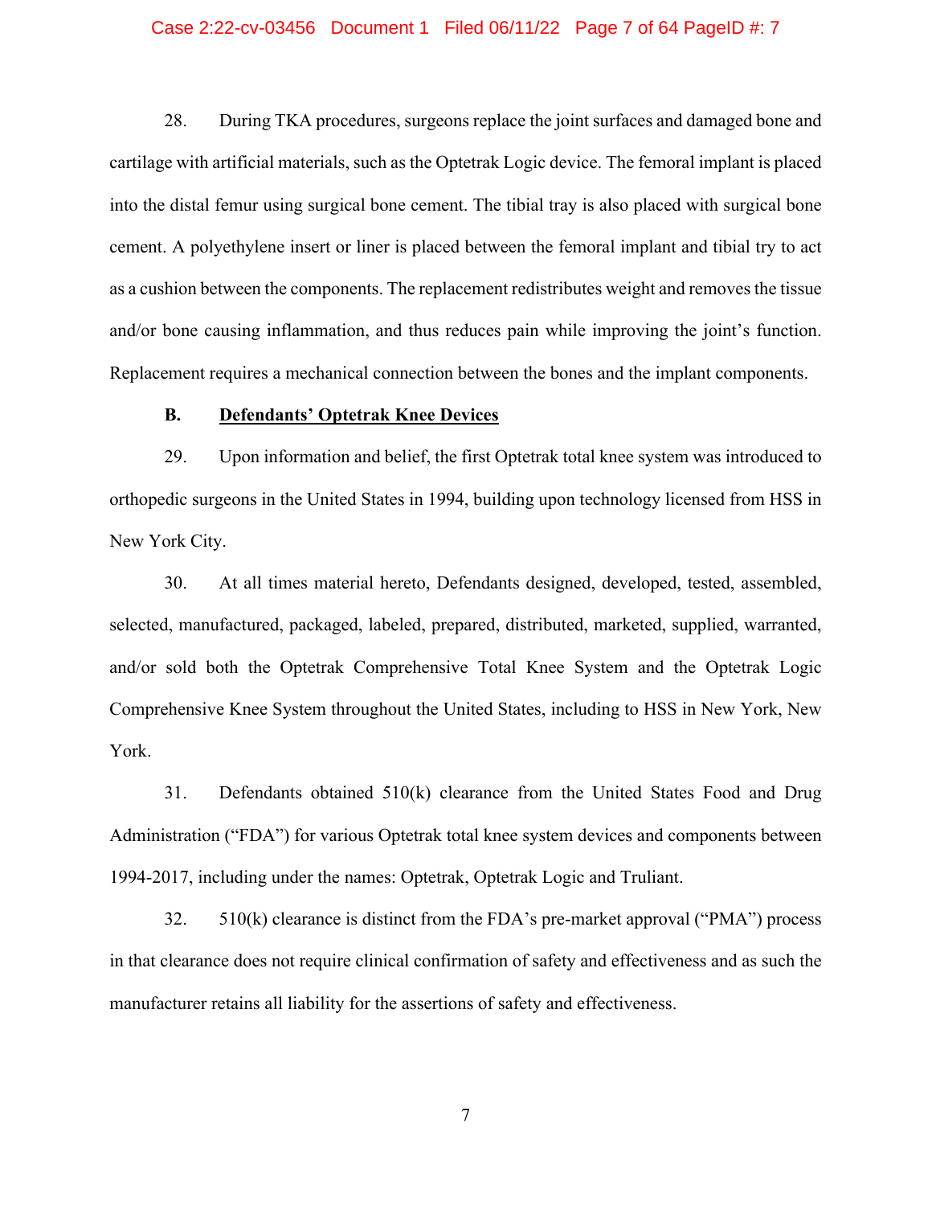28. During TKA procedures, surgeons replace the joint surfaces and damaged bone and cartilage with artificial materials, such as the Optetrak Logic device. The femoral implant is placed into the distal femur using surgical bone cement. The tibial tray is also placed with surgical bone cement. A polyethylene insert or liner is placed between the femoral implant and tibial try to act as a cushion between the components. The replacement redistributes weight and removes the tissue and/or bone causing inflammation, and thus reduces pain while improving the joint's function. Replacement requires a mechanical connection between the bones and the implant components.

### B. <u>Defendants' Optetrak Knee Devices</u>

29. Upon information and belief, the first Optetrak total knee system was introduced to orthopedic surgeons in the United States in 1994, building upon technology licensed from HSS in New York City.

30. At all times material hereto, Defendants designed, developed, tested, assembled, selected, manufactured, packaged, labeled, prepared, distributed, marketed, supplied, warranted, and/or sold both the Optetrak Comprehensive Total Knee System and the Optetrak Logic Comprehensive Knee System throughout the United States, including to HSS in New York, New York.

31. Defendants obtained 510(k) clearance from the United States Food and Drug Administration ("FDA") for various Optetrak total knee system devices and components between 1994-2017, including under the names: Optetrak, Optetrak Logic and Truliant.

32. 510(k) clearance is distinct from the FDA's pre-market approval ("PMA") process in that clearance does not require clinical confirmation of safety and effectiveness and as such the manufacturer retains all liability for the assertions of safety and effectiveness.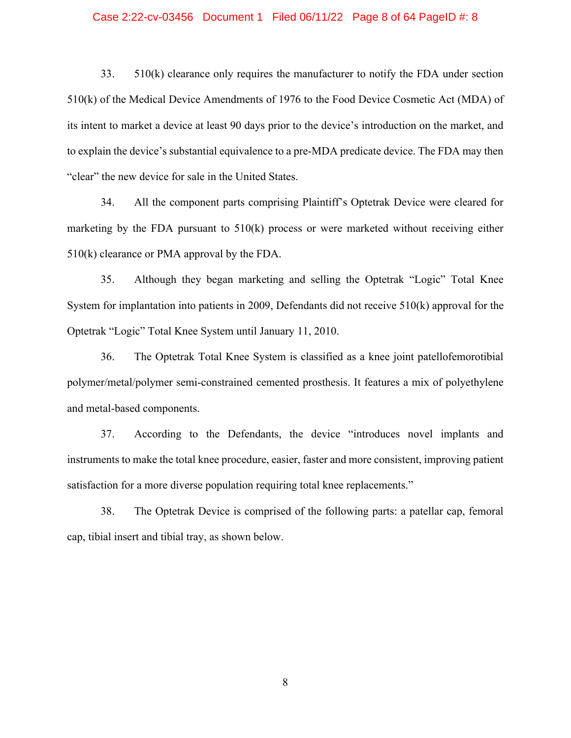33. 510(k) clearance only requires the manufacturer to notify the FDA under section 510(k) of the Medical Device Amendments of 1976 to the Food Device Cosmetic Act (MDA) of its intent to market a device at least 90 days prior to the device's introduction on the market, and to explain the device's substantial equivalence to a pre-MDA predicate device. The FDA may then "clear" the new device for sale in the United States.

34. All the component parts comprising Plaintiff's Optetrak Device were cleared for marketing by the FDA pursuant to 510(k) process or were marketed without receiving either 510(k) clearance or PMA approval by the FDA.

35. Although they began marketing and selling the Optetrak "Logic" Total Knee System for implantation into patients in 2009, Defendants did not receive 510(k) approval for the Optetrak "Logic" Total Knee System until January 11, 2010.

36. The Optetrak Total Knee System is classified as a knee joint patellofemorotibial polymer/metal/polymer semi-constrained cemented prosthesis. It features a mix of polyethylene and metal-based components.

37. According to the Defendants, the device "introduces novel implants and instruments to make the total knee procedure, easier, faster and more consistent, improving patient satisfaction for a more diverse population requiring total knee replacements."

38. The Optetrak Device is comprised of the following parts: a patellar cap, femoral cap, tibial insert and tibial tray, as shown below.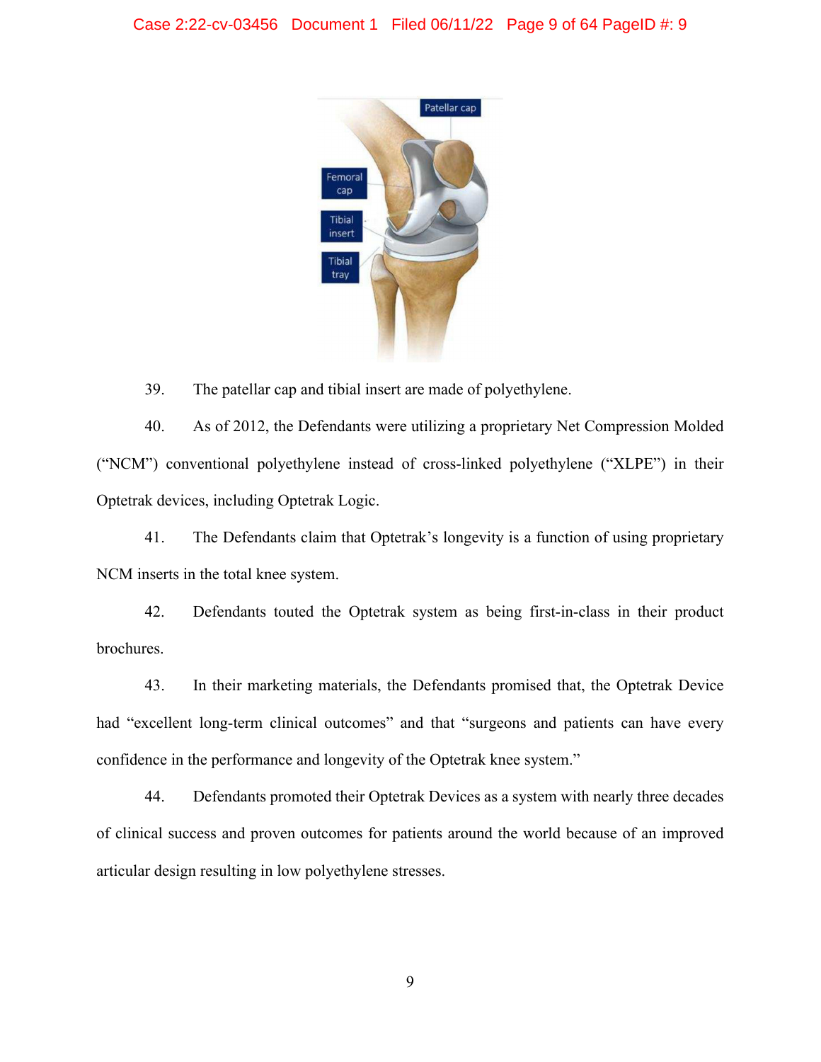39. The patellar cap and tibial insert are made of polyethylene.

40. As of 2012, the Defendants were utilizing a proprietary Net Compression Molded ("NCM") conventional polyethylene instead of cross-linked polyethylene ("XLPE") in their Optetrak devices, including Optetrak Logic.

41. The Defendants claim that Optetrak's longevity is a function of using proprietary NCM inserts in the total knee system.

42. Defendants touted the Optetrak system as being first-in-class in their product brochures.

43. In their marketing materials, the Defendants promised that, the Optetrak Device had "excellent long-term clinical outcomes" and that "surgeons and patients can have every confidence in the performance and longevity of the Optetrak knee system."

44. Defendants promoted their Optetrak Devices as a system with nearly three decades of clinical success and proven outcomes for patients around the world because of an improved articular design resulting in low polyethylene stresses.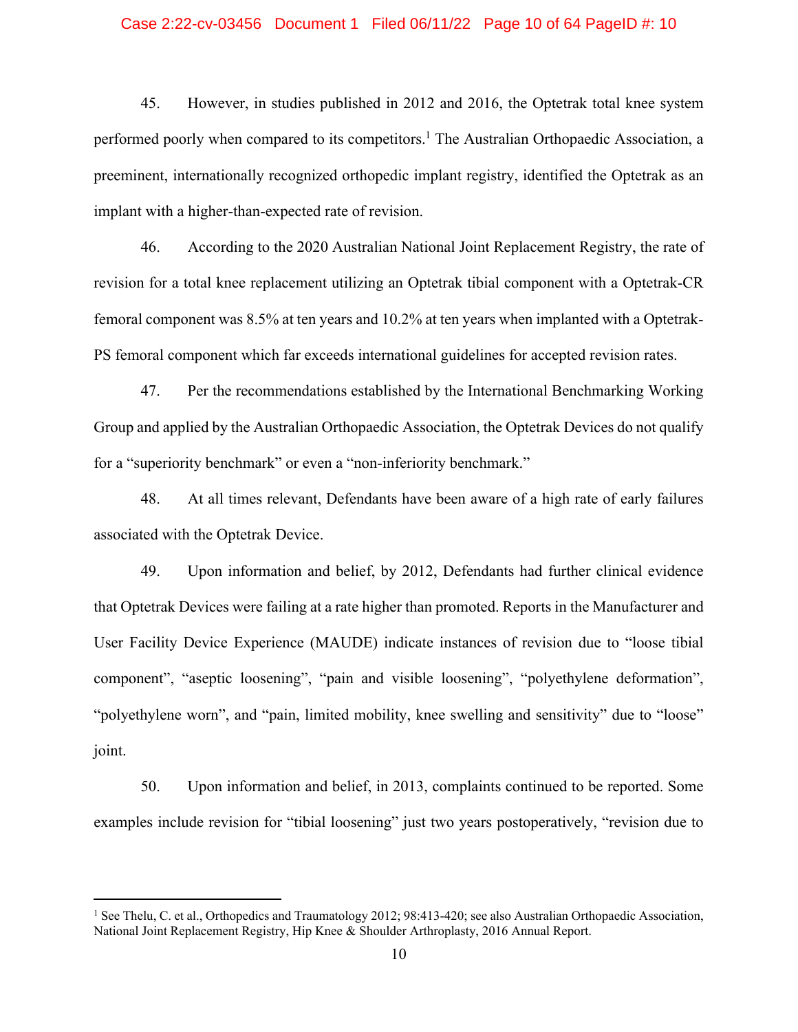45. However, in studies published in 2012 and 2016, the Optetrak total knee system performed poorly when compared to its competitors.[1] The Australian Orthopaedic Association, a preeminent, internationally recognized orthopedic implant registry, identified the Optetrak as an implant with a higher-than-expected rate of revision.

46. According to the 2020 Australian National Joint Replacement Registry, the rate of revision for a total knee replacement utilizing an Optetrak tibial component with a Optetrak-CR femoral component was 8.5% at ten years and 10.2% at ten years when implanted with a Optetrak-PS femoral component which far exceeds international guidelines for accepted revision rates.

47. Per the recommendations established by the International Benchmarking Working Group and applied by the Australian Orthopaedic Association, the Optetrak Devices do not qualify for a "superiority benchmark" or even a "non-inferiority benchmark."

48. At all times relevant, Defendants have been aware of a high rate of early failures associated with the Optetrak Device.

49. Upon information and belief, by 2012, Defendants had further clinical evidence that Optetrak Devices were failing at a rate higher than promoted. Reports in the Manufacturer and User Facility Device Experience (MAUDE) indicate instances of revision due to "loose tibial component", "aseptic loosening", "pain and visible loosening", "polyethylene deformation", "polyethylene worn", and "pain, limited mobility, knee swelling and sensitivity" due to "loose" joint.

50. Upon information and belief, in 2013, complaints continued to be reported. Some examples include revision for "tibial loosening" just two years postoperatively, "revision due to

---

[1] See Thelu, C. et al., Orthopedics and Traumatology 2012; 98:413-420; see also Australian Orthopaedic Association, National Joint Replacement Registry, Hip Knee & Shoulder Arthroplasty, 2016 Annual Report.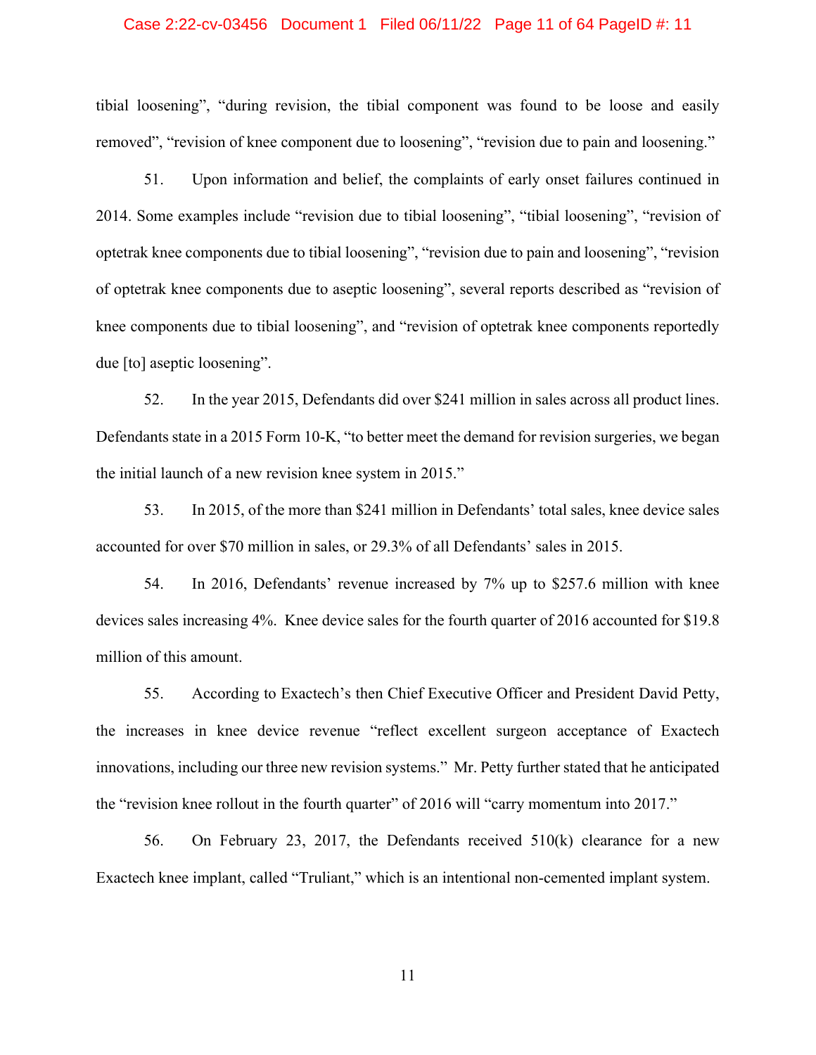tibial loosening", "during revision, the tibial component was found to be loose and easily removed", "revision of knee component due to loosening", "revision due to pain and loosening."

51. Upon information and belief, the complaints of early onset failures continued in 2014. Some examples include "revision due to tibial loosening", "tibial loosening", "revision of optetrak knee components due to tibial loosening", "revision due to pain and loosening", "revision of optetrak knee components due to aseptic loosening", several reports described as "revision of knee components due to tibial loosening", and "revision of optetrak knee components reportedly due [to] aseptic loosening".

52. In the year 2015, Defendants did over $241 million in sales across all product lines. Defendants state in a 2015 Form 10-K, "to better meet the demand for revision surgeries, we began the initial launch of a new revision knee system in 2015."

53. In 2015, of the more than $241 million in Defendants' total sales, knee device sales accounted for over $70 million in sales, or 29.3% of all Defendants' sales in 2015.

54. In 2016, Defendants' revenue increased by 7% up to $257.6 million with knee devices sales increasing 4%. Knee device sales for the fourth quarter of 2016 accounted for $19.8 million of this amount.

55. According to Exactech's then Chief Executive Officer and President David Petty, the increases in knee device revenue "reflect excellent surgeon acceptance of Exactech innovations, including our three new revision systems." Mr. Petty further stated that he anticipated the "revision knee rollout in the fourth quarter" of 2016 will "carry momentum into 2017."

56. On February 23, 2017, the Defendants received 510(k) clearance for a new Exactech knee implant, called "Truliant," which is an intentional non-cemented implant system.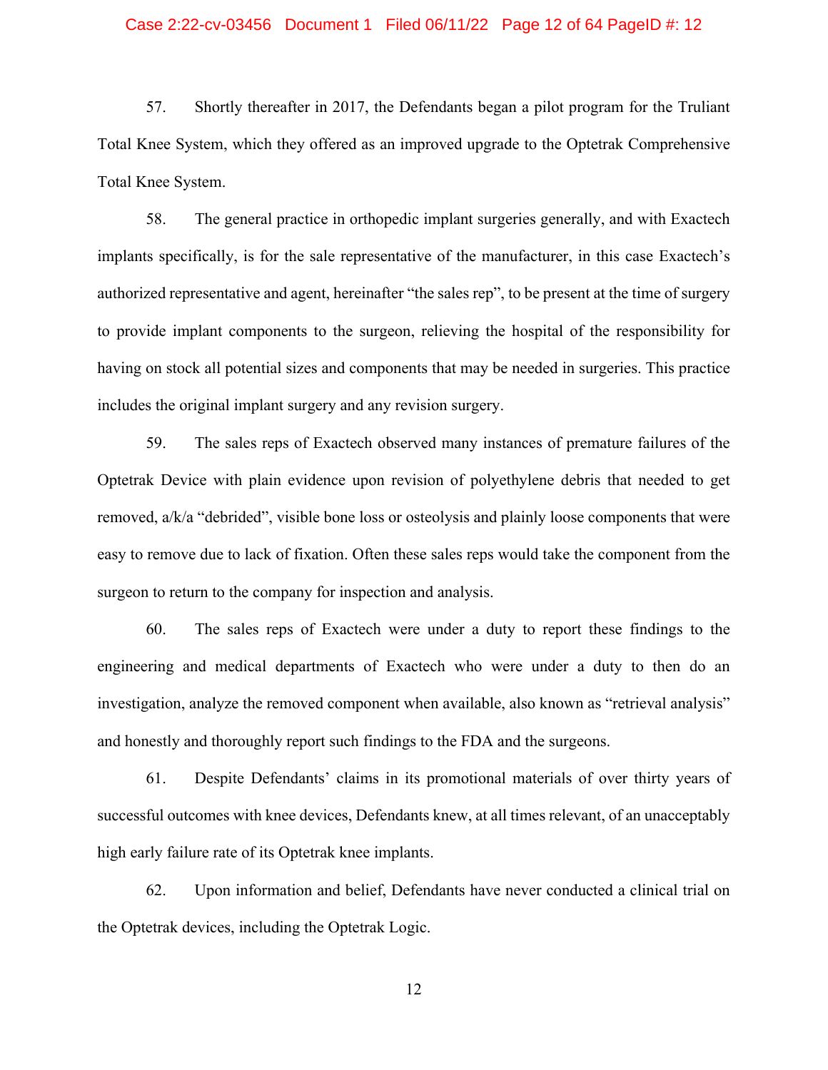57. Shortly thereafter in 2017, the Defendants began a pilot program for the Truliant Total Knee System, which they offered as an improved upgrade to the Optetrak Comprehensive Total Knee System.

58. The general practice in orthopedic implant surgeries generally, and with Exactech implants specifically, is for the sale representative of the manufacturer, in this case Exactech's authorized representative and agent, hereinafter "the sales rep", to be present at the time of surgery to provide implant components to the surgeon, relieving the hospital of the responsibility for having on stock all potential sizes and components that may be needed in surgeries. This practice includes the original implant surgery and any revision surgery.

59. The sales reps of Exactech observed many instances of premature failures of the Optetrak Device with plain evidence upon revision of polyethylene debris that needed to get removed, a/k/a "debrided", visible bone loss or osteolysis and plainly loose components that were easy to remove due to lack of fixation. Often these sales reps would take the component from the surgeon to return to the company for inspection and analysis.

60. The sales reps of Exactech were under a duty to report these findings to the engineering and medical departments of Exactech who were under a duty to then do an investigation, analyze the removed component when available, also known as "retrieval analysis" and honestly and thoroughly report such findings to the FDA and the surgeons.

61. Despite Defendants' claims in its promotional materials of over thirty years of successful outcomes with knee devices, Defendants knew, at all times relevant, of an unacceptably high early failure rate of its Optetrak knee implants.

62. Upon information and belief, Defendants have never conducted a clinical trial on the Optetrak devices, including the Optetrak Logic.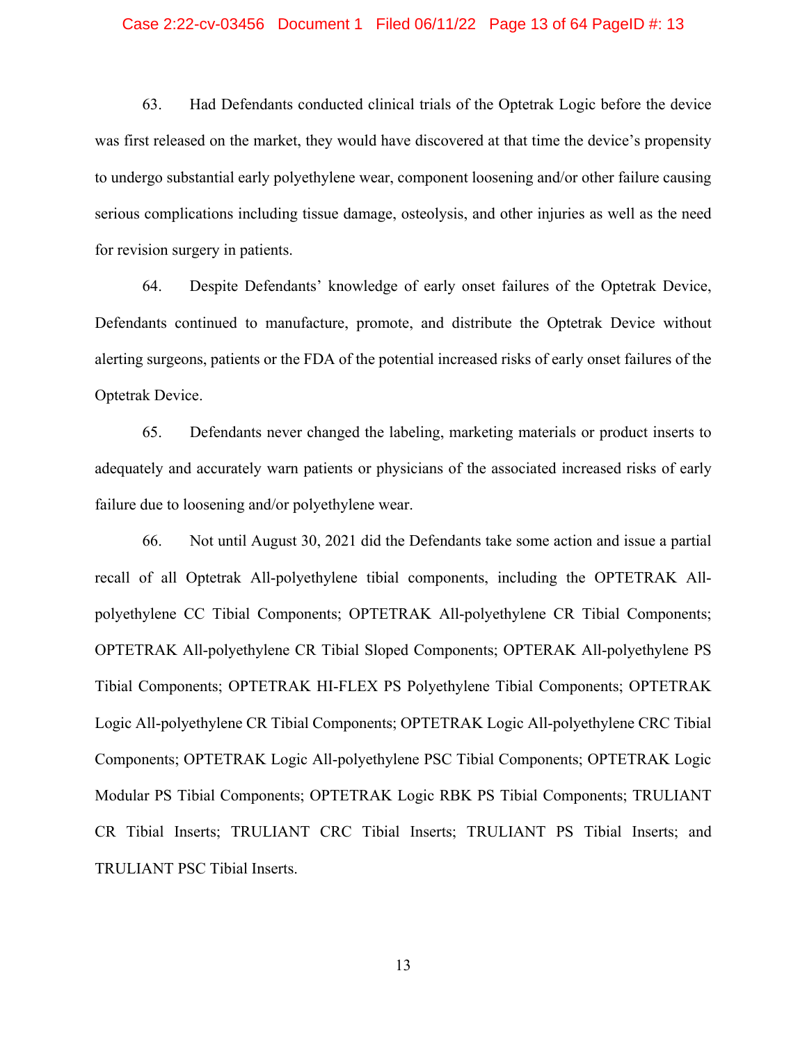63. Had Defendants conducted clinical trials of the Optetrak Logic before the device was first released on the market, they would have discovered at that time the device's propensity to undergo substantial early polyethylene wear, component loosening and/or other failure causing serious complications including tissue damage, osteolysis, and other injuries as well as the need for revision surgery in patients.

64. Despite Defendants' knowledge of early onset failures of the Optetrak Device, Defendants continued to manufacture, promote, and distribute the Optetrak Device without alerting surgeons, patients or the FDA of the potential increased risks of early onset failures of the Optetrak Device.

65. Defendants never changed the labeling, marketing materials or product inserts to adequately and accurately warn patients or physicians of the associated increased risks of early failure due to loosening and/or polyethylene wear.

66. Not until August 30, 2021 did the Defendants take some action and issue a partial recall of all Optetrak All-polyethylene tibial components, including the OPTETRAK All-polyethylene CC Tibial Components; OPTETRAK All-polyethylene CR Tibial Components; OPTETRAK All-polyethylene CR Tibial Sloped Components; OPTERAK All-polyethylene PS Tibial Components; OPTETRAK HI-FLEX PS Polyethylene Tibial Components; OPTETRAK Logic All-polyethylene CR Tibial Components; OPTETRAK Logic All-polyethylene CRC Tibial Components; OPTETRAK Logic All-polyethylene PSC Tibial Components; OPTETRAK Logic Modular PS Tibial Components; OPTETRAK Logic RBK PS Tibial Components; TRULIANT CR Tibial Inserts; TRULIANT CRC Tibial Inserts; TRULIANT PS Tibial Inserts; and TRULIANT PSC Tibial Inserts.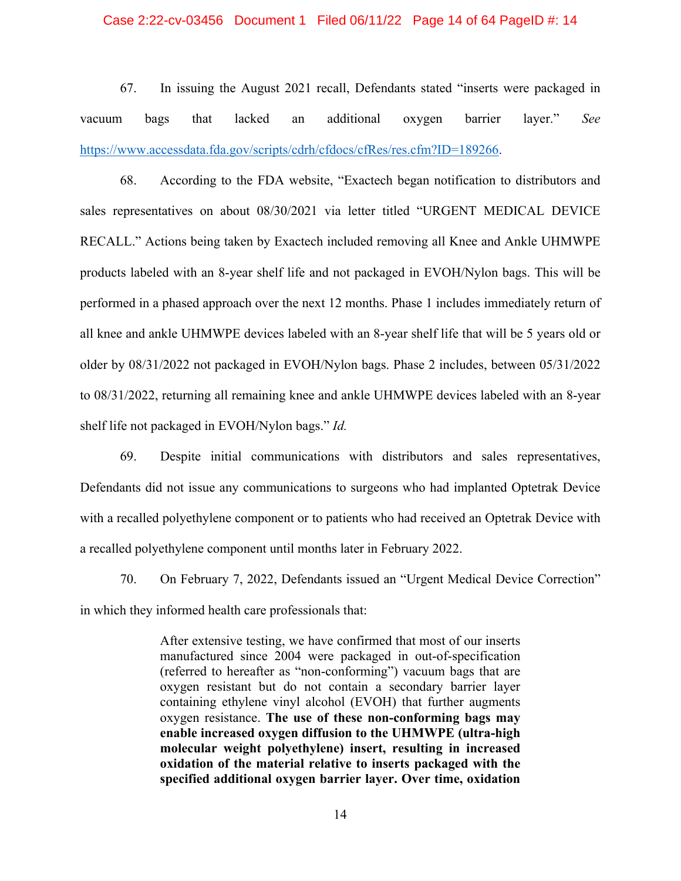67. In issuing the August 2021 recall, Defendants stated "inserts were packaged in vacuum bags that lacked an additional oxygen barrier layer." *See* https://www.accessdata.fda.gov/scripts/cdrh/cfdocs/cfRes/res.cfm?ID=189266.

68. According to the FDA website, "Exactech began notification to distributors and sales representatives on about 08/30/2021 via letter titled "URGENT MEDICAL DEVICE RECALL." Actions being taken by Exactech included removing all Knee and Ankle UHMWPE products labeled with an 8-year shelf life and not packaged in EVOH/Nylon bags. This will be performed in a phased approach over the next 12 months. Phase 1 includes immediately return of all knee and ankle UHMWPE devices labeled with an 8-year shelf life that will be 5 years old or older by 08/31/2022 not packaged in EVOH/Nylon bags. Phase 2 includes, between 05/31/2022 to 08/31/2022, returning all remaining knee and ankle UHMWPE devices labeled with an 8-year shelf life not packaged in EVOH/Nylon bags." *Id.*

69. Despite initial communications with distributors and sales representatives, Defendants did not issue any communications to surgeons who had implanted Optetrak Device with a recalled polyethylene component or to patients who had received an Optetrak Device with a recalled polyethylene component until months later in February 2022.

70. On February 7, 2022, Defendants issued an "Urgent Medical Device Correction" in which they informed health care professionals that:

> After extensive testing, we have confirmed that most of our inserts manufactured since 2004 were packaged in out-of-specification (referred to hereafter as "non-conforming") vacuum bags that are oxygen resistant but do not contain a secondary barrier layer containing ethylene vinyl alcohol (EVOH) that further augments oxygen resistance. **The use of these non-conforming bags may enable increased oxygen diffusion to the UHMWPE (ultra-high molecular weight polyethylene) insert, resulting in increased oxidation of the material relative to inserts packaged with the specified additional oxygen barrier layer. Over time, oxidation**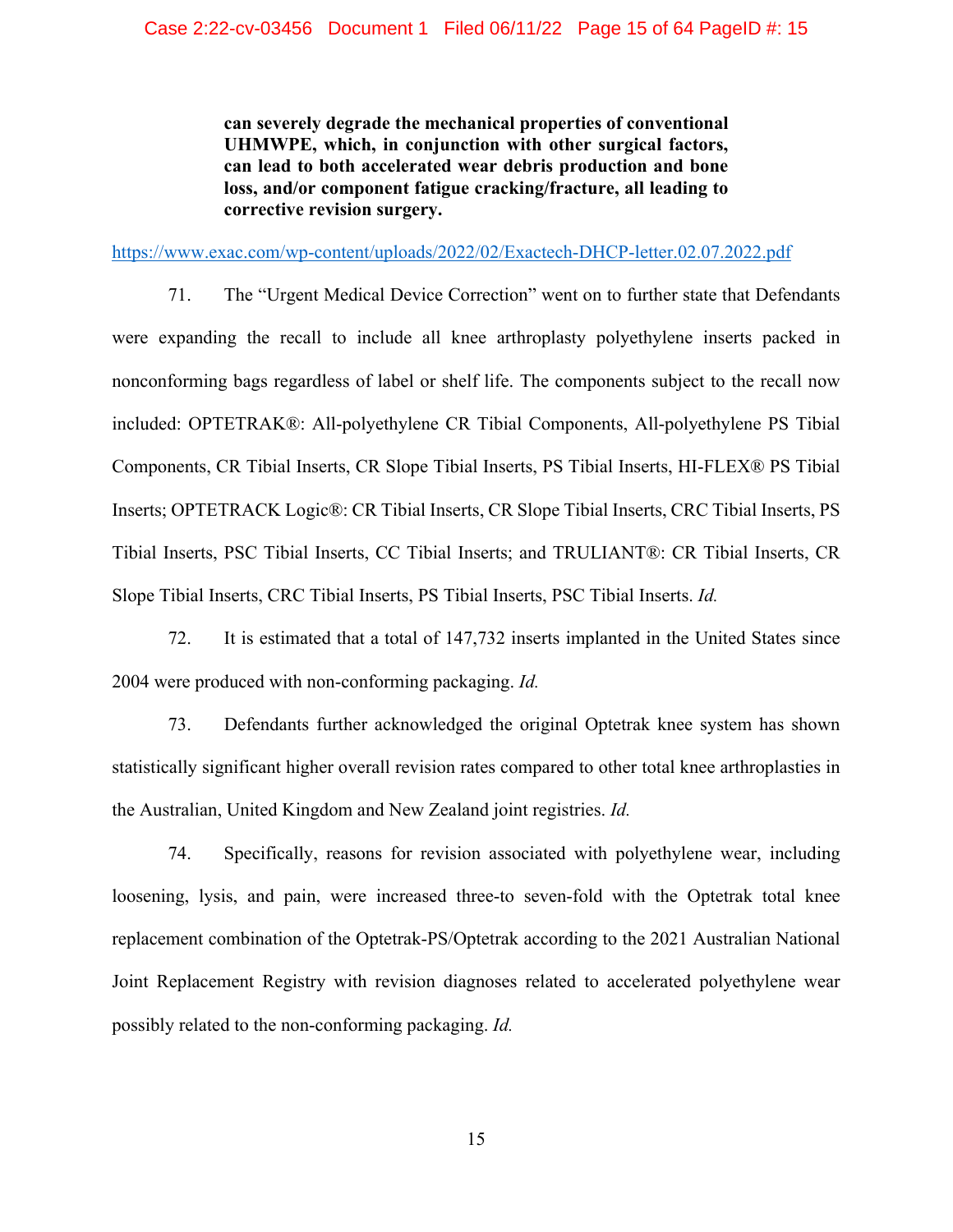> **can severely degrade the mechanical properties of conventional UHMWPE, which, in conjunction with other surgical factors, can lead to both accelerated wear debris production and bone loss, and/or component fatigue cracking/fracture, all leading to corrective revision surgery.**

https://www.exac.com/wp-content/uploads/2022/02/Exactech-DHCP-letter.02.07.2022.pdf

71. The "Urgent Medical Device Correction" went on to further state that Defendants were expanding the recall to include all knee arthroplasty polyethylene inserts packed in nonconforming bags regardless of label or shelf life. The components subject to the recall now included: OPTETRAK®: All-polyethylene CR Tibial Components, All-polyethylene PS Tibial Components, CR Tibial Inserts, CR Slope Tibial Inserts, PS Tibial Inserts, HI-FLEX® PS Tibial Inserts; OPTETRACK Logic®: CR Tibial Inserts, CR Slope Tibial Inserts, CRC Tibial Inserts, PS Tibial Inserts, PSC Tibial Inserts, CC Tibial Inserts; and TRULIANT®: CR Tibial Inserts, CR Slope Tibial Inserts, CRC Tibial Inserts, PS Tibial Inserts, PSC Tibial Inserts. *Id.*

72. It is estimated that a total of 147,732 inserts implanted in the United States since 2004 were produced with non-conforming packaging. *Id.*

73. Defendants further acknowledged the original Optetrak knee system has shown statistically significant higher overall revision rates compared to other total knee arthroplasties in the Australian, United Kingdom and New Zealand joint registries. *Id.*

74. Specifically, reasons for revision associated with polyethylene wear, including loosening, lysis, and pain, were increased three-to seven-fold with the Optetrak total knee replacement combination of the Optetrak-PS/Optetrak according to the 2021 Australian National Joint Replacement Registry with revision diagnoses related to accelerated polyethylene wear possibly related to the non-conforming packaging. *Id.*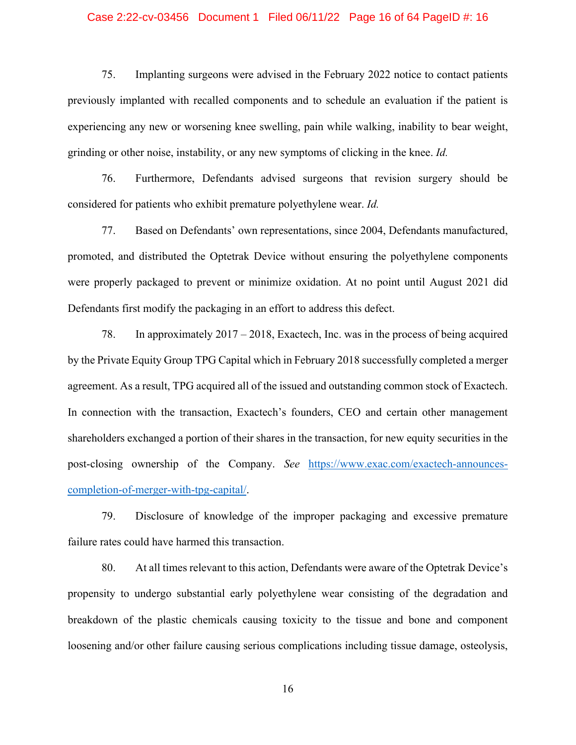75. Implanting surgeons were advised in the February 2022 notice to contact patients previously implanted with recalled components and to schedule an evaluation if the patient is experiencing any new or worsening knee swelling, pain while walking, inability to bear weight, grinding or other noise, instability, or any new symptoms of clicking in the knee. *Id.*

76. Furthermore, Defendants advised surgeons that revision surgery should be considered for patients who exhibit premature polyethylene wear. *Id.*

77. Based on Defendants' own representations, since 2004, Defendants manufactured, promoted, and distributed the Optetrak Device without ensuring the polyethylene components were properly packaged to prevent or minimize oxidation. At no point until August 2021 did Defendants first modify the packaging in an effort to address this defect.

78. In approximately 2017 – 2018, Exactech, Inc. was in the process of being acquired by the Private Equity Group TPG Capital which in February 2018 successfully completed a merger agreement. As a result, TPG acquired all of the issued and outstanding common stock of Exactech. In connection with the transaction, Exactech's founders, CEO and certain other management shareholders exchanged a portion of their shares in the transaction, for new equity securities in the post-closing ownership of the Company. *See* [https://www.exac.com/exactech-announces-completion-of-merger-with-tpg-capital/](https://www.exac.com/exactech-announces-completion-of-merger-with-tpg-capital/).

79. Disclosure of knowledge of the improper packaging and excessive premature failure rates could have harmed this transaction.

80. At all times relevant to this action, Defendants were aware of the Optetrak Device's propensity to undergo substantial early polyethylene wear consisting of the degradation and breakdown of the plastic chemicals causing toxicity to the tissue and bone and component loosening and/or other failure causing serious complications including tissue damage, osteolysis,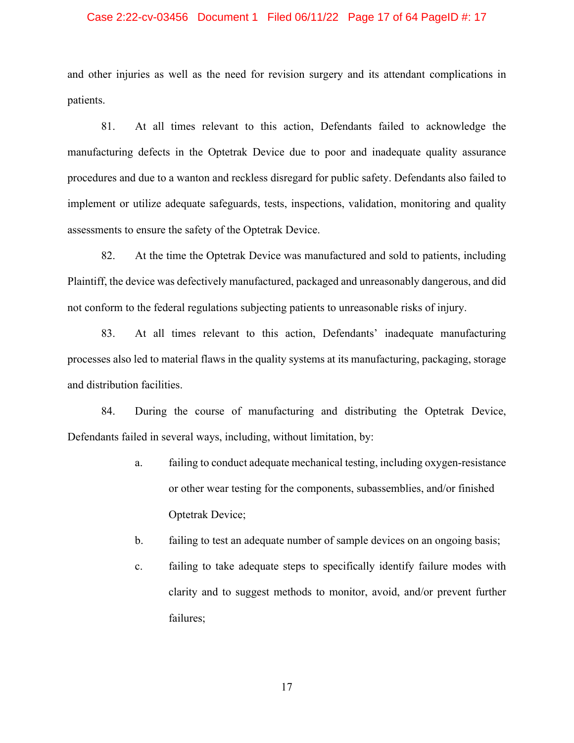and other injuries as well as the need for revision surgery and its attendant complications in patients.

81. At all times relevant to this action, Defendants failed to acknowledge the manufacturing defects in the Optetrak Device due to poor and inadequate quality assurance procedures and due to a wanton and reckless disregard for public safety. Defendants also failed to implement or utilize adequate safeguards, tests, inspections, validation, monitoring and quality assessments to ensure the safety of the Optetrak Device.

82. At the time the Optetrak Device was manufactured and sold to patients, including Plaintiff, the device was defectively manufactured, packaged and unreasonably dangerous, and did not conform to the federal regulations subjecting patients to unreasonable risks of injury.

83. At all times relevant to this action, Defendants' inadequate manufacturing processes also led to material flaws in the quality systems at its manufacturing, packaging, storage and distribution facilities.

84. During the course of manufacturing and distributing the Optetrak Device, Defendants failed in several ways, including, without limitation, by:

a. failing to conduct adequate mechanical testing, including oxygen-resistance or other wear testing for the components, subassemblies, and/or finished Optetrak Device;

b. failing to test an adequate number of sample devices on an ongoing basis;

c. failing to take adequate steps to specifically identify failure modes with clarity and to suggest methods to monitor, avoid, and/or prevent further failures;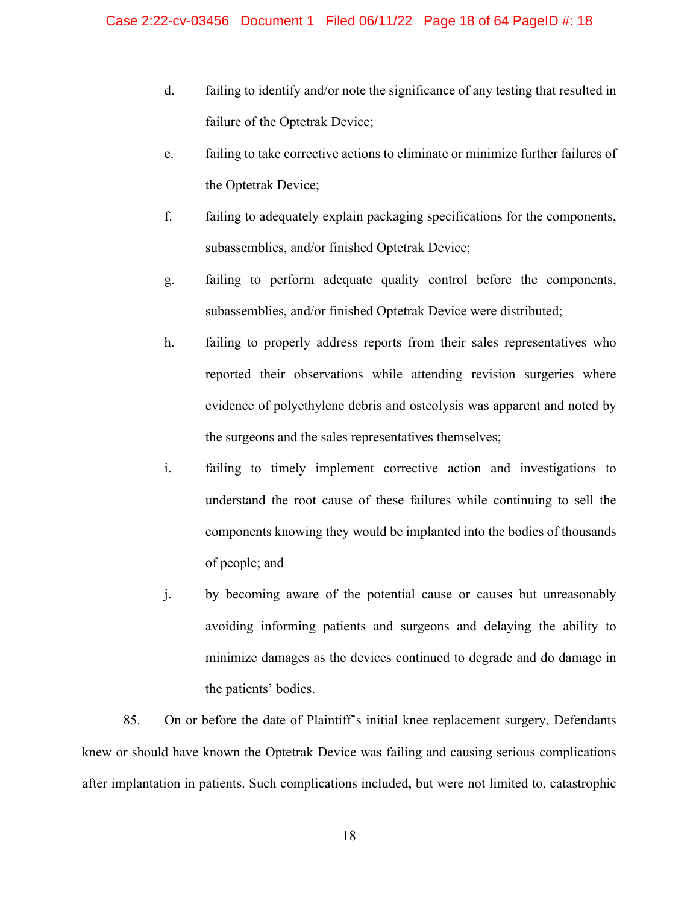d. failing to identify and/or note the significance of any testing that resulted in failure of the Optetrak Device;

e. failing to take corrective actions to eliminate or minimize further failures of the Optetrak Device;

f. failing to adequately explain packaging specifications for the components, subassemblies, and/or finished Optetrak Device;

g. failing to perform adequate quality control before the components, subassemblies, and/or finished Optetrak Device were distributed;

h. failing to properly address reports from their sales representatives who reported their observations while attending revision surgeries where evidence of polyethylene debris and osteolysis was apparent and noted by the surgeons and the sales representatives themselves;

i. failing to timely implement corrective action and investigations to understand the root cause of these failures while continuing to sell the components knowing they would be implanted into the bodies of thousands of people; and

j. by becoming aware of the potential cause or causes but unreasonably avoiding informing patients and surgeons and delaying the ability to minimize damages as the devices continued to degrade and do damage in the patients' bodies.

85. On or before the date of Plaintiff's initial knee replacement surgery, Defendants knew or should have known the Optetrak Device was failing and causing serious complications after implantation in patients. Such complications included, but were not limited to, catastrophic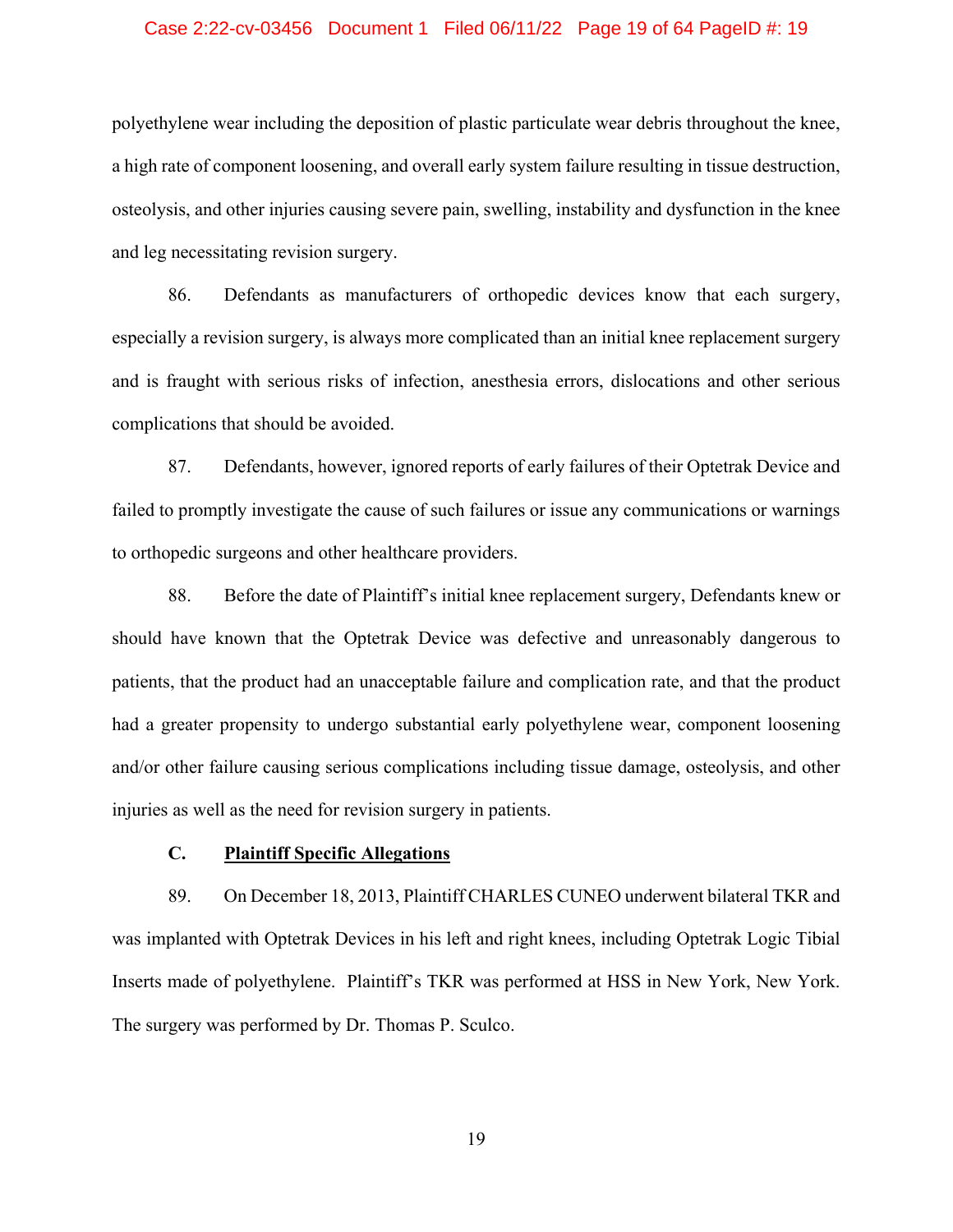polyethylene wear including the deposition of plastic particulate wear debris throughout the knee, a high rate of component loosening, and overall early system failure resulting in tissue destruction, osteolysis, and other injuries causing severe pain, swelling, instability and dysfunction in the knee and leg necessitating revision surgery.

86. Defendants as manufacturers of orthopedic devices know that each surgery, especially a revision surgery, is always more complicated than an initial knee replacement surgery and is fraught with serious risks of infection, anesthesia errors, dislocations and other serious complications that should be avoided.

87. Defendants, however, ignored reports of early failures of their Optetrak Device and failed to promptly investigate the cause of such failures or issue any communications or warnings to orthopedic surgeons and other healthcare providers.

88. Before the date of Plaintiff's initial knee replacement surgery, Defendants knew or should have known that the Optetrak Device was defective and unreasonably dangerous to patients, that the product had an unacceptable failure and complication rate, and that the product had a greater propensity to undergo substantial early polyethylene wear, component loosening and/or other failure causing serious complications including tissue damage, osteolysis, and other injuries as well as the need for revision surgery in patients.

**C. <u>Plaintiff Specific Allegations</u>**

89. On December 18, 2013, Plaintiff CHARLES CUNEO underwent bilateral TKR and was implanted with Optetrak Devices in his left and right knees, including Optetrak Logic Tibial Inserts made of polyethylene. Plaintiff's TKR was performed at HSS in New York, New York. The surgery was performed by Dr. Thomas P. Sculco.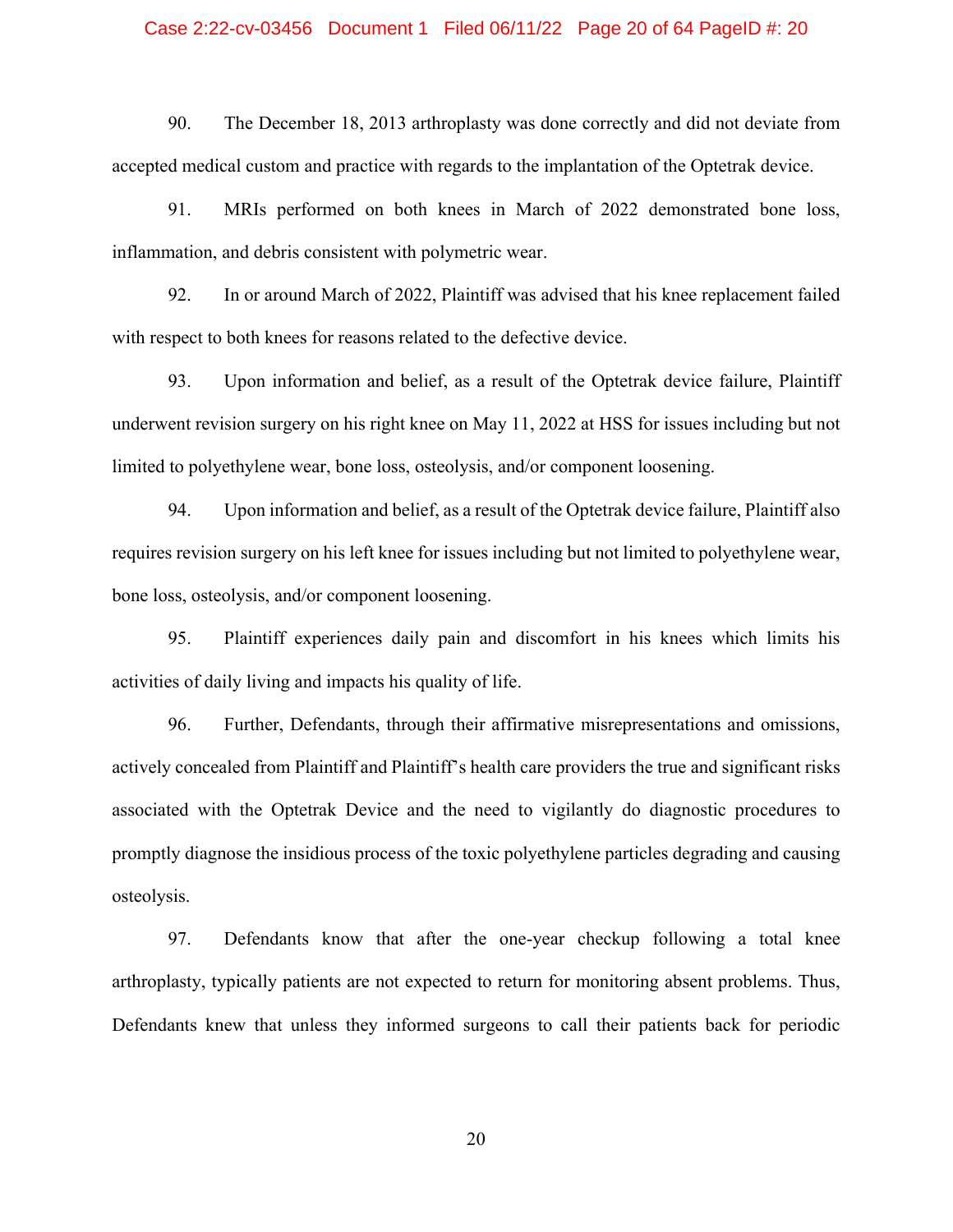90. The December 18, 2013 arthroplasty was done correctly and did not deviate from accepted medical custom and practice with regards to the implantation of the Optetrak device.

91. MRIs performed on both knees in March of 2022 demonstrated bone loss, inflammation, and debris consistent with polymetric wear.

92. In or around March of 2022, Plaintiff was advised that his knee replacement failed with respect to both knees for reasons related to the defective device.

93. Upon information and belief, as a result of the Optetrak device failure, Plaintiff underwent revision surgery on his right knee on May 11, 2022 at HSS for issues including but not limited to polyethylene wear, bone loss, osteolysis, and/or component loosening.

94. Upon information and belief, as a result of the Optetrak device failure, Plaintiff also requires revision surgery on his left knee for issues including but not limited to polyethylene wear, bone loss, osteolysis, and/or component loosening.

95. Plaintiff experiences daily pain and discomfort in his knees which limits his activities of daily living and impacts his quality of life.

96. Further, Defendants, through their affirmative misrepresentations and omissions, actively concealed from Plaintiff and Plaintiff's health care providers the true and significant risks associated with the Optetrak Device and the need to vigilantly do diagnostic procedures to promptly diagnose the insidious process of the toxic polyethylene particles degrading and causing osteolysis.

97. Defendants know that after the one-year checkup following a total knee arthroplasty, typically patients are not expected to return for monitoring absent problems. Thus, Defendants knew that unless they informed surgeons to call their patients back for periodic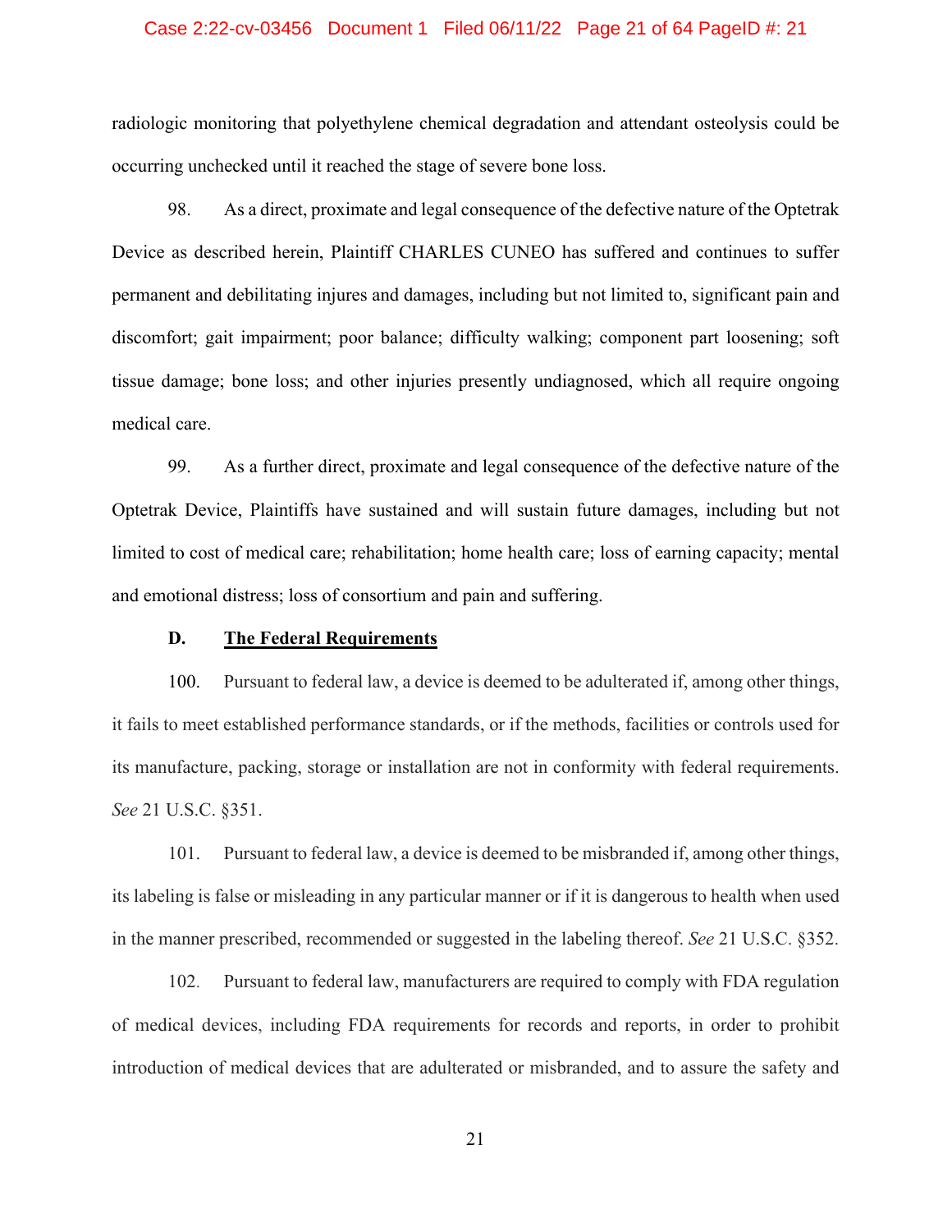radiologic monitoring that polyethylene chemical degradation and attendant osteolysis could be occurring unchecked until it reached the stage of severe bone loss.

98. As a direct, proximate and legal consequence of the defective nature of the Optetrak Device as described herein, Plaintiff CHARLES CUNEO has suffered and continues to suffer permanent and debilitating injures and damages, including but not limited to, significant pain and discomfort; gait impairment; poor balance; difficulty walking; component part loosening; soft tissue damage; bone loss; and other injuries presently undiagnosed, which all require ongoing medical care.

99. As a further direct, proximate and legal consequence of the defective nature of the Optetrak Device, Plaintiffs have sustained and will sustain future damages, including but not limited to cost of medical care; rehabilitation; home health care; loss of earning capacity; mental and emotional distress; loss of consortium and pain and suffering.

### D. The Federal Requirements

100. Pursuant to federal law, a device is deemed to be adulterated if, among other things, it fails to meet established performance standards, or if the methods, facilities or controls used for its manufacture, packing, storage or installation are not in conformity with federal requirements. *See* 21 U.S.C. §351.

101. Pursuant to federal law, a device is deemed to be misbranded if, among other things, its labeling is false or misleading in any particular manner or if it is dangerous to health when used in the manner prescribed, recommended or suggested in the labeling thereof. *See* 21 U.S.C. §352.

102. Pursuant to federal law, manufacturers are required to comply with FDA regulation of medical devices, including FDA requirements for records and reports, in order to prohibit introduction of medical devices that are adulterated or misbranded, and to assure the safety and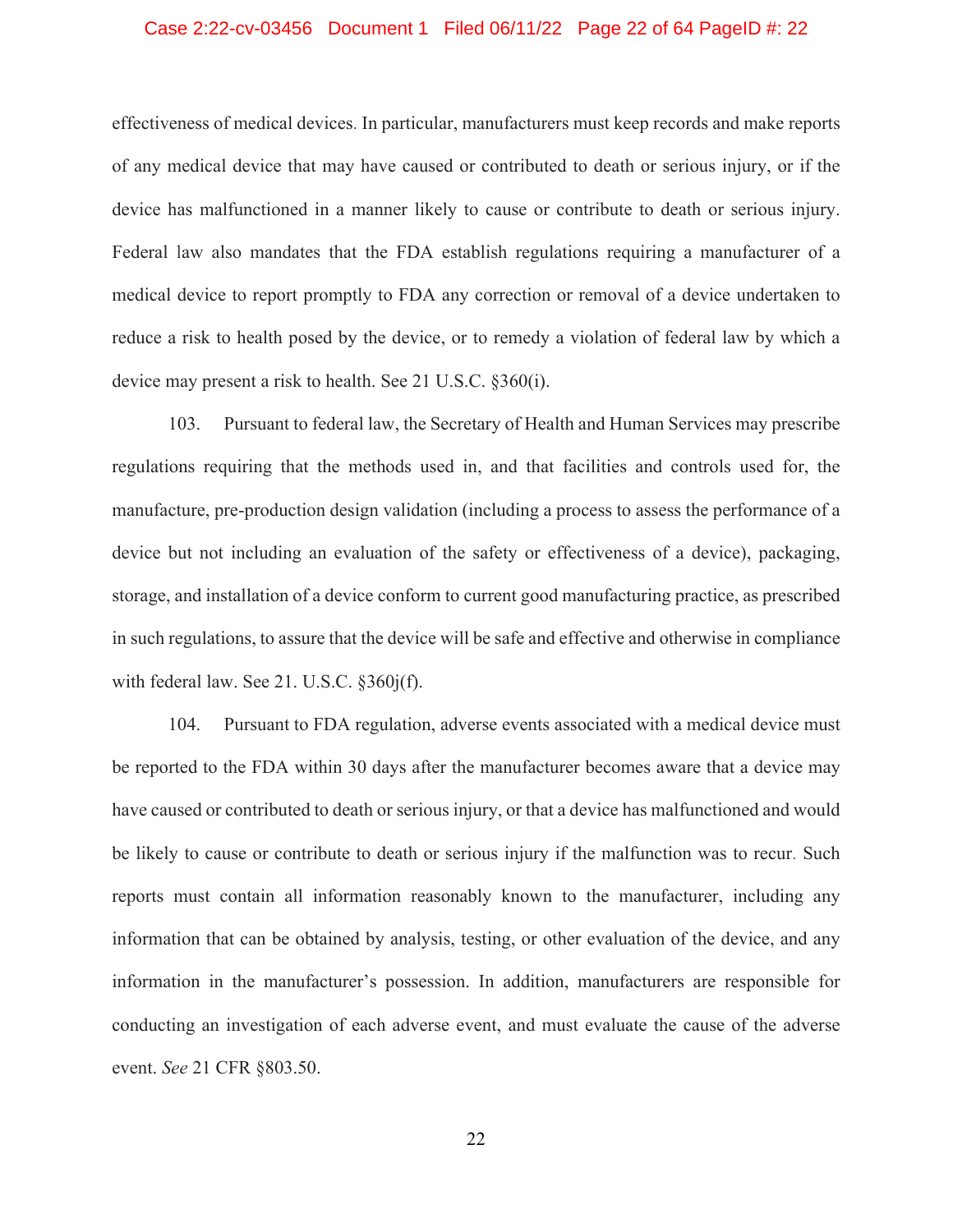effectiveness of medical devices. In particular, manufacturers must keep records and make reports of any medical device that may have caused or contributed to death or serious injury, or if the device has malfunctioned in a manner likely to cause or contribute to death or serious injury. Federal law also mandates that the FDA establish regulations requiring a manufacturer of a medical device to report promptly to FDA any correction or removal of a device undertaken to reduce a risk to health posed by the device, or to remedy a violation of federal law by which a device may present a risk to health. See 21 U.S.C. §360(i).

103. Pursuant to federal law, the Secretary of Health and Human Services may prescribe regulations requiring that the methods used in, and that facilities and controls used for, the manufacture, pre-production design validation (including a process to assess the performance of a device but not including an evaluation of the safety or effectiveness of a device), packaging, storage, and installation of a device conform to current good manufacturing practice, as prescribed in such regulations, to assure that the device will be safe and effective and otherwise in compliance with federal law. See 21. U.S.C. §360j(f).

104. Pursuant to FDA regulation, adverse events associated with a medical device must be reported to the FDA within 30 days after the manufacturer becomes aware that a device may have caused or contributed to death or serious injury, or that a device has malfunctioned and would be likely to cause or contribute to death or serious injury if the malfunction was to recur. Such reports must contain all information reasonably known to the manufacturer, including any information that can be obtained by analysis, testing, or other evaluation of the device, and any information in the manufacturer's possession. In addition, manufacturers are responsible for conducting an investigation of each adverse event, and must evaluate the cause of the adverse event. *See* 21 CFR §803.50.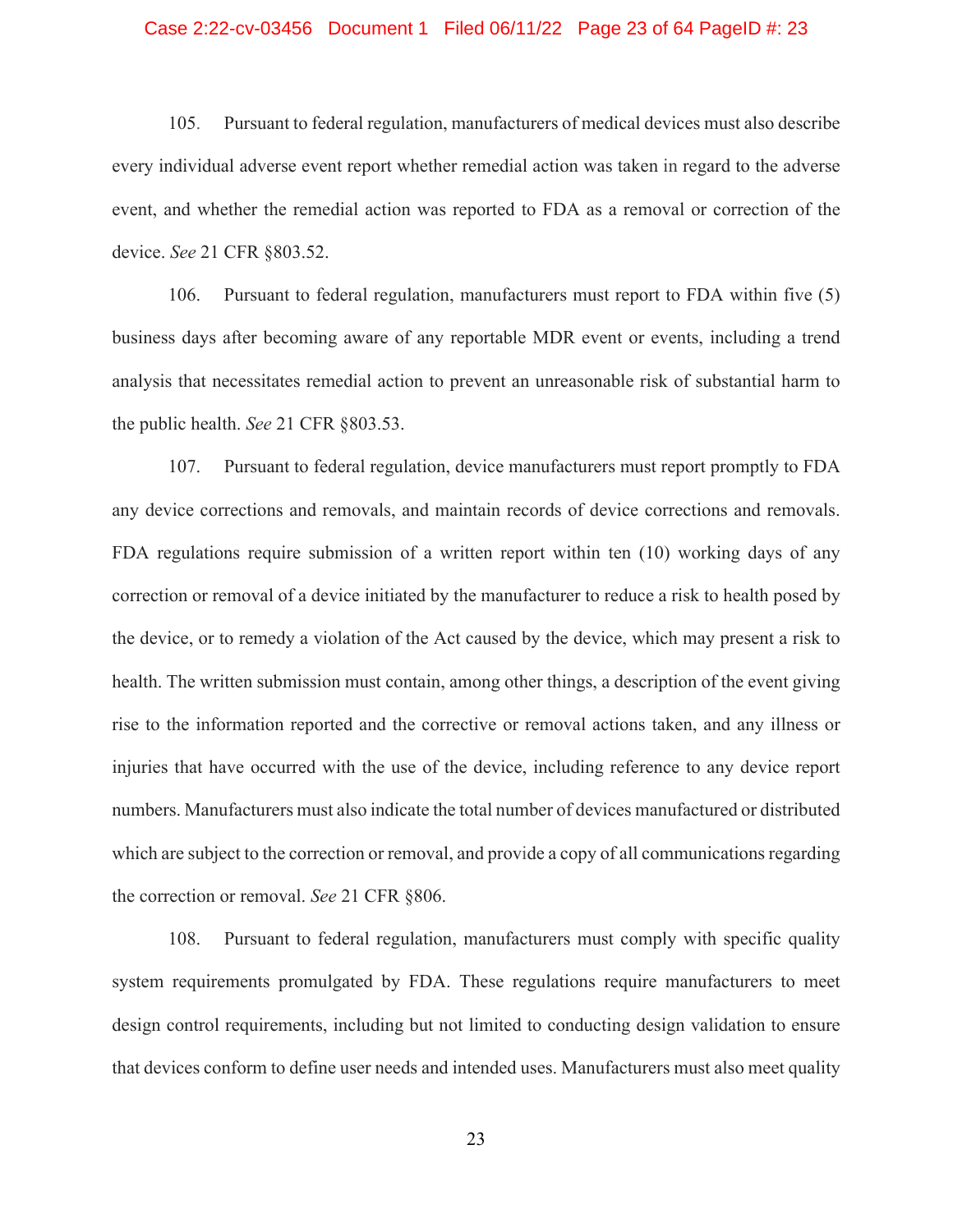105. Pursuant to federal regulation, manufacturers of medical devices must also describe every individual adverse event report whether remedial action was taken in regard to the adverse event, and whether the remedial action was reported to FDA as a removal or correction of the device. *See* 21 CFR §803.52.

106. Pursuant to federal regulation, manufacturers must report to FDA within five (5) business days after becoming aware of any reportable MDR event or events, including a trend analysis that necessitates remedial action to prevent an unreasonable risk of substantial harm to the public health. *See* 21 CFR §803.53.

107. Pursuant to federal regulation, device manufacturers must report promptly to FDA any device corrections and removals, and maintain records of device corrections and removals. FDA regulations require submission of a written report within ten (10) working days of any correction or removal of a device initiated by the manufacturer to reduce a risk to health posed by the device, or to remedy a violation of the Act caused by the device, which may present a risk to health. The written submission must contain, among other things, a description of the event giving rise to the information reported and the corrective or removal actions taken, and any illness or injuries that have occurred with the use of the device, including reference to any device report numbers. Manufacturers must also indicate the total number of devices manufactured or distributed which are subject to the correction or removal, and provide a copy of all communications regarding the correction or removal. *See* 21 CFR §806.

108. Pursuant to federal regulation, manufacturers must comply with specific quality system requirements promulgated by FDA. These regulations require manufacturers to meet design control requirements, including but not limited to conducting design validation to ensure that devices conform to define user needs and intended uses. Manufacturers must also meet quality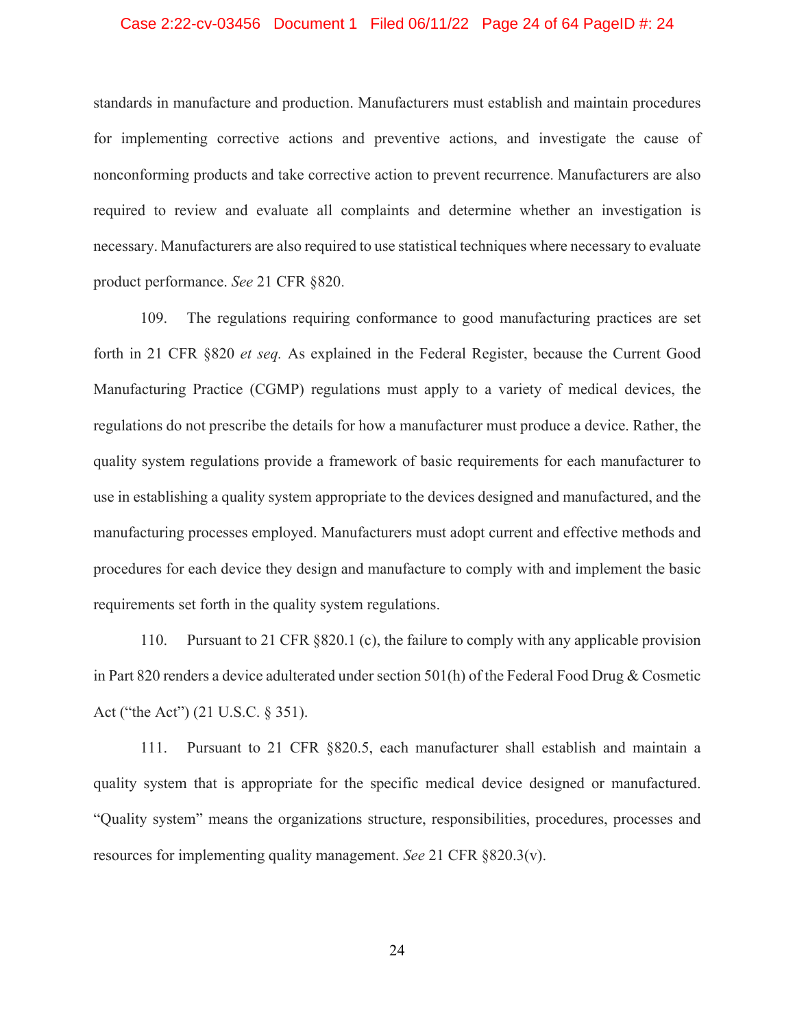standards in manufacture and production. Manufacturers must establish and maintain procedures for implementing corrective actions and preventive actions, and investigate the cause of nonconforming products and take corrective action to prevent recurrence. Manufacturers are also required to review and evaluate all complaints and determine whether an investigation is necessary. Manufacturers are also required to use statistical techniques where necessary to evaluate product performance. *See* 21 CFR §820.

109. The regulations requiring conformance to good manufacturing practices are set forth in 21 CFR §820 *et seq.* As explained in the Federal Register, because the Current Good Manufacturing Practice (CGMP) regulations must apply to a variety of medical devices, the regulations do not prescribe the details for how a manufacturer must produce a device. Rather, the quality system regulations provide a framework of basic requirements for each manufacturer to use in establishing a quality system appropriate to the devices designed and manufactured, and the manufacturing processes employed. Manufacturers must adopt current and effective methods and procedures for each device they design and manufacture to comply with and implement the basic requirements set forth in the quality system regulations.

110. Pursuant to 21 CFR §820.1 (c), the failure to comply with any applicable provision in Part 820 renders a device adulterated under section 501(h) of the Federal Food Drug & Cosmetic Act ("the Act") (21 U.S.C. § 351).

111. Pursuant to 21 CFR §820.5, each manufacturer shall establish and maintain a quality system that is appropriate for the specific medical device designed or manufactured. "Quality system" means the organizations structure, responsibilities, procedures, processes and resources for implementing quality management. *See* 21 CFR §820.3(v).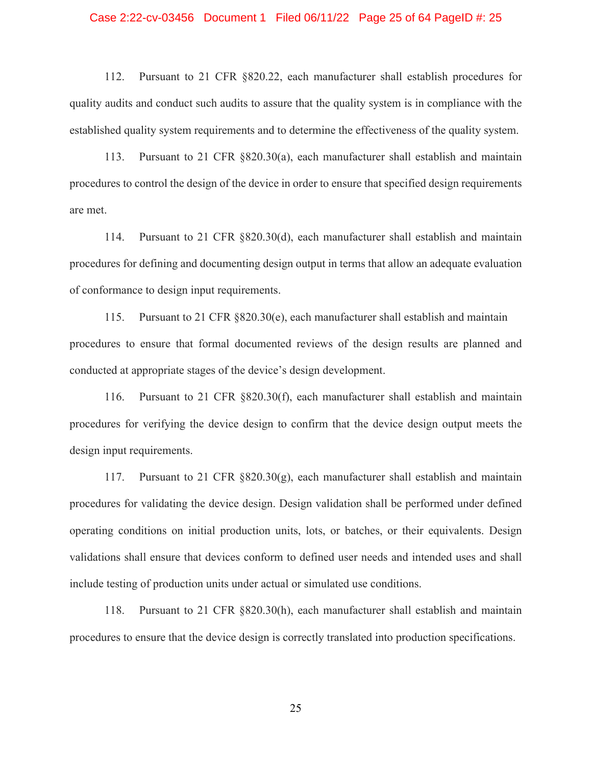112. Pursuant to 21 CFR §820.22, each manufacturer shall establish procedures for quality audits and conduct such audits to assure that the quality system is in compliance with the established quality system requirements and to determine the effectiveness of the quality system.

113. Pursuant to 21 CFR §820.30(a), each manufacturer shall establish and maintain procedures to control the design of the device in order to ensure that specified design requirements are met.

114. Pursuant to 21 CFR §820.30(d), each manufacturer shall establish and maintain procedures for defining and documenting design output in terms that allow an adequate evaluation of conformance to design input requirements.

115. Pursuant to 21 CFR §820.30(e), each manufacturer shall establish and maintain procedures to ensure that formal documented reviews of the design results are planned and conducted at appropriate stages of the device's design development.

116. Pursuant to 21 CFR §820.30(f), each manufacturer shall establish and maintain procedures for verifying the device design to confirm that the device design output meets the design input requirements.

117. Pursuant to 21 CFR §820.30(g), each manufacturer shall establish and maintain procedures for validating the device design. Design validation shall be performed under defined operating conditions on initial production units, lots, or batches, or their equivalents. Design validations shall ensure that devices conform to defined user needs and intended uses and shall include testing of production units under actual or simulated use conditions.

118. Pursuant to 21 CFR §820.30(h), each manufacturer shall establish and maintain procedures to ensure that the device design is correctly translated into production specifications.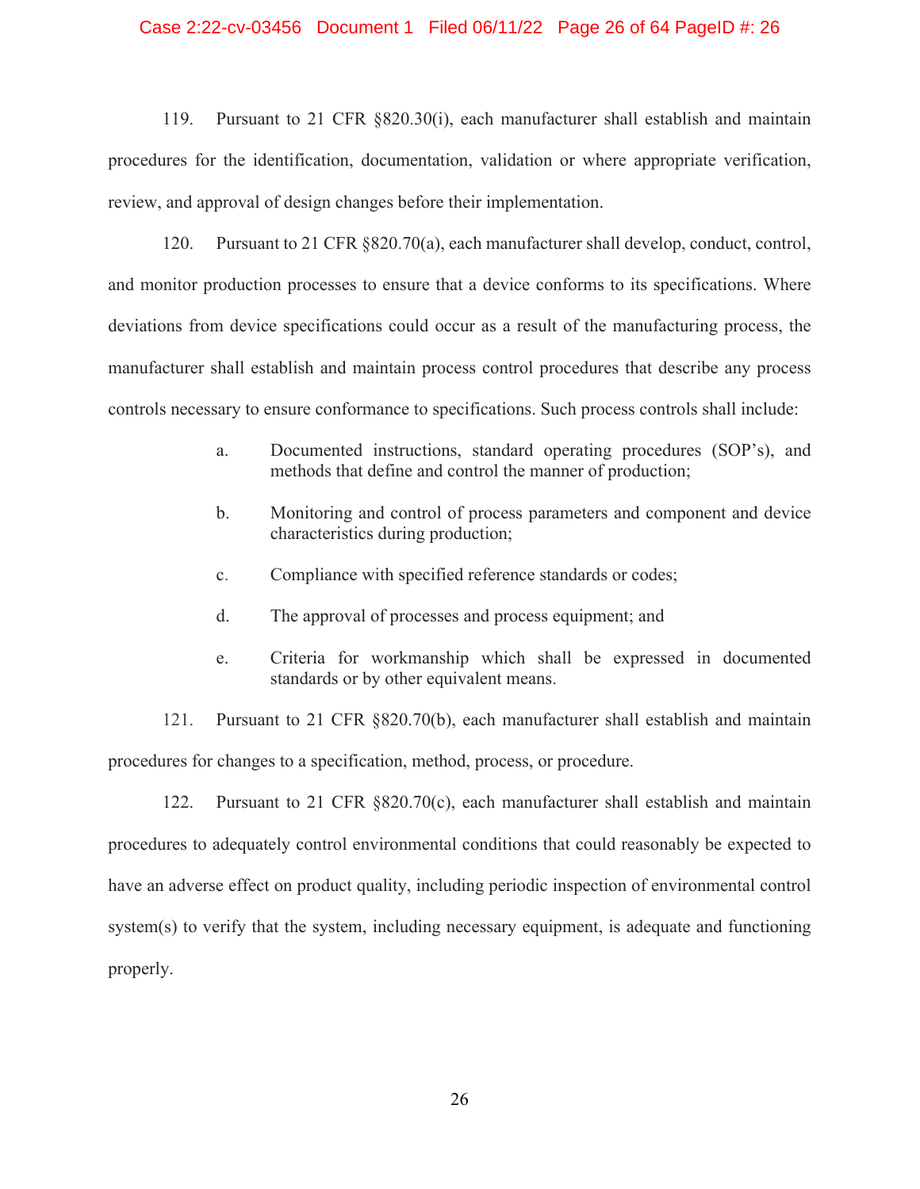119. Pursuant to 21 CFR §820.30(i), each manufacturer shall establish and maintain procedures for the identification, documentation, validation or where appropriate verification, review, and approval of design changes before their implementation.

120. Pursuant to 21 CFR §820.70(a), each manufacturer shall develop, conduct, control, and monitor production processes to ensure that a device conforms to its specifications. Where deviations from device specifications could occur as a result of the manufacturing process, the manufacturer shall establish and maintain process control procedures that describe any process controls necessary to ensure conformance to specifications. Such process controls shall include:

> a. Documented instructions, standard operating procedures (SOP's), and methods that define and control the manner of production;
>
> b. Monitoring and control of process parameters and component and device characteristics during production;
>
> c. Compliance with specified reference standards or codes;
>
> d. The approval of processes and process equipment; and
>
> e. Criteria for workmanship which shall be expressed in documented standards or by other equivalent means.

121. Pursuant to 21 CFR §820.70(b), each manufacturer shall establish and maintain procedures for changes to a specification, method, process, or procedure.

122. Pursuant to 21 CFR §820.70(c), each manufacturer shall establish and maintain procedures to adequately control environmental conditions that could reasonably be expected to have an adverse effect on product quality, including periodic inspection of environmental control system(s) to verify that the system, including necessary equipment, is adequate and functioning properly.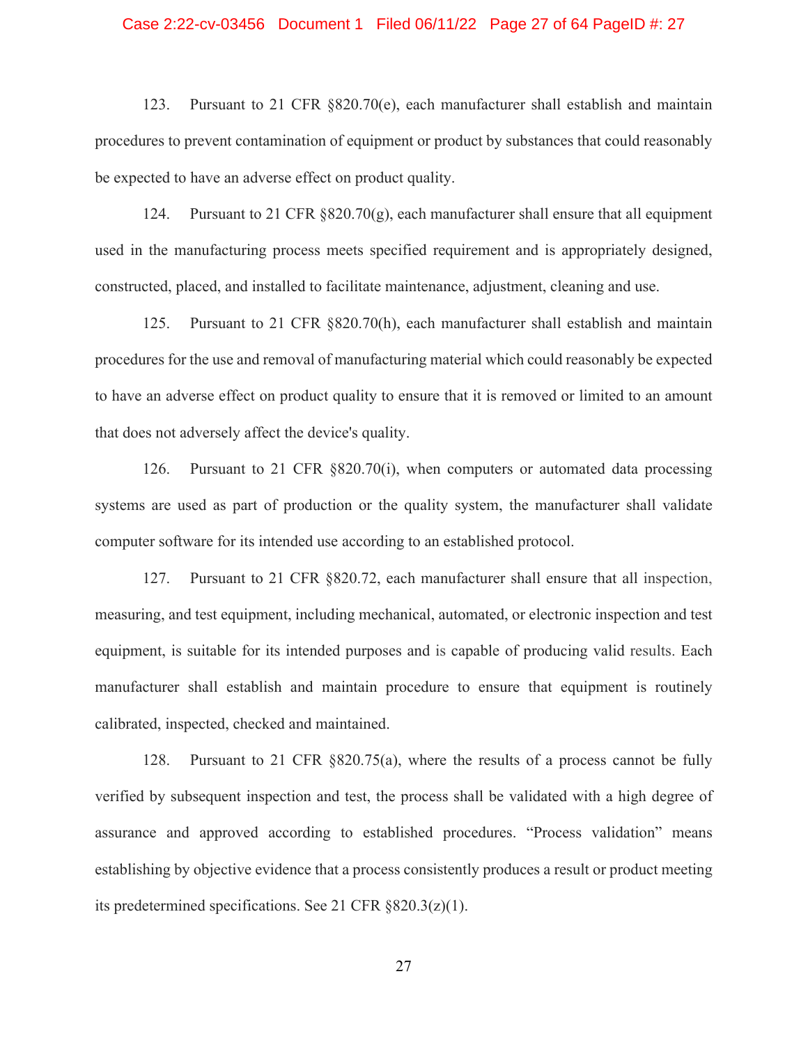123. Pursuant to 21 CFR §820.70(e), each manufacturer shall establish and maintain procedures to prevent contamination of equipment or product by substances that could reasonably be expected to have an adverse effect on product quality.

124. Pursuant to 21 CFR §820.70(g), each manufacturer shall ensure that all equipment used in the manufacturing process meets specified requirement and is appropriately designed, constructed, placed, and installed to facilitate maintenance, adjustment, cleaning and use.

125. Pursuant to 21 CFR §820.70(h), each manufacturer shall establish and maintain procedures for the use and removal of manufacturing material which could reasonably be expected to have an adverse effect on product quality to ensure that it is removed or limited to an amount that does not adversely affect the device's quality.

126. Pursuant to 21 CFR §820.70(i), when computers or automated data processing systems are used as part of production or the quality system, the manufacturer shall validate computer software for its intended use according to an established protocol.

127. Pursuant to 21 CFR §820.72, each manufacturer shall ensure that all inspection, measuring, and test equipment, including mechanical, automated, or electronic inspection and test equipment, is suitable for its intended purposes and is capable of producing valid results. Each manufacturer shall establish and maintain procedure to ensure that equipment is routinely calibrated, inspected, checked and maintained.

128. Pursuant to 21 CFR §820.75(a), where the results of a process cannot be fully verified by subsequent inspection and test, the process shall be validated with a high degree of assurance and approved according to established procedures. "Process validation" means establishing by objective evidence that a process consistently produces a result or product meeting its predetermined specifications. See 21 CFR §820.3(z)(1).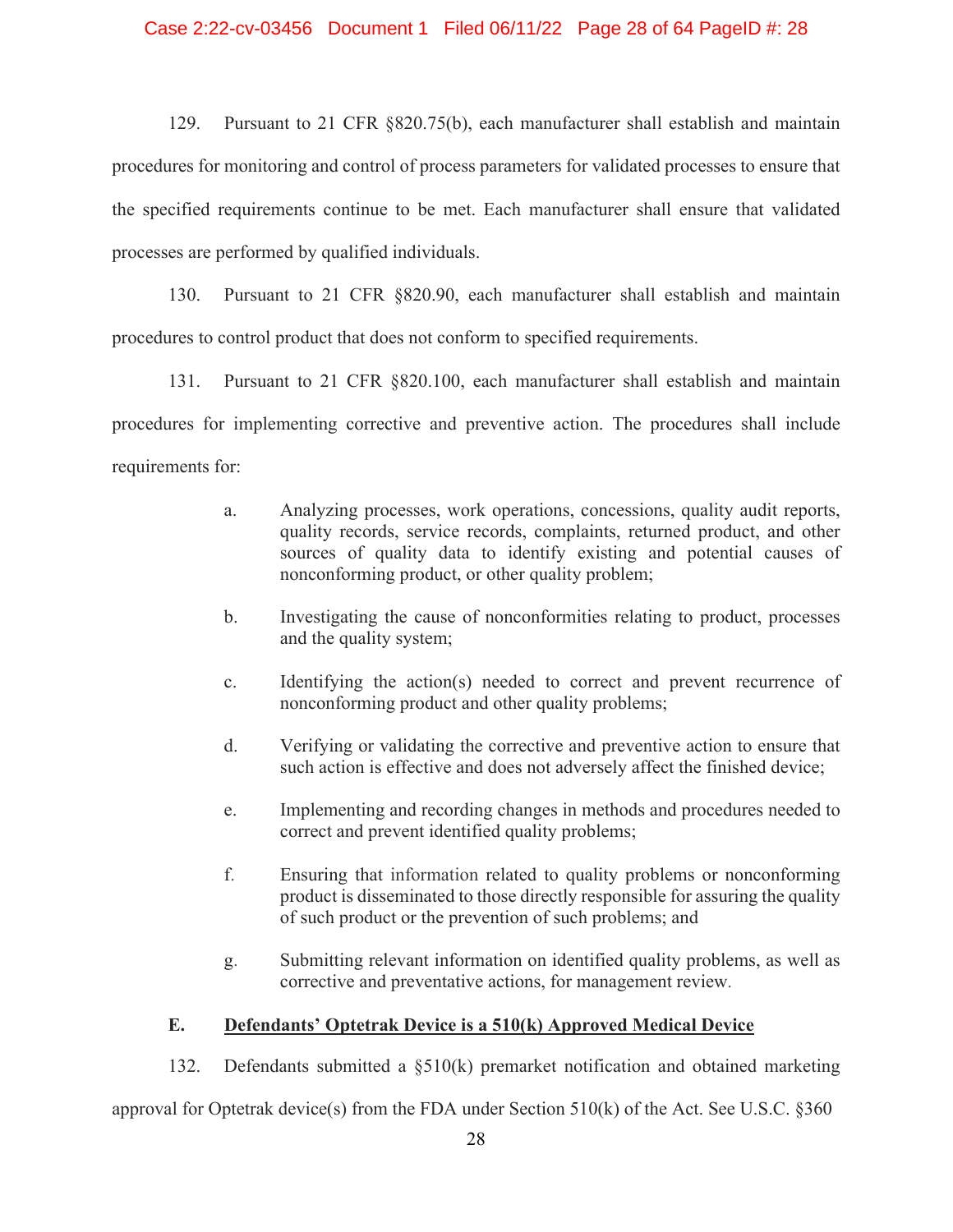129. Pursuant to 21 CFR §820.75(b), each manufacturer shall establish and maintain procedures for monitoring and control of process parameters for validated processes to ensure that the specified requirements continue to be met. Each manufacturer shall ensure that validated processes are performed by qualified individuals.

130. Pursuant to 21 CFR §820.90, each manufacturer shall establish and maintain procedures to control product that does not conform to specified requirements.

131. Pursuant to 21 CFR §820.100, each manufacturer shall establish and maintain procedures for implementing corrective and preventive action. The procedures shall include requirements for:

> a. Analyzing processes, work operations, concessions, quality audit reports, quality records, service records, complaints, returned product, and other sources of quality data to identify existing and potential causes of nonconforming product, or other quality problem;
>
> b. Investigating the cause of nonconformities relating to product, processes and the quality system;
>
> c. Identifying the action(s) needed to correct and prevent recurrence of nonconforming product and other quality problems;
>
> d. Verifying or validating the corrective and preventive action to ensure that such action is effective and does not adversely affect the finished device;
>
> e. Implementing and recording changes in methods and procedures needed to correct and prevent identified quality problems;
>
> f. Ensuring that information related to quality problems or nonconforming product is disseminated to those directly responsible for assuring the quality of such product or the prevention of such problems; and
>
> g. Submitting relevant information on identified quality problems, as well as corrective and preventative actions, for management review.

### E. <u>Defendants' Optetrak Device is a 510(k) Approved Medical Device</u>

132. Defendants submitted a §510(k) premarket notification and obtained marketing approval for Optetrak device(s) from the FDA under Section 510(k) of the Act. See U.S.C. §360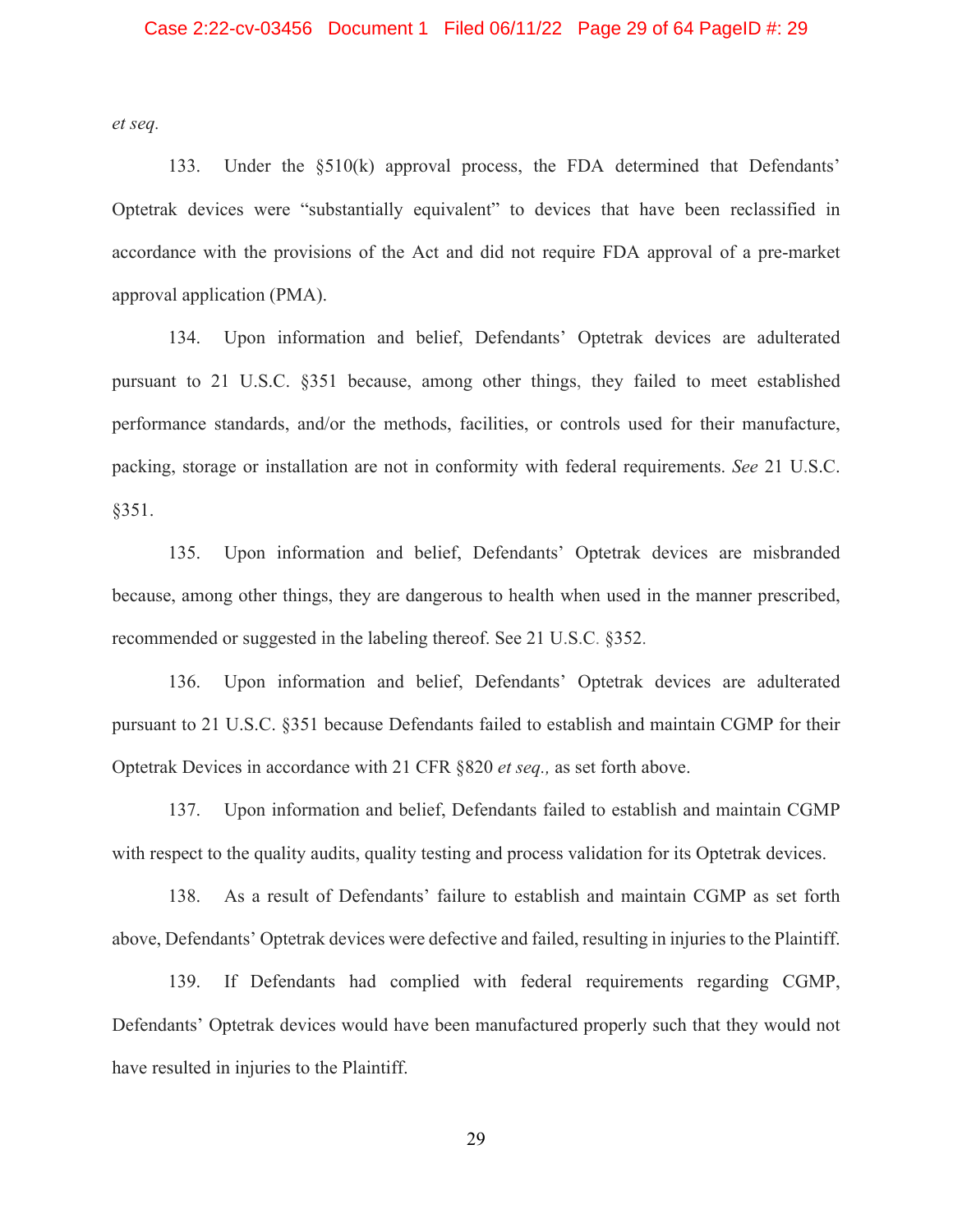*et seq.*

133. Under the §510(k) approval process, the FDA determined that Defendants' Optetrak devices were "substantially equivalent" to devices that have been reclassified in accordance with the provisions of the Act and did not require FDA approval of a pre-market approval application (PMA).

134. Upon information and belief, Defendants' Optetrak devices are adulterated pursuant to 21 U.S.C. §351 because, among other things, they failed to meet established performance standards, and/or the methods, facilities, or controls used for their manufacture, packing, storage or installation are not in conformity with federal requirements. *See* 21 U.S.C. §351.

135. Upon information and belief, Defendants' Optetrak devices are misbranded because, among other things, they are dangerous to health when used in the manner prescribed, recommended or suggested in the labeling thereof. See 21 U.S.C. §352.

136. Upon information and belief, Defendants' Optetrak devices are adulterated pursuant to 21 U.S.C. §351 because Defendants failed to establish and maintain CGMP for their Optetrak Devices in accordance with 21 CFR §820 *et seq.,* as set forth above.

137. Upon information and belief, Defendants failed to establish and maintain CGMP with respect to the quality audits, quality testing and process validation for its Optetrak devices.

138. As a result of Defendants' failure to establish and maintain CGMP as set forth above, Defendants' Optetrak devices were defective and failed, resulting in injuries to the Plaintiff.

139. If Defendants had complied with federal requirements regarding CGMP, Defendants' Optetrak devices would have been manufactured properly such that they would not have resulted in injuries to the Plaintiff.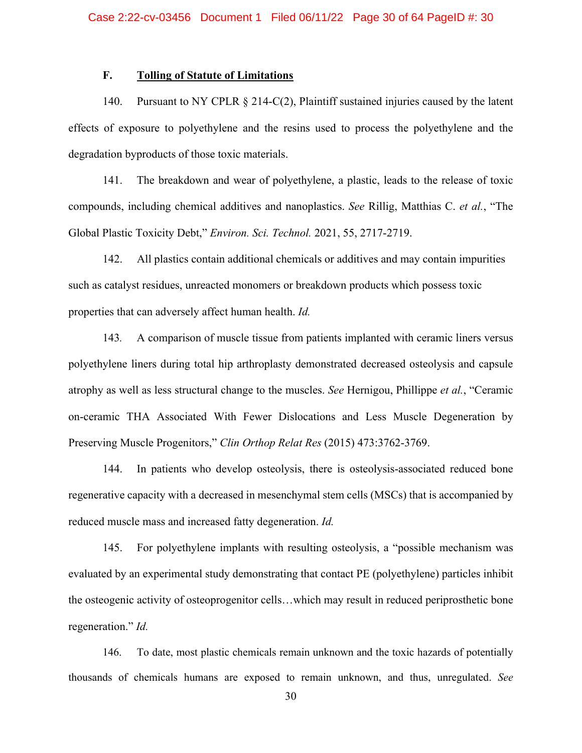### F. **Tolling of Statute of Limitations**

140. Pursuant to NY CPLR § 214-C(2), Plaintiff sustained injuries caused by the latent effects of exposure to polyethylene and the resins used to process the polyethylene and the degradation byproducts of those toxic materials.

141. The breakdown and wear of polyethylene, a plastic, leads to the release of toxic compounds, including chemical additives and nanoplastics. *See* Rillig, Matthias C. *et al.*, "The Global Plastic Toxicity Debt," *Environ. Sci. Technol.* 2021, 55, 2717-2719.

142. All plastics contain additional chemicals or additives and may contain impurities such as catalyst residues, unreacted monomers or breakdown products which possess toxic properties that can adversely affect human health. *Id.*

143. A comparison of muscle tissue from patients implanted with ceramic liners versus polyethylene liners during total hip arthroplasty demonstrated decreased osteolysis and capsule atrophy as well as less structural change to the muscles. *See* Hernigou, Phillippe *et al.*, "Ceramic on-ceramic THA Associated With Fewer Dislocations and Less Muscle Degeneration by Preserving Muscle Progenitors," *Clin Orthop Relat Res* (2015) 473:3762-3769.

144. In patients who develop osteolysis, there is osteolysis-associated reduced bone regenerative capacity with a decreased in mesenchymal stem cells (MSCs) that is accompanied by reduced muscle mass and increased fatty degeneration. *Id.*

145. For polyethylene implants with resulting osteolysis, a "possible mechanism was evaluated by an experimental study demonstrating that contact PE (polyethylene) particles inhibit the osteogenic activity of osteoprogenitor cells…which may result in reduced periprosthetic bone regeneration." *Id.*

146. To date, most plastic chemicals remain unknown and the toxic hazards of potentially thousands of chemicals humans are exposed to remain unknown, and thus, unregulated. *See*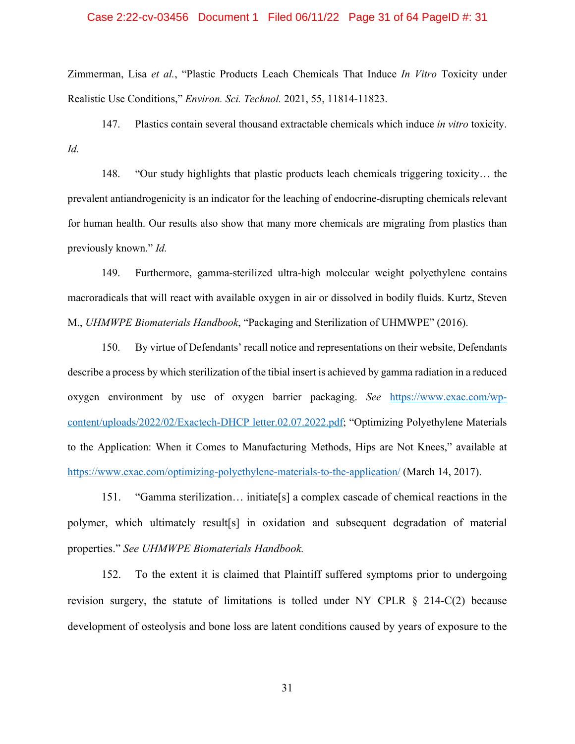Zimmerman, Lisa *et al.*, "Plastic Products Leach Chemicals That Induce *In Vitro* Toxicity under Realistic Use Conditions," *Environ. Sci. Technol.* 2021, 55, 11814-11823.

147. Plastics contain several thousand extractable chemicals which induce *in vitro* toxicity. *Id.*

148. "Our study highlights that plastic products leach chemicals triggering toxicity… the prevalent antiandrogenicity is an indicator for the leaching of endocrine-disrupting chemicals relevant for human health. Our results also show that many more chemicals are migrating from plastics than previously known." *Id.*

149. Furthermore, gamma-sterilized ultra-high molecular weight polyethylene contains macroradicals that will react with available oxygen in air or dissolved in bodily fluids. Kurtz, Steven M., *UHMWPE Biomaterials Handbook*, "Packaging and Sterilization of UHMWPE" (2016).

150. By virtue of Defendants' recall notice and representations on their website, Defendants describe a process by which sterilization of the tibial insert is achieved by gamma radiation in a reduced oxygen environment by use of oxygen barrier packaging. *See* https://www.exac.com/wp-content/uploads/2022/02/Exactech-DHCP letter.02.07.2022.pdf; "Optimizing Polyethylene Materials to the Application: When it Comes to Manufacturing Methods, Hips are Not Knees," available at https://www.exac.com/optimizing-polyethylene-materials-to-the-application/ (March 14, 2017).

151. "Gamma sterilization… initiate[s] a complex cascade of chemical reactions in the polymer, which ultimately result[s] in oxidation and subsequent degradation of material properties." *See UHMWPE Biomaterials Handbook.*

152. To the extent it is claimed that Plaintiff suffered symptoms prior to undergoing revision surgery, the statute of limitations is tolled under NY CPLR § 214-C(2) because development of osteolysis and bone loss are latent conditions caused by years of exposure to the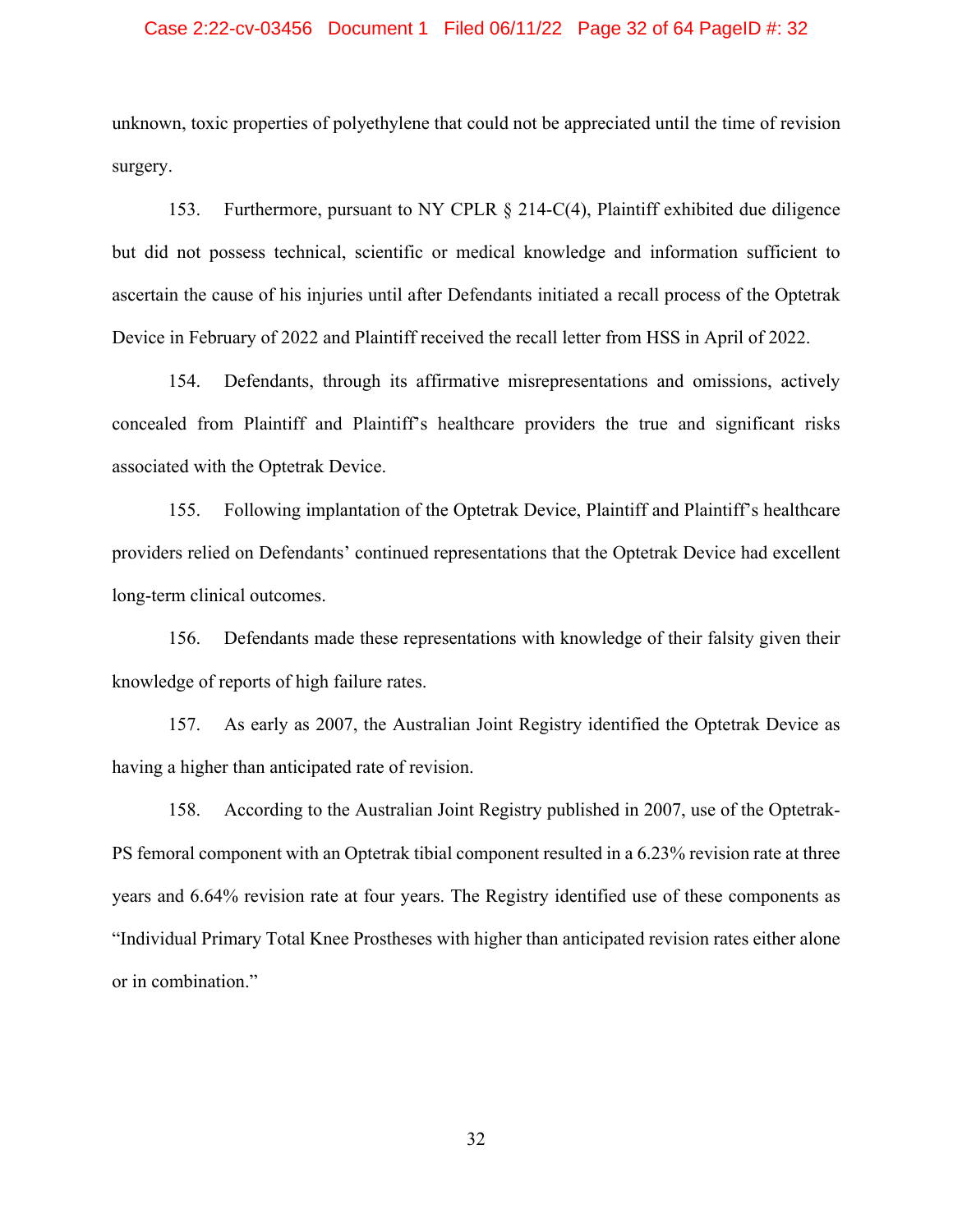unknown, toxic properties of polyethylene that could not be appreciated until the time of revision surgery.

153. Furthermore, pursuant to NY CPLR § 214-C(4), Plaintiff exhibited due diligence but did not possess technical, scientific or medical knowledge and information sufficient to ascertain the cause of his injuries until after Defendants initiated a recall process of the Optetrak Device in February of 2022 and Plaintiff received the recall letter from HSS in April of 2022.

154. Defendants, through its affirmative misrepresentations and omissions, actively concealed from Plaintiff and Plaintiff's healthcare providers the true and significant risks associated with the Optetrak Device.

155. Following implantation of the Optetrak Device, Plaintiff and Plaintiff's healthcare providers relied on Defendants' continued representations that the Optetrak Device had excellent long-term clinical outcomes.

156. Defendants made these representations with knowledge of their falsity given their knowledge of reports of high failure rates.

157. As early as 2007, the Australian Joint Registry identified the Optetrak Device as having a higher than anticipated rate of revision.

158. According to the Australian Joint Registry published in 2007, use of the Optetrak-PS femoral component with an Optetrak tibial component resulted in a 6.23% revision rate at three years and 6.64% revision rate at four years. The Registry identified use of these components as "Individual Primary Total Knee Prostheses with higher than anticipated revision rates either alone or in combination."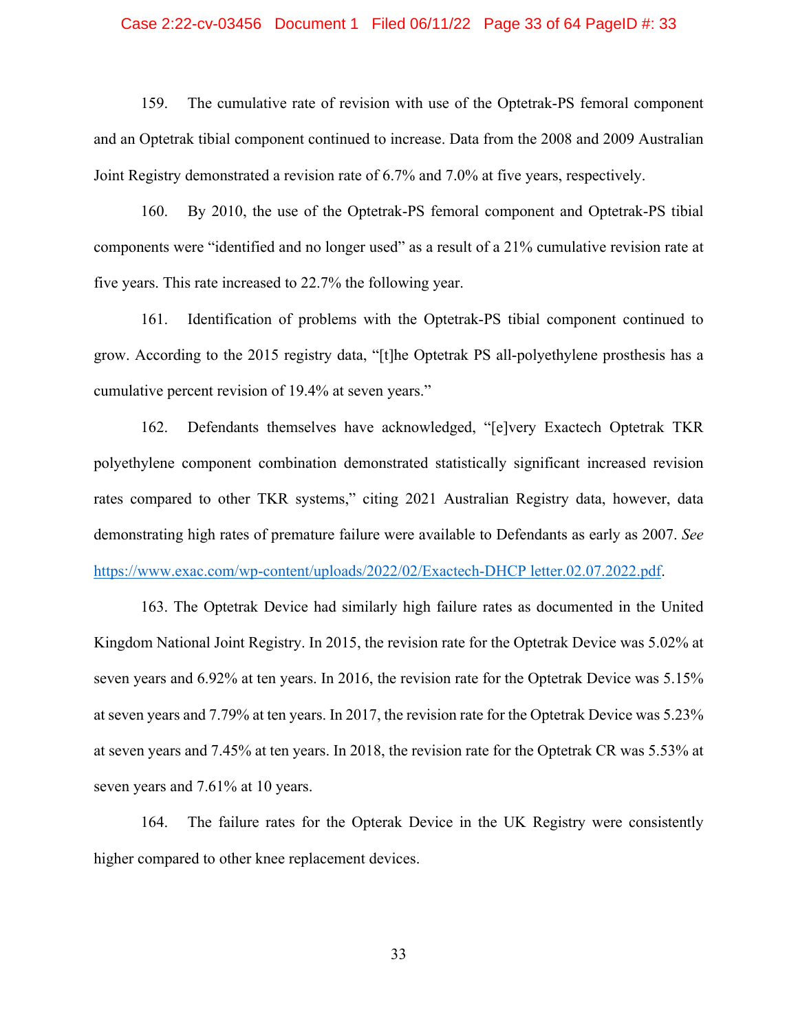159. The cumulative rate of revision with use of the Optetrak-PS femoral component and an Optetrak tibial component continued to increase. Data from the 2008 and 2009 Australian Joint Registry demonstrated a revision rate of 6.7% and 7.0% at five years, respectively.

160. By 2010, the use of the Optetrak-PS femoral component and Optetrak-PS tibial components were "identified and no longer used" as a result of a 21% cumulative revision rate at five years. This rate increased to 22.7% the following year.

161. Identification of problems with the Optetrak-PS tibial component continued to grow. According to the 2015 registry data, "[t]he Optetrak PS all-polyethylene prosthesis has a cumulative percent revision of 19.4% at seven years."

162. Defendants themselves have acknowledged, "[e]very Exactech Optetrak TKR polyethylene component combination demonstrated statistically significant increased revision rates compared to other TKR systems," citing 2021 Australian Registry data, however, data demonstrating high rates of premature failure were available to Defendants as early as 2007. *See* https://www.exac.com/wp-content/uploads/2022/02/Exactech-DHCP letter.02.07.2022.pdf.

163. The Optetrak Device had similarly high failure rates as documented in the United Kingdom National Joint Registry. In 2015, the revision rate for the Optetrak Device was 5.02% at seven years and 6.92% at ten years. In 2016, the revision rate for the Optetrak Device was 5.15% at seven years and 7.79% at ten years. In 2017, the revision rate for the Optetrak Device was 5.23% at seven years and 7.45% at ten years. In 2018, the revision rate for the Optetrak CR was 5.53% at seven years and 7.61% at 10 years.

164. The failure rates for the Opterak Device in the UK Registry were consistently higher compared to other knee replacement devices.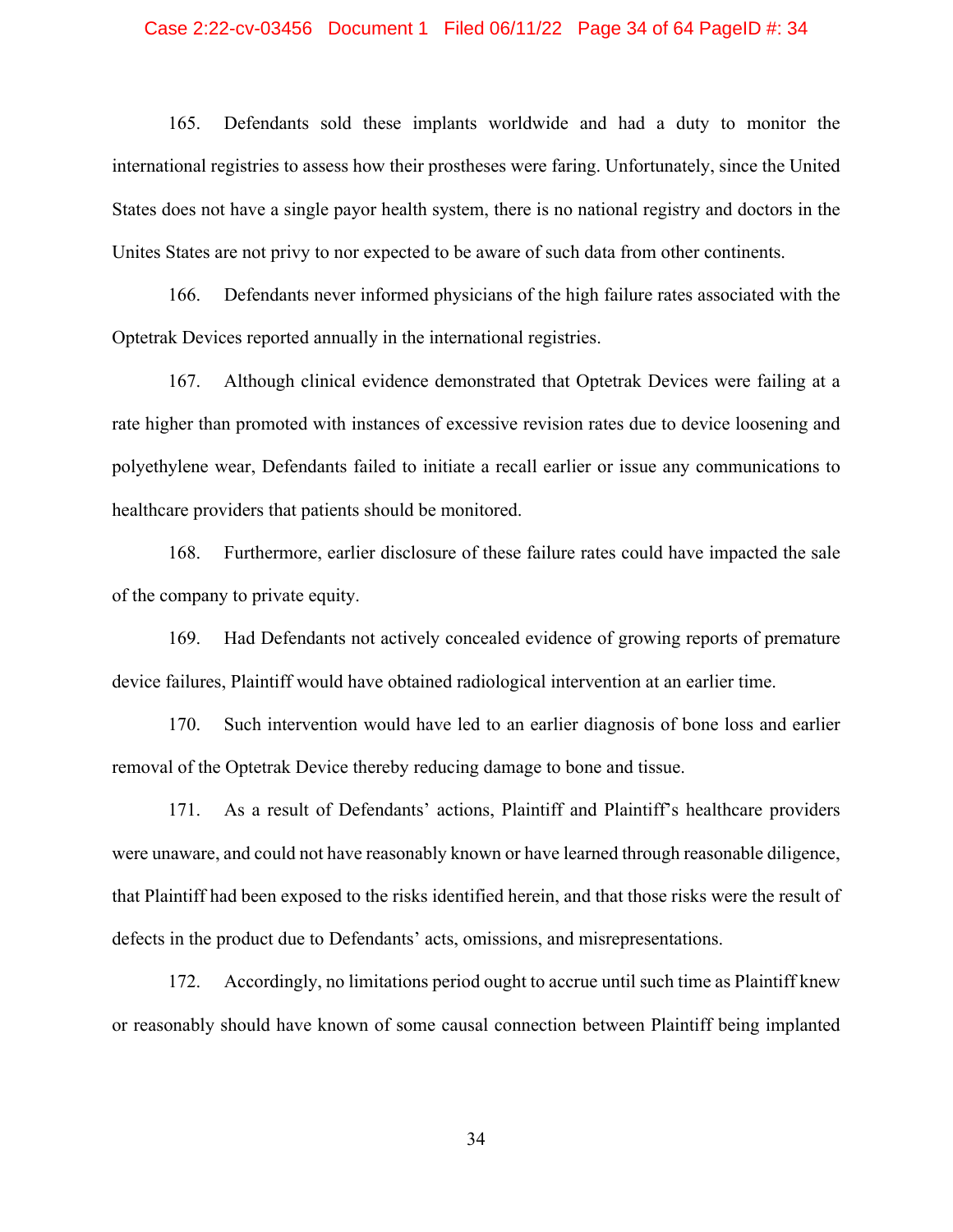165. Defendants sold these implants worldwide and had a duty to monitor the international registries to assess how their prostheses were faring. Unfortunately, since the United States does not have a single payor health system, there is no national registry and doctors in the Unites States are not privy to nor expected to be aware of such data from other continents.

166. Defendants never informed physicians of the high failure rates associated with the Optetrak Devices reported annually in the international registries.

167. Although clinical evidence demonstrated that Optetrak Devices were failing at a rate higher than promoted with instances of excessive revision rates due to device loosening and polyethylene wear, Defendants failed to initiate a recall earlier or issue any communications to healthcare providers that patients should be monitored.

168. Furthermore, earlier disclosure of these failure rates could have impacted the sale of the company to private equity.

169. Had Defendants not actively concealed evidence of growing reports of premature device failures, Plaintiff would have obtained radiological intervention at an earlier time.

170. Such intervention would have led to an earlier diagnosis of bone loss and earlier removal of the Optetrak Device thereby reducing damage to bone and tissue.

171. As a result of Defendants' actions, Plaintiff and Plaintiff's healthcare providers were unaware, and could not have reasonably known or have learned through reasonable diligence, that Plaintiff had been exposed to the risks identified herein, and that those risks were the result of defects in the product due to Defendants' acts, omissions, and misrepresentations.

172. Accordingly, no limitations period ought to accrue until such time as Plaintiff knew or reasonably should have known of some causal connection between Plaintiff being implanted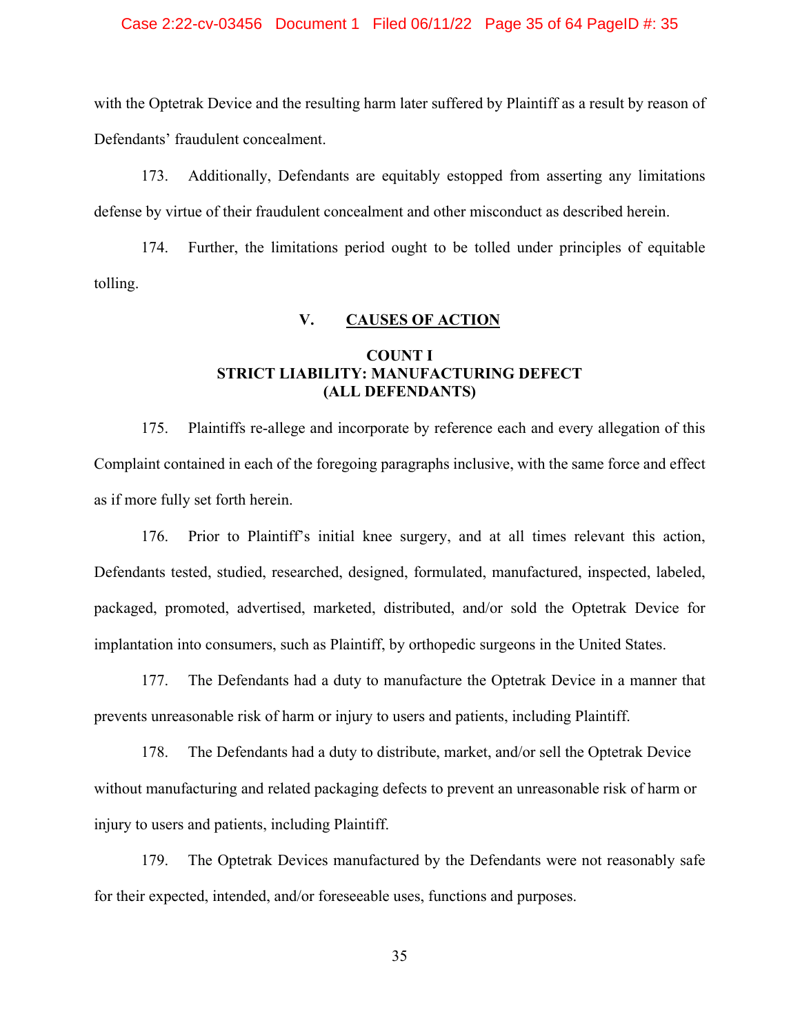with the Optetrak Device and the resulting harm later suffered by Plaintiff as a result by reason of Defendants' fraudulent concealment.

173. Additionally, Defendants are equitably estopped from asserting any limitations defense by virtue of their fraudulent concealment and other misconduct as described herein.

174. Further, the limitations period ought to be tolled under principles of equitable tolling.

## V. CAUSES OF ACTION

### COUNT I
### STRICT LIABILITY: MANUFACTURING DEFECT
### (ALL DEFENDANTS)

175. Plaintiffs re-allege and incorporate by reference each and every allegation of this Complaint contained in each of the foregoing paragraphs inclusive, with the same force and effect as if more fully set forth herein.

176. Prior to Plaintiff's initial knee surgery, and at all times relevant this action, Defendants tested, studied, researched, designed, formulated, manufactured, inspected, labeled, packaged, promoted, advertised, marketed, distributed, and/or sold the Optetrak Device for implantation into consumers, such as Plaintiff, by orthopedic surgeons in the United States.

177. The Defendants had a duty to manufacture the Optetrak Device in a manner that prevents unreasonable risk of harm or injury to users and patients, including Plaintiff.

178. The Defendants had a duty to distribute, market, and/or sell the Optetrak Device without manufacturing and related packaging defects to prevent an unreasonable risk of harm or injury to users and patients, including Plaintiff.

179. The Optetrak Devices manufactured by the Defendants were not reasonably safe for their expected, intended, and/or foreseeable uses, functions and purposes.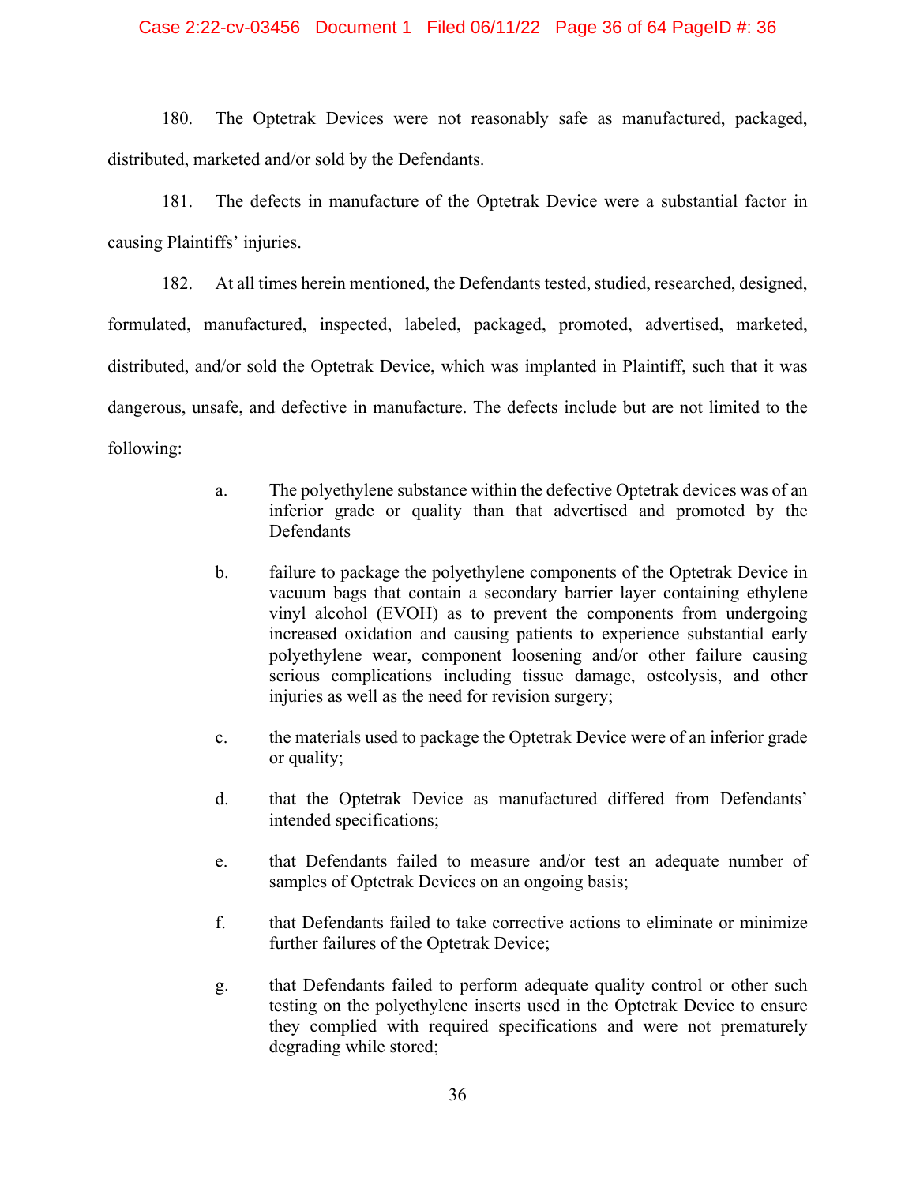180. The Optetrak Devices were not reasonably safe as manufactured, packaged, distributed, marketed and/or sold by the Defendants.

181. The defects in manufacture of the Optetrak Device were a substantial factor in causing Plaintiffs' injuries.

182. At all times herein mentioned, the Defendants tested, studied, researched, designed, formulated, manufactured, inspected, labeled, packaged, promoted, advertised, marketed, distributed, and/or sold the Optetrak Device, which was implanted in Plaintiff, such that it was dangerous, unsafe, and defective in manufacture. The defects include but are not limited to the following:

a. The polyethylene substance within the defective Optetrak devices was of an inferior grade or quality than that advertised and promoted by the Defendants

b. failure to package the polyethylene components of the Optetrak Device in vacuum bags that contain a secondary barrier layer containing ethylene vinyl alcohol (EVOH) as to prevent the components from undergoing increased oxidation and causing patients to experience substantial early polyethylene wear, component loosening and/or other failure causing serious complications including tissue damage, osteolysis, and other injuries as well as the need for revision surgery;

c. the materials used to package the Optetrak Device were of an inferior grade or quality;

d. that the Optetrak Device as manufactured differed from Defendants' intended specifications;

e. that Defendants failed to measure and/or test an adequate number of samples of Optetrak Devices on an ongoing basis;

f. that Defendants failed to take corrective actions to eliminate or minimize further failures of the Optetrak Device;

g. that Defendants failed to perform adequate quality control or other such testing on the polyethylene inserts used in the Optetrak Device to ensure they complied with required specifications and were not prematurely degrading while stored;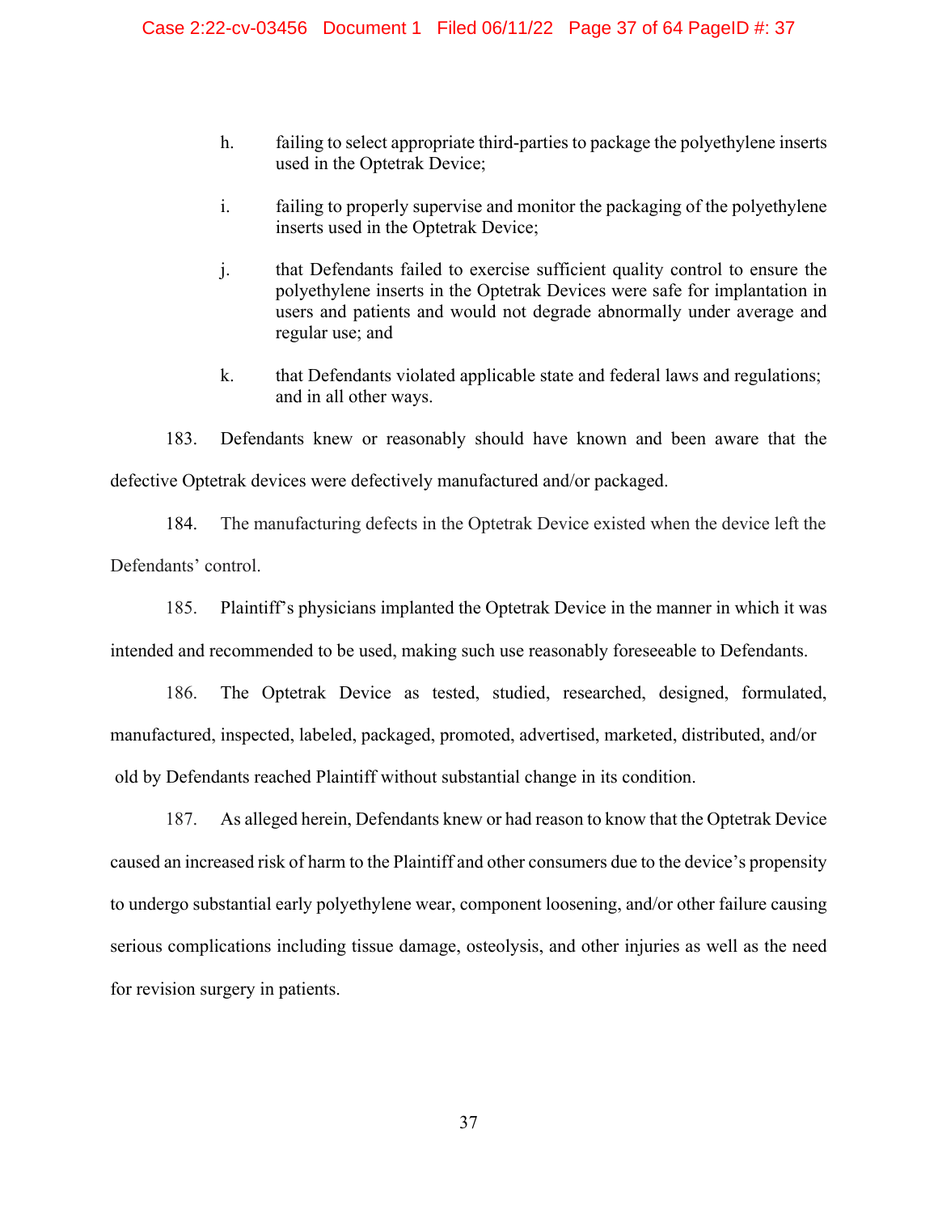h. failing to select appropriate third-parties to package the polyethylene inserts used in the Optetrak Device;

i. failing to properly supervise and monitor the packaging of the polyethylene inserts used in the Optetrak Device;

j. that Defendants failed to exercise sufficient quality control to ensure the polyethylene inserts in the Optetrak Devices were safe for implantation in users and patients and would not degrade abnormally under average and regular use; and

k. that Defendants violated applicable state and federal laws and regulations; and in all other ways.

183. Defendants knew or reasonably should have known and been aware that the defective Optetrak devices were defectively manufactured and/or packaged.

184. The manufacturing defects in the Optetrak Device existed when the device left the Defendants' control.

185. Plaintiff's physicians implanted the Optetrak Device in the manner in which it was intended and recommended to be used, making such use reasonably foreseeable to Defendants.

186. The Optetrak Device as tested, studied, researched, designed, formulated, manufactured, inspected, labeled, packaged, promoted, advertised, marketed, distributed, and/or old by Defendants reached Plaintiff without substantial change in its condition.

187. As alleged herein, Defendants knew or had reason to know that the Optetrak Device caused an increased risk of harm to the Plaintiff and other consumers due to the device's propensity to undergo substantial early polyethylene wear, component loosening, and/or other failure causing serious complications including tissue damage, osteolysis, and other injuries as well as the need for revision surgery in patients.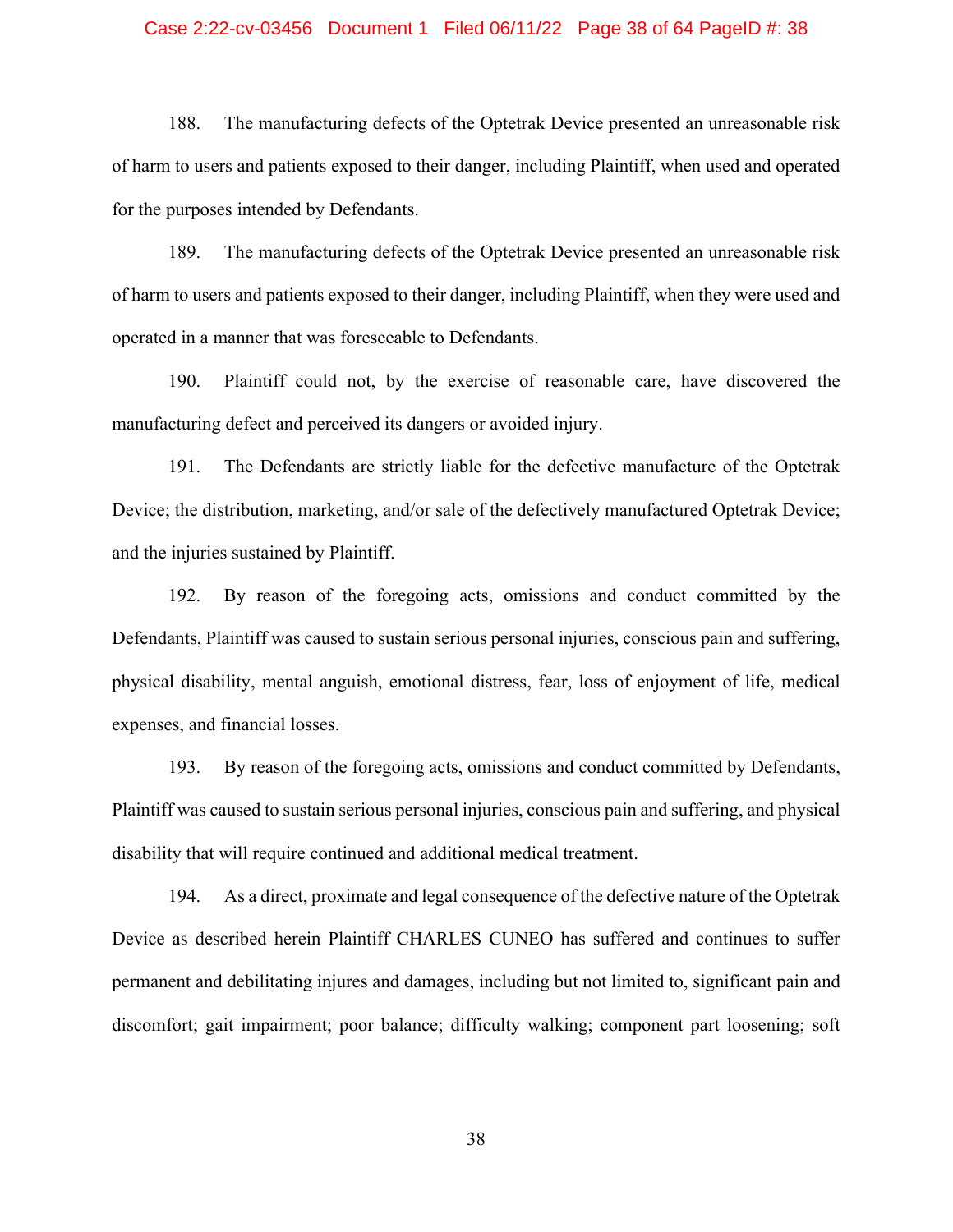188. The manufacturing defects of the Optetrak Device presented an unreasonable risk of harm to users and patients exposed to their danger, including Plaintiff, when used and operated for the purposes intended by Defendants.

189. The manufacturing defects of the Optetrak Device presented an unreasonable risk of harm to users and patients exposed to their danger, including Plaintiff, when they were used and operated in a manner that was foreseeable to Defendants.

190. Plaintiff could not, by the exercise of reasonable care, have discovered the manufacturing defect and perceived its dangers or avoided injury.

191. The Defendants are strictly liable for the defective manufacture of the Optetrak Device; the distribution, marketing, and/or sale of the defectively manufactured Optetrak Device; and the injuries sustained by Plaintiff.

192. By reason of the foregoing acts, omissions and conduct committed by the Defendants, Plaintiff was caused to sustain serious personal injuries, conscious pain and suffering, physical disability, mental anguish, emotional distress, fear, loss of enjoyment of life, medical expenses, and financial losses.

193. By reason of the foregoing acts, omissions and conduct committed by Defendants, Plaintiff was caused to sustain serious personal injuries, conscious pain and suffering, and physical disability that will require continued and additional medical treatment.

194. As a direct, proximate and legal consequence of the defective nature of the Optetrak Device as described herein Plaintiff CHARLES CUNEO has suffered and continues to suffer permanent and debilitating injures and damages, including but not limited to, significant pain and discomfort; gait impairment; poor balance; difficulty walking; component part loosening; soft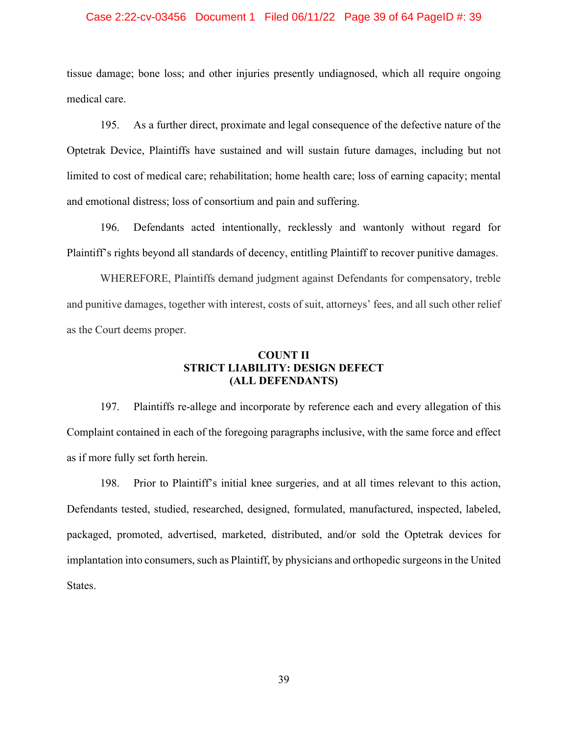tissue damage; bone loss; and other injuries presently undiagnosed, which all require ongoing medical care.

195. As a further direct, proximate and legal consequence of the defective nature of the Optetrak Device, Plaintiffs have sustained and will sustain future damages, including but not limited to cost of medical care; rehabilitation; home health care; loss of earning capacity; mental and emotional distress; loss of consortium and pain and suffering.

196. Defendants acted intentionally, recklessly and wantonly without regard for Plaintiff's rights beyond all standards of decency, entitling Plaintiff to recover punitive damages.

WHEREFORE, Plaintiffs demand judgment against Defendants for compensatory, treble and punitive damages, together with interest, costs of suit, attorneys' fees, and all such other relief as the Court deems proper.

## COUNT II
## STRICT LIABILITY: DESIGN DEFECT
## (ALL DEFENDANTS)

197. Plaintiffs re-allege and incorporate by reference each and every allegation of this Complaint contained in each of the foregoing paragraphs inclusive, with the same force and effect as if more fully set forth herein.

198. Prior to Plaintiff's initial knee surgeries, and at all times relevant to this action, Defendants tested, studied, researched, designed, formulated, manufactured, inspected, labeled, packaged, promoted, advertised, marketed, distributed, and/or sold the Optetrak devices for implantation into consumers, such as Plaintiff, by physicians and orthopedic surgeons in the United States.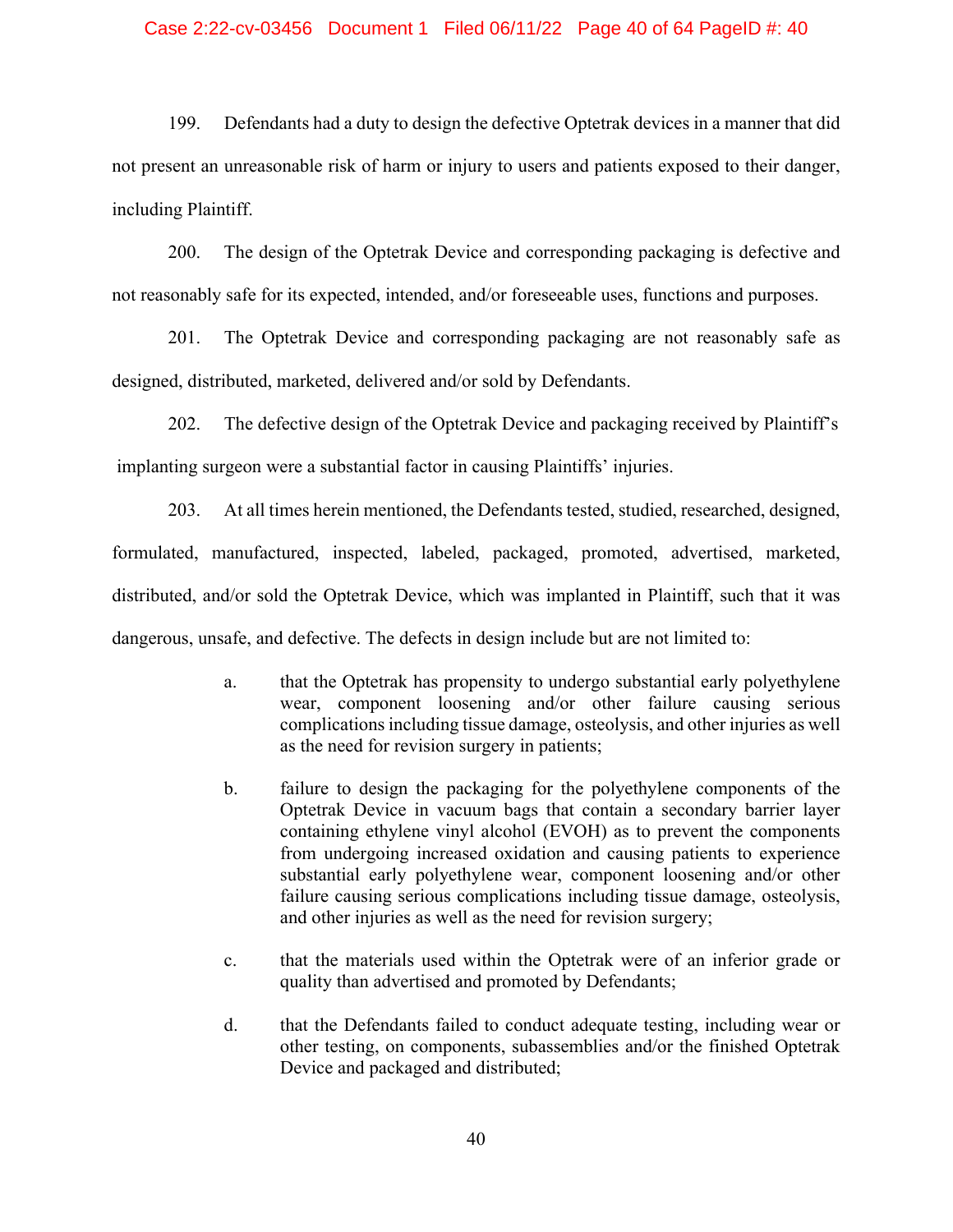199. Defendants had a duty to design the defective Optetrak devices in a manner that did not present an unreasonable risk of harm or injury to users and patients exposed to their danger, including Plaintiff.

200. The design of the Optetrak Device and corresponding packaging is defective and not reasonably safe for its expected, intended, and/or foreseeable uses, functions and purposes.

201. The Optetrak Device and corresponding packaging are not reasonably safe as designed, distributed, marketed, delivered and/or sold by Defendants.

202. The defective design of the Optetrak Device and packaging received by Plaintiff's implanting surgeon were a substantial factor in causing Plaintiffs' injuries.

203. At all times herein mentioned, the Defendants tested, studied, researched, designed, formulated, manufactured, inspected, labeled, packaged, promoted, advertised, marketed, distributed, and/or sold the Optetrak Device, which was implanted in Plaintiff, such that it was dangerous, unsafe, and defective. The defects in design include but are not limited to:

a. that the Optetrak has propensity to undergo substantial early polyethylene wear, component loosening and/or other failure causing serious complications including tissue damage, osteolysis, and other injuries as well as the need for revision surgery in patients;

b. failure to design the packaging for the polyethylene components of the Optetrak Device in vacuum bags that contain a secondary barrier layer containing ethylene vinyl alcohol (EVOH) as to prevent the components from undergoing increased oxidation and causing patients to experience substantial early polyethylene wear, component loosening and/or other failure causing serious complications including tissue damage, osteolysis, and other injuries as well as the need for revision surgery;

c. that the materials used within the Optetrak were of an inferior grade or quality than advertised and promoted by Defendants;

d. that the Defendants failed to conduct adequate testing, including wear or other testing, on components, subassemblies and/or the finished Optetrak Device and packaged and distributed;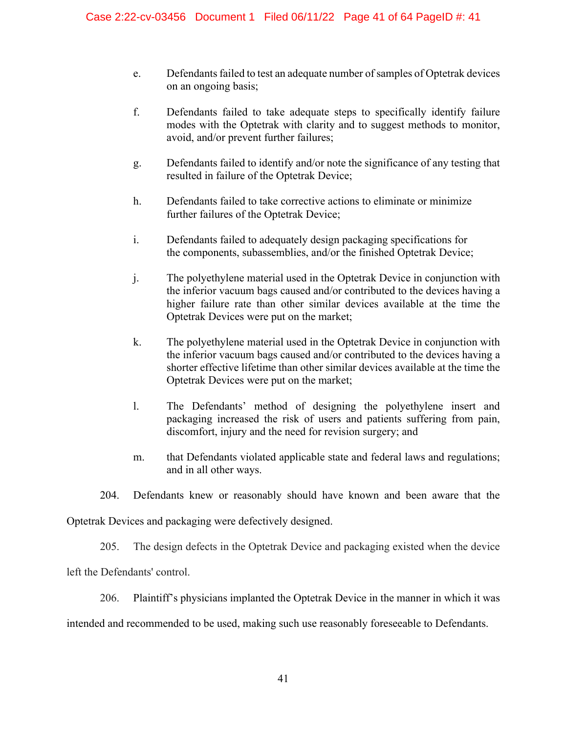e. Defendants failed to test an adequate number of samples of Optetrak devices on an ongoing basis;

f. Defendants failed to take adequate steps to specifically identify failure modes with the Optetrak with clarity and to suggest methods to monitor, avoid, and/or prevent further failures;

g. Defendants failed to identify and/or note the significance of any testing that resulted in failure of the Optetrak Device;

h. Defendants failed to take corrective actions to eliminate or minimize further failures of the Optetrak Device;

i. Defendants failed to adequately design packaging specifications for the components, subassemblies, and/or the finished Optetrak Device;

j. The polyethylene material used in the Optetrak Device in conjunction with the inferior vacuum bags caused and/or contributed to the devices having a higher failure rate than other similar devices available at the time the Optetrak Devices were put on the market;

k. The polyethylene material used in the Optetrak Device in conjunction with the inferior vacuum bags caused and/or contributed to the devices having a shorter effective lifetime than other similar devices available at the time the Optetrak Devices were put on the market;

l. The Defendants' method of designing the polyethylene insert and packaging increased the risk of users and patients suffering from pain, discomfort, injury and the need for revision surgery; and

m. that Defendants violated applicable state and federal laws and regulations; and in all other ways.

204. Defendants knew or reasonably should have known and been aware that the Optetrak Devices and packaging were defectively designed.

205. The design defects in the Optetrak Device and packaging existed when the device left the Defendants' control.

206. Plaintiff's physicians implanted the Optetrak Device in the manner in which it was intended and recommended to be used, making such use reasonably foreseeable to Defendants.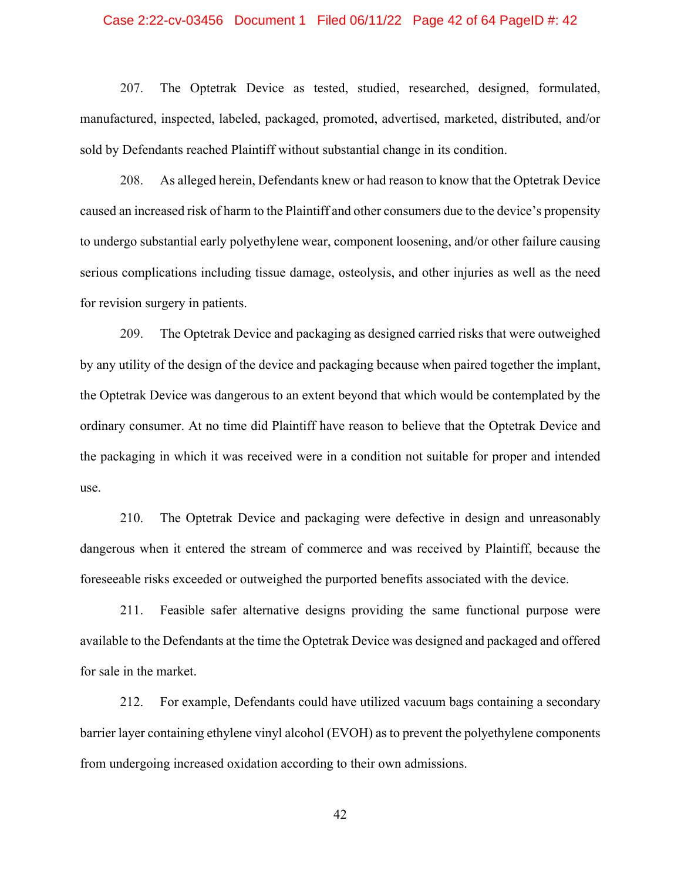207. The Optetrak Device as tested, studied, researched, designed, formulated, manufactured, inspected, labeled, packaged, promoted, advertised, marketed, distributed, and/or sold by Defendants reached Plaintiff without substantial change in its condition.

208. As alleged herein, Defendants knew or had reason to know that the Optetrak Device caused an increased risk of harm to the Plaintiff and other consumers due to the device's propensity to undergo substantial early polyethylene wear, component loosening, and/or other failure causing serious complications including tissue damage, osteolysis, and other injuries as well as the need for revision surgery in patients.

209. The Optetrak Device and packaging as designed carried risks that were outweighed by any utility of the design of the device and packaging because when paired together the implant, the Optetrak Device was dangerous to an extent beyond that which would be contemplated by the ordinary consumer. At no time did Plaintiff have reason to believe that the Optetrak Device and the packaging in which it was received were in a condition not suitable for proper and intended use.

210. The Optetrak Device and packaging were defective in design and unreasonably dangerous when it entered the stream of commerce and was received by Plaintiff, because the foreseeable risks exceeded or outweighed the purported benefits associated with the device.

211. Feasible safer alternative designs providing the same functional purpose were available to the Defendants at the time the Optetrak Device was designed and packaged and offered for sale in the market.

212. For example, Defendants could have utilized vacuum bags containing a secondary barrier layer containing ethylene vinyl alcohol (EVOH) as to prevent the polyethylene components from undergoing increased oxidation according to their own admissions.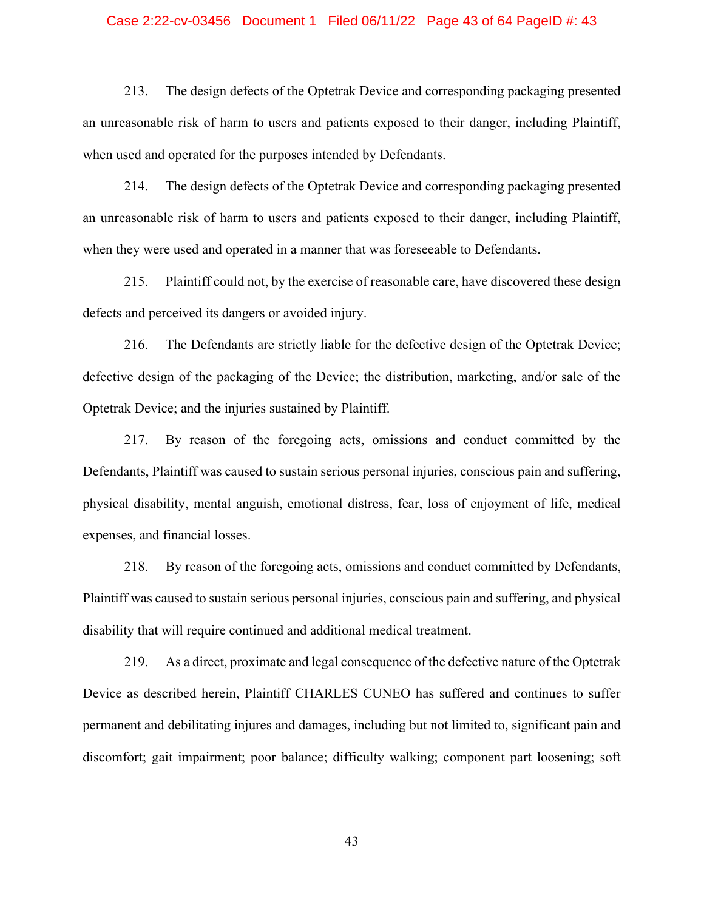213. The design defects of the Optetrak Device and corresponding packaging presented an unreasonable risk of harm to users and patients exposed to their danger, including Plaintiff, when used and operated for the purposes intended by Defendants.

214. The design defects of the Optetrak Device and corresponding packaging presented an unreasonable risk of harm to users and patients exposed to their danger, including Plaintiff, when they were used and operated in a manner that was foreseeable to Defendants.

215. Plaintiff could not, by the exercise of reasonable care, have discovered these design defects and perceived its dangers or avoided injury.

216. The Defendants are strictly liable for the defective design of the Optetrak Device; defective design of the packaging of the Device; the distribution, marketing, and/or sale of the Optetrak Device; and the injuries sustained by Plaintiff.

217. By reason of the foregoing acts, omissions and conduct committed by the Defendants, Plaintiff was caused to sustain serious personal injuries, conscious pain and suffering, physical disability, mental anguish, emotional distress, fear, loss of enjoyment of life, medical expenses, and financial losses.

218. By reason of the foregoing acts, omissions and conduct committed by Defendants, Plaintiff was caused to sustain serious personal injuries, conscious pain and suffering, and physical disability that will require continued and additional medical treatment.

219. As a direct, proximate and legal consequence of the defective nature of the Optetrak Device as described herein, Plaintiff CHARLES CUNEO has suffered and continues to suffer permanent and debilitating injures and damages, including but not limited to, significant pain and discomfort; gait impairment; poor balance; difficulty walking; component part loosening; soft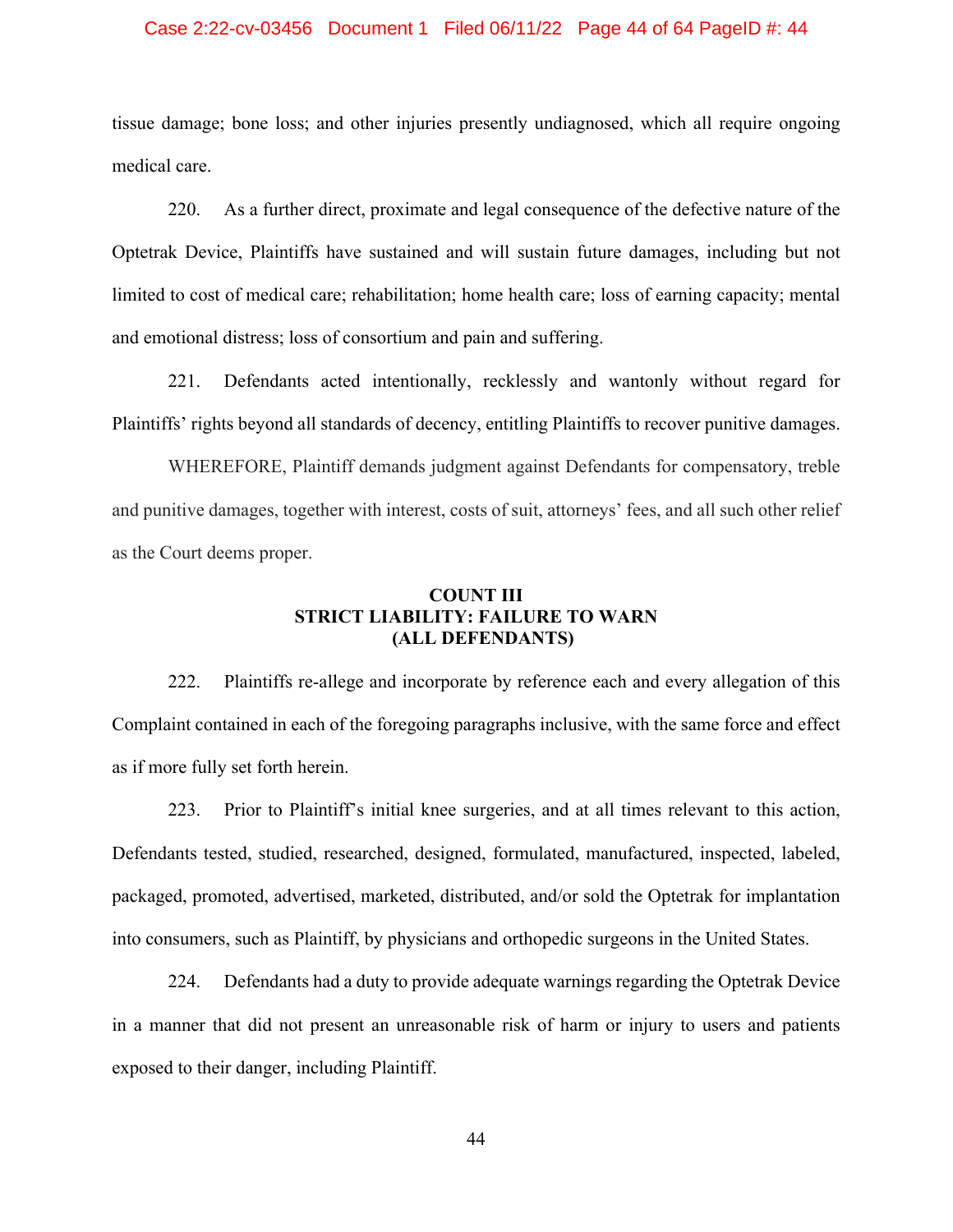tissue damage; bone loss; and other injuries presently undiagnosed, which all require ongoing medical care.

220. As a further direct, proximate and legal consequence of the defective nature of the Optetrak Device, Plaintiffs have sustained and will sustain future damages, including but not limited to cost of medical care; rehabilitation; home health care; loss of earning capacity; mental and emotional distress; loss of consortium and pain and suffering.

221. Defendants acted intentionally, recklessly and wantonly without regard for Plaintiffs' rights beyond all standards of decency, entitling Plaintiffs to recover punitive damages.

WHEREFORE, Plaintiff demands judgment against Defendants for compensatory, treble and punitive damages, together with interest, costs of suit, attorneys' fees, and all such other relief as the Court deems proper.

**COUNT III**
**STRICT LIABILITY: FAILURE TO WARN**
**(ALL DEFENDANTS)**

222. Plaintiffs re-allege and incorporate by reference each and every allegation of this Complaint contained in each of the foregoing paragraphs inclusive, with the same force and effect as if more fully set forth herein.

223. Prior to Plaintiff's initial knee surgeries, and at all times relevant to this action, Defendants tested, studied, researched, designed, formulated, manufactured, inspected, labeled, packaged, promoted, advertised, marketed, distributed, and/or sold the Optetrak for implantation into consumers, such as Plaintiff, by physicians and orthopedic surgeons in the United States.

224. Defendants had a duty to provide adequate warnings regarding the Optetrak Device in a manner that did not present an unreasonable risk of harm or injury to users and patients exposed to their danger, including Plaintiff.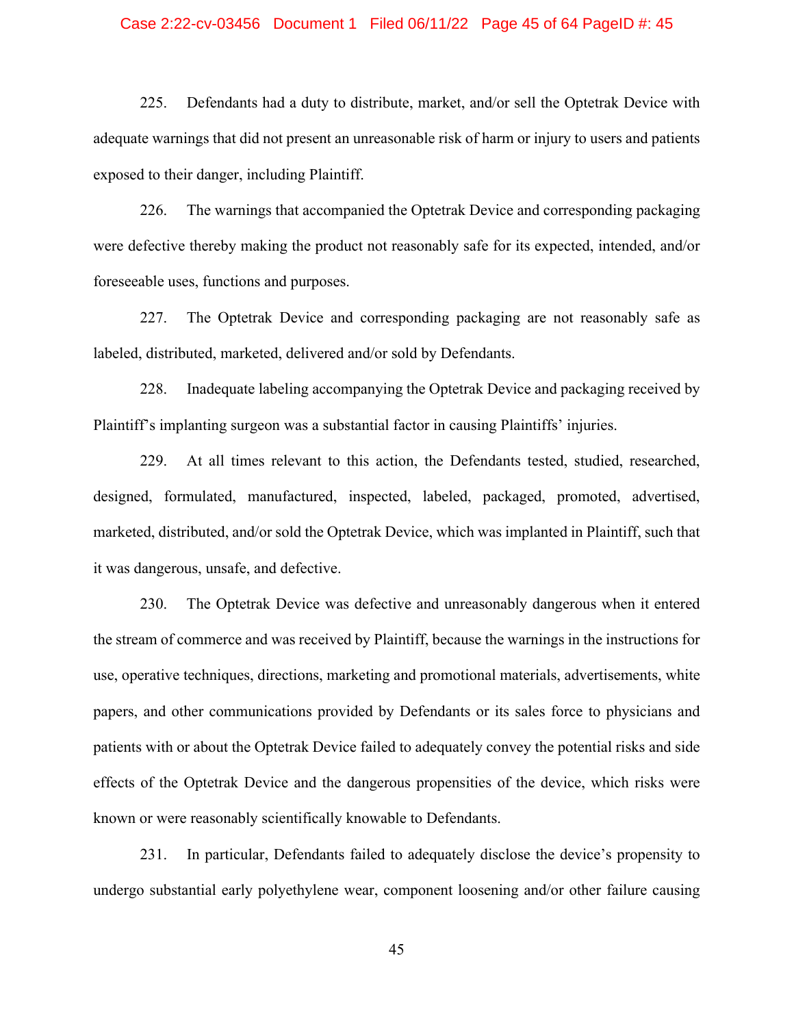225. Defendants had a duty to distribute, market, and/or sell the Optetrak Device with adequate warnings that did not present an unreasonable risk of harm or injury to users and patients exposed to their danger, including Plaintiff.

226. The warnings that accompanied the Optetrak Device and corresponding packaging were defective thereby making the product not reasonably safe for its expected, intended, and/or foreseeable uses, functions and purposes.

227. The Optetrak Device and corresponding packaging are not reasonably safe as labeled, distributed, marketed, delivered and/or sold by Defendants.

228. Inadequate labeling accompanying the Optetrak Device and packaging received by Plaintiff's implanting surgeon was a substantial factor in causing Plaintiffs' injuries.

229. At all times relevant to this action, the Defendants tested, studied, researched, designed, formulated, manufactured, inspected, labeled, packaged, promoted, advertised, marketed, distributed, and/or sold the Optetrak Device, which was implanted in Plaintiff, such that it was dangerous, unsafe, and defective.

230. The Optetrak Device was defective and unreasonably dangerous when it entered the stream of commerce and was received by Plaintiff, because the warnings in the instructions for use, operative techniques, directions, marketing and promotional materials, advertisements, white papers, and other communications provided by Defendants or its sales force to physicians and patients with or about the Optetrak Device failed to adequately convey the potential risks and side effects of the Optetrak Device and the dangerous propensities of the device, which risks were known or were reasonably scientifically knowable to Defendants.

231. In particular, Defendants failed to adequately disclose the device's propensity to undergo substantial early polyethylene wear, component loosening and/or other failure causing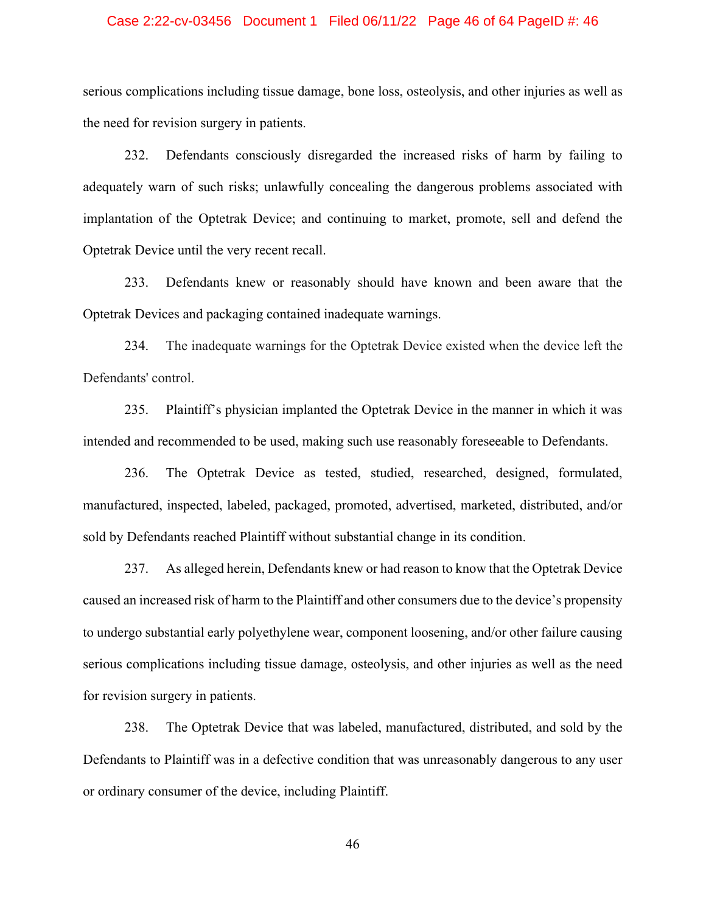serious complications including tissue damage, bone loss, osteolysis, and other injuries as well as the need for revision surgery in patients.

232. Defendants consciously disregarded the increased risks of harm by failing to adequately warn of such risks; unlawfully concealing the dangerous problems associated with implantation of the Optetrak Device; and continuing to market, promote, sell and defend the Optetrak Device until the very recent recall.

233. Defendants knew or reasonably should have known and been aware that the Optetrak Devices and packaging contained inadequate warnings.

234. The inadequate warnings for the Optetrak Device existed when the device left the Defendants' control.

235. Plaintiff's physician implanted the Optetrak Device in the manner in which it was intended and recommended to be used, making such use reasonably foreseeable to Defendants.

236. The Optetrak Device as tested, studied, researched, designed, formulated, manufactured, inspected, labeled, packaged, promoted, advertised, marketed, distributed, and/or sold by Defendants reached Plaintiff without substantial change in its condition.

237. As alleged herein, Defendants knew or had reason to know that the Optetrak Device caused an increased risk of harm to the Plaintiff and other consumers due to the device's propensity to undergo substantial early polyethylene wear, component loosening, and/or other failure causing serious complications including tissue damage, osteolysis, and other injuries as well as the need for revision surgery in patients.

238. The Optetrak Device that was labeled, manufactured, distributed, and sold by the Defendants to Plaintiff was in a defective condition that was unreasonably dangerous to any user or ordinary consumer of the device, including Plaintiff.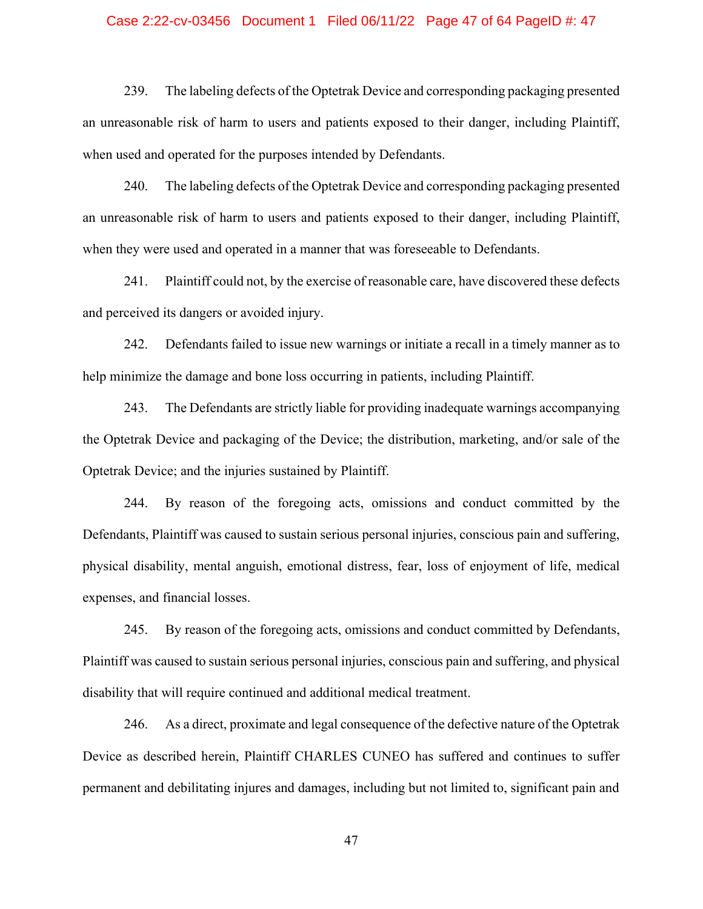239. The labeling defects of the Optetrak Device and corresponding packaging presented an unreasonable risk of harm to users and patients exposed to their danger, including Plaintiff, when used and operated for the purposes intended by Defendants.

240. The labeling defects of the Optetrak Device and corresponding packaging presented an unreasonable risk of harm to users and patients exposed to their danger, including Plaintiff, when they were used and operated in a manner that was foreseeable to Defendants.

241. Plaintiff could not, by the exercise of reasonable care, have discovered these defects and perceived its dangers or avoided injury.

242. Defendants failed to issue new warnings or initiate a recall in a timely manner as to help minimize the damage and bone loss occurring in patients, including Plaintiff.

243. The Defendants are strictly liable for providing inadequate warnings accompanying the Optetrak Device and packaging of the Device; the distribution, marketing, and/or sale of the Optetrak Device; and the injuries sustained by Plaintiff.

244. By reason of the foregoing acts, omissions and conduct committed by the Defendants, Plaintiff was caused to sustain serious personal injuries, conscious pain and suffering, physical disability, mental anguish, emotional distress, fear, loss of enjoyment of life, medical expenses, and financial losses.

245. By reason of the foregoing acts, omissions and conduct committed by Defendants, Plaintiff was caused to sustain serious personal injuries, conscious pain and suffering, and physical disability that will require continued and additional medical treatment.

246. As a direct, proximate and legal consequence of the defective nature of the Optetrak Device as described herein, Plaintiff CHARLES CUNEO has suffered and continues to suffer permanent and debilitating injures and damages, including but not limited to, significant pain and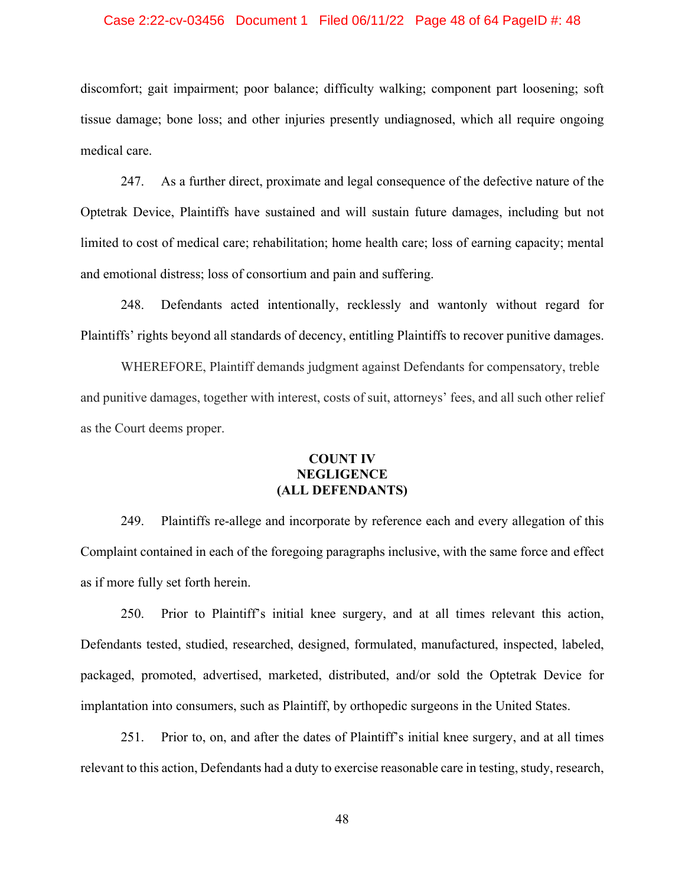discomfort; gait impairment; poor balance; difficulty walking; component part loosening; soft tissue damage; bone loss; and other injuries presently undiagnosed, which all require ongoing medical care.

247. As a further direct, proximate and legal consequence of the defective nature of the Optetrak Device, Plaintiffs have sustained and will sustain future damages, including but not limited to cost of medical care; rehabilitation; home health care; loss of earning capacity; mental and emotional distress; loss of consortium and pain and suffering.

248. Defendants acted intentionally, recklessly and wantonly without regard for Plaintiffs' rights beyond all standards of decency, entitling Plaintiffs to recover punitive damages.

WHEREFORE, Plaintiff demands judgment against Defendants for compensatory, treble and punitive damages, together with interest, costs of suit, attorneys' fees, and all such other relief as the Court deems proper.

**COUNT IV**
**NEGLIGENCE**
**(ALL DEFENDANTS)**

249. Plaintiffs re-allege and incorporate by reference each and every allegation of this Complaint contained in each of the foregoing paragraphs inclusive, with the same force and effect as if more fully set forth herein.

250. Prior to Plaintiff's initial knee surgery, and at all times relevant this action, Defendants tested, studied, researched, designed, formulated, manufactured, inspected, labeled, packaged, promoted, advertised, marketed, distributed, and/or sold the Optetrak Device for implantation into consumers, such as Plaintiff, by orthopedic surgeons in the United States.

251. Prior to, on, and after the dates of Plaintiff's initial knee surgery, and at all times relevant to this action, Defendants had a duty to exercise reasonable care in testing, study, research,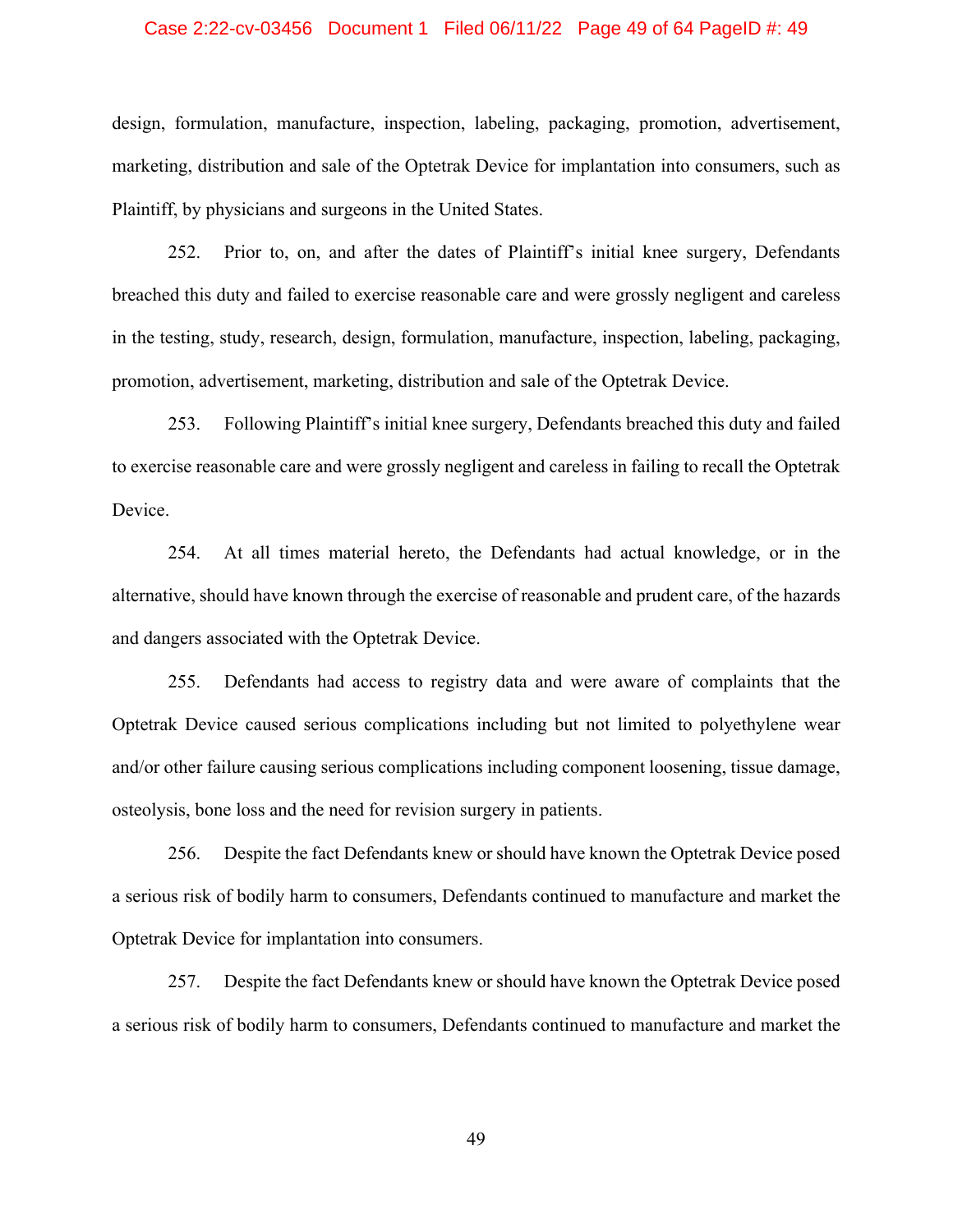design, formulation, manufacture, inspection, labeling, packaging, promotion, advertisement, marketing, distribution and sale of the Optetrak Device for implantation into consumers, such as Plaintiff, by physicians and surgeons in the United States.

252. Prior to, on, and after the dates of Plaintiff's initial knee surgery, Defendants breached this duty and failed to exercise reasonable care and were grossly negligent and careless in the testing, study, research, design, formulation, manufacture, inspection, labeling, packaging, promotion, advertisement, marketing, distribution and sale of the Optetrak Device.

253. Following Plaintiff's initial knee surgery, Defendants breached this duty and failed to exercise reasonable care and were grossly negligent and careless in failing to recall the Optetrak Device.

254. At all times material hereto, the Defendants had actual knowledge, or in the alternative, should have known through the exercise of reasonable and prudent care, of the hazards and dangers associated with the Optetrak Device.

255. Defendants had access to registry data and were aware of complaints that the Optetrak Device caused serious complications including but not limited to polyethylene wear and/or other failure causing serious complications including component loosening, tissue damage, osteolysis, bone loss and the need for revision surgery in patients.

256. Despite the fact Defendants knew or should have known the Optetrak Device posed a serious risk of bodily harm to consumers, Defendants continued to manufacture and market the Optetrak Device for implantation into consumers.

257. Despite the fact Defendants knew or should have known the Optetrak Device posed a serious risk of bodily harm to consumers, Defendants continued to manufacture and market the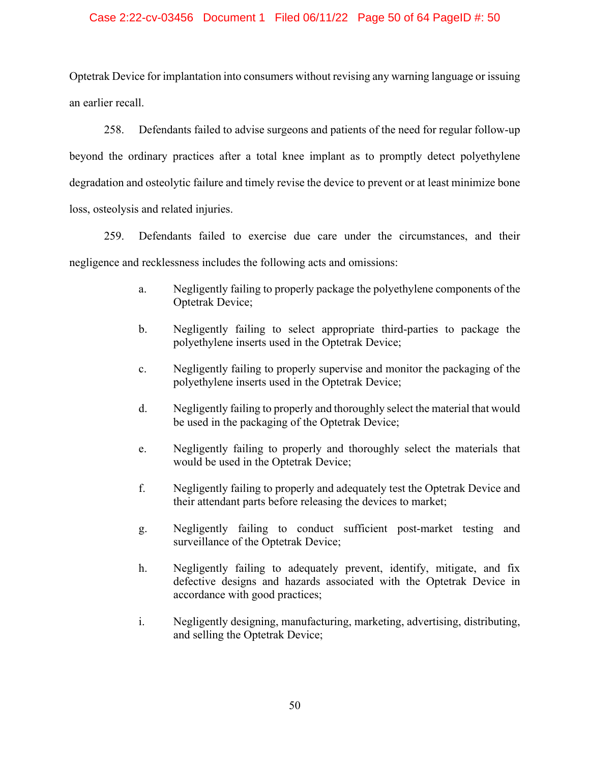Optetrak Device for implantation into consumers without revising any warning language or issuing an earlier recall.

258. Defendants failed to advise surgeons and patients of the need for regular follow-up beyond the ordinary practices after a total knee implant as to promptly detect polyethylene degradation and osteolytic failure and timely revise the device to prevent or at least minimize bone loss, osteolysis and related injuries.

259. Defendants failed to exercise due care under the circumstances, and their negligence and recklessness includes the following acts and omissions:

a. Negligently failing to properly package the polyethylene components of the Optetrak Device;

b. Negligently failing to select appropriate third-parties to package the polyethylene inserts used in the Optetrak Device;

c. Negligently failing to properly supervise and monitor the packaging of the polyethylene inserts used in the Optetrak Device;

d. Negligently failing to properly and thoroughly select the material that would be used in the packaging of the Optetrak Device;

e. Negligently failing to properly and thoroughly select the materials that would be used in the Optetrak Device;

f. Negligently failing to properly and adequately test the Optetrak Device and their attendant parts before releasing the devices to market;

g. Negligently failing to conduct sufficient post-market testing and surveillance of the Optetrak Device;

h. Negligently failing to adequately prevent, identify, mitigate, and fix defective designs and hazards associated with the Optetrak Device in accordance with good practices;

i. Negligently designing, manufacturing, marketing, advertising, distributing, and selling the Optetrak Device;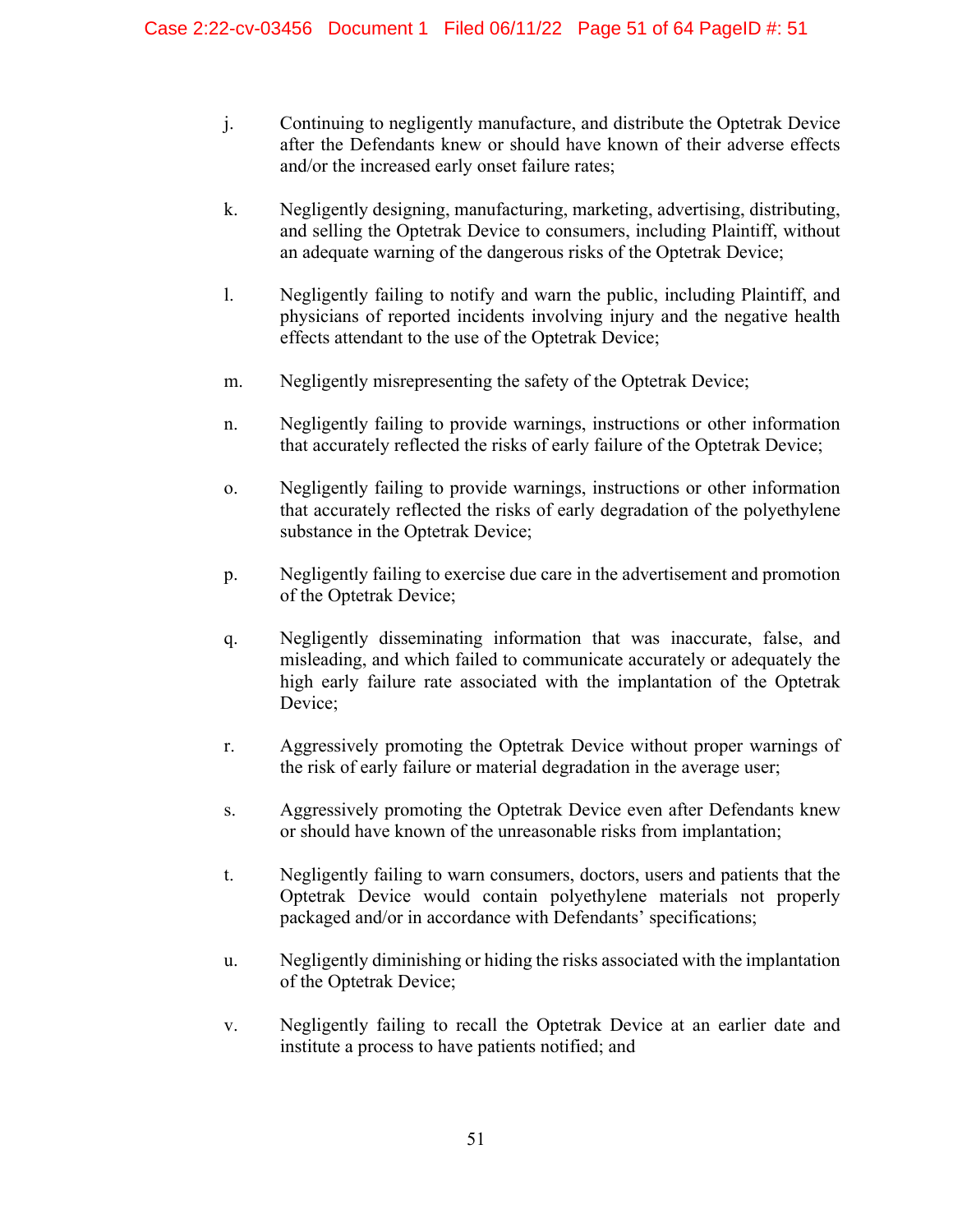j. Continuing to negligently manufacture, and distribute the Optetrak Device after the Defendants knew or should have known of their adverse effects and/or the increased early onset failure rates;

k. Negligently designing, manufacturing, marketing, advertising, distributing, and selling the Optetrak Device to consumers, including Plaintiff, without an adequate warning of the dangerous risks of the Optetrak Device;

l. Negligently failing to notify and warn the public, including Plaintiff, and physicians of reported incidents involving injury and the negative health effects attendant to the use of the Optetrak Device;

m. Negligently misrepresenting the safety of the Optetrak Device;

n. Negligently failing to provide warnings, instructions or other information that accurately reflected the risks of early failure of the Optetrak Device;

o. Negligently failing to provide warnings, instructions or other information that accurately reflected the risks of early degradation of the polyethylene substance in the Optetrak Device;

p. Negligently failing to exercise due care in the advertisement and promotion of the Optetrak Device;

q. Negligently disseminating information that was inaccurate, false, and misleading, and which failed to communicate accurately or adequately the high early failure rate associated with the implantation of the Optetrak Device;

r. Aggressively promoting the Optetrak Device without proper warnings of the risk of early failure or material degradation in the average user;

s. Aggressively promoting the Optetrak Device even after Defendants knew or should have known of the unreasonable risks from implantation;

t. Negligently failing to warn consumers, doctors, users and patients that the Optetrak Device would contain polyethylene materials not properly packaged and/or in accordance with Defendants' specifications;

u. Negligently diminishing or hiding the risks associated with the implantation of the Optetrak Device;

v. Negligently failing to recall the Optetrak Device at an earlier date and institute a process to have patients notified; and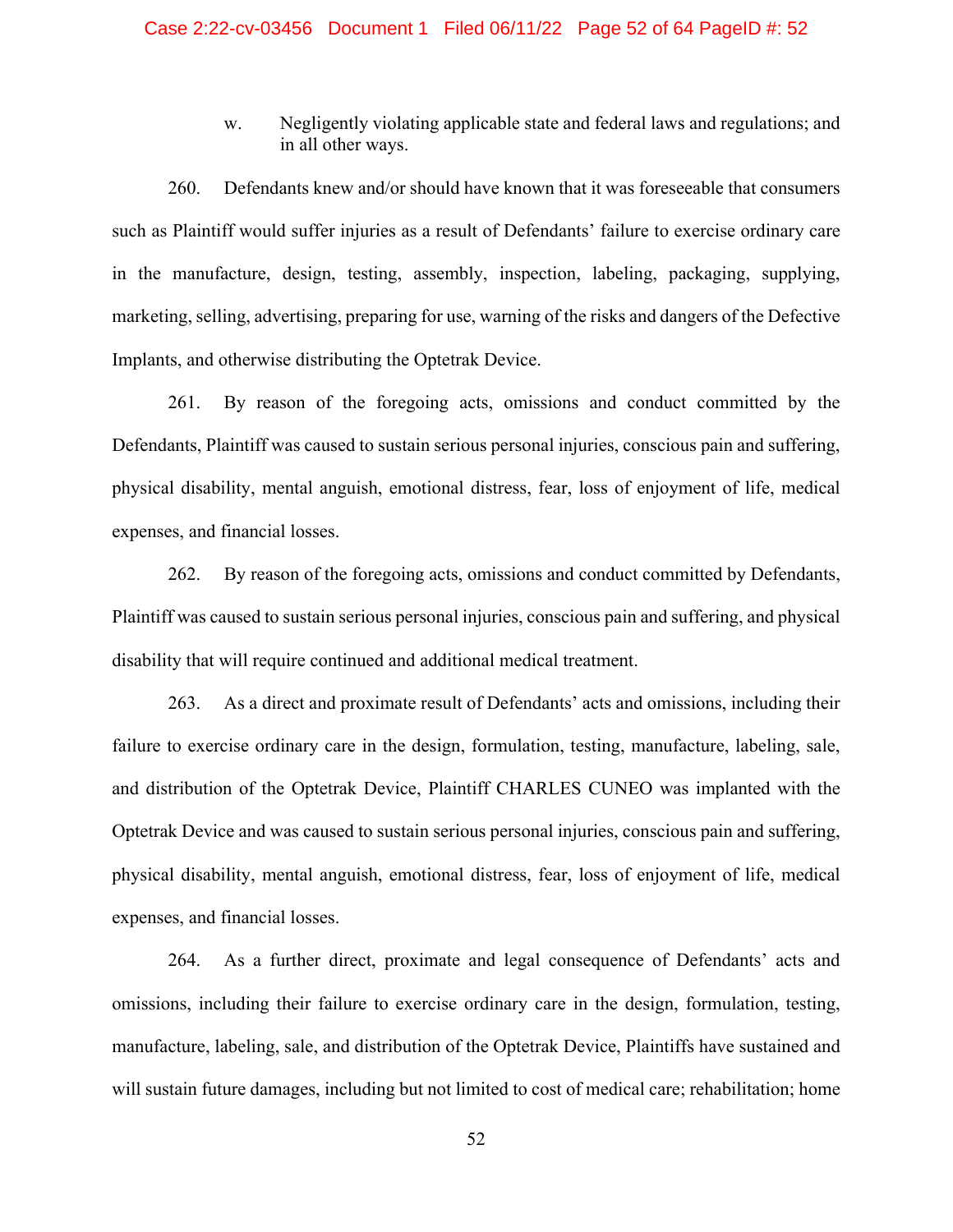w. Negligently violating applicable state and federal laws and regulations; and in all other ways.

260. Defendants knew and/or should have known that it was foreseeable that consumers such as Plaintiff would suffer injuries as a result of Defendants' failure to exercise ordinary care in the manufacture, design, testing, assembly, inspection, labeling, packaging, supplying, marketing, selling, advertising, preparing for use, warning of the risks and dangers of the Defective Implants, and otherwise distributing the Optetrak Device.

261. By reason of the foregoing acts, omissions and conduct committed by the Defendants, Plaintiff was caused to sustain serious personal injuries, conscious pain and suffering, physical disability, mental anguish, emotional distress, fear, loss of enjoyment of life, medical expenses, and financial losses.

262. By reason of the foregoing acts, omissions and conduct committed by Defendants, Plaintiff was caused to sustain serious personal injuries, conscious pain and suffering, and physical disability that will require continued and additional medical treatment.

263. As a direct and proximate result of Defendants' acts and omissions, including their failure to exercise ordinary care in the design, formulation, testing, manufacture, labeling, sale, and distribution of the Optetrak Device, Plaintiff CHARLES CUNEO was implanted with the Optetrak Device and was caused to sustain serious personal injuries, conscious pain and suffering, physical disability, mental anguish, emotional distress, fear, loss of enjoyment of life, medical expenses, and financial losses.

264. As a further direct, proximate and legal consequence of Defendants' acts and omissions, including their failure to exercise ordinary care in the design, formulation, testing, manufacture, labeling, sale, and distribution of the Optetrak Device, Plaintiffs have sustained and will sustain future damages, including but not limited to cost of medical care; rehabilitation; home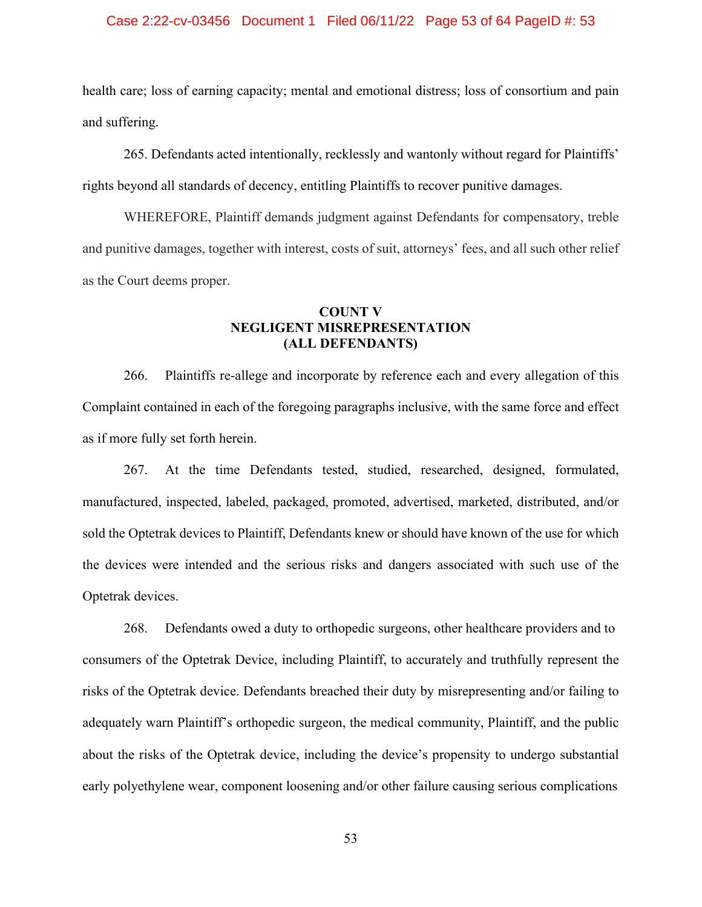health care; loss of earning capacity; mental and emotional distress; loss of consortium and pain and suffering.

265. Defendants acted intentionally, recklessly and wantonly without regard for Plaintiffs' rights beyond all standards of decency, entitling Plaintiffs to recover punitive damages.

WHEREFORE, Plaintiff demands judgment against Defendants for compensatory, treble and punitive damages, together with interest, costs of suit, attorneys' fees, and all such other relief as the Court deems proper.

**COUNT V**
**NEGLIGENT MISREPRESENTATION**
**(ALL DEFENDANTS)**

266. Plaintiffs re-allege and incorporate by reference each and every allegation of this Complaint contained in each of the foregoing paragraphs inclusive, with the same force and effect as if more fully set forth herein.

267. At the time Defendants tested, studied, researched, designed, formulated, manufactured, inspected, labeled, packaged, promoted, advertised, marketed, distributed, and/or sold the Optetrak devices to Plaintiff, Defendants knew or should have known of the use for which the devices were intended and the serious risks and dangers associated with such use of the Optetrak devices.

268. Defendants owed a duty to orthopedic surgeons, other healthcare providers and to consumers of the Optetrak Device, including Plaintiff, to accurately and truthfully represent the risks of the Optetrak device. Defendants breached their duty by misrepresenting and/or failing to adequately warn Plaintiff's orthopedic surgeon, the medical community, Plaintiff, and the public about the risks of the Optetrak device, including the device's propensity to undergo substantial early polyethylene wear, component loosening and/or other failure causing serious complications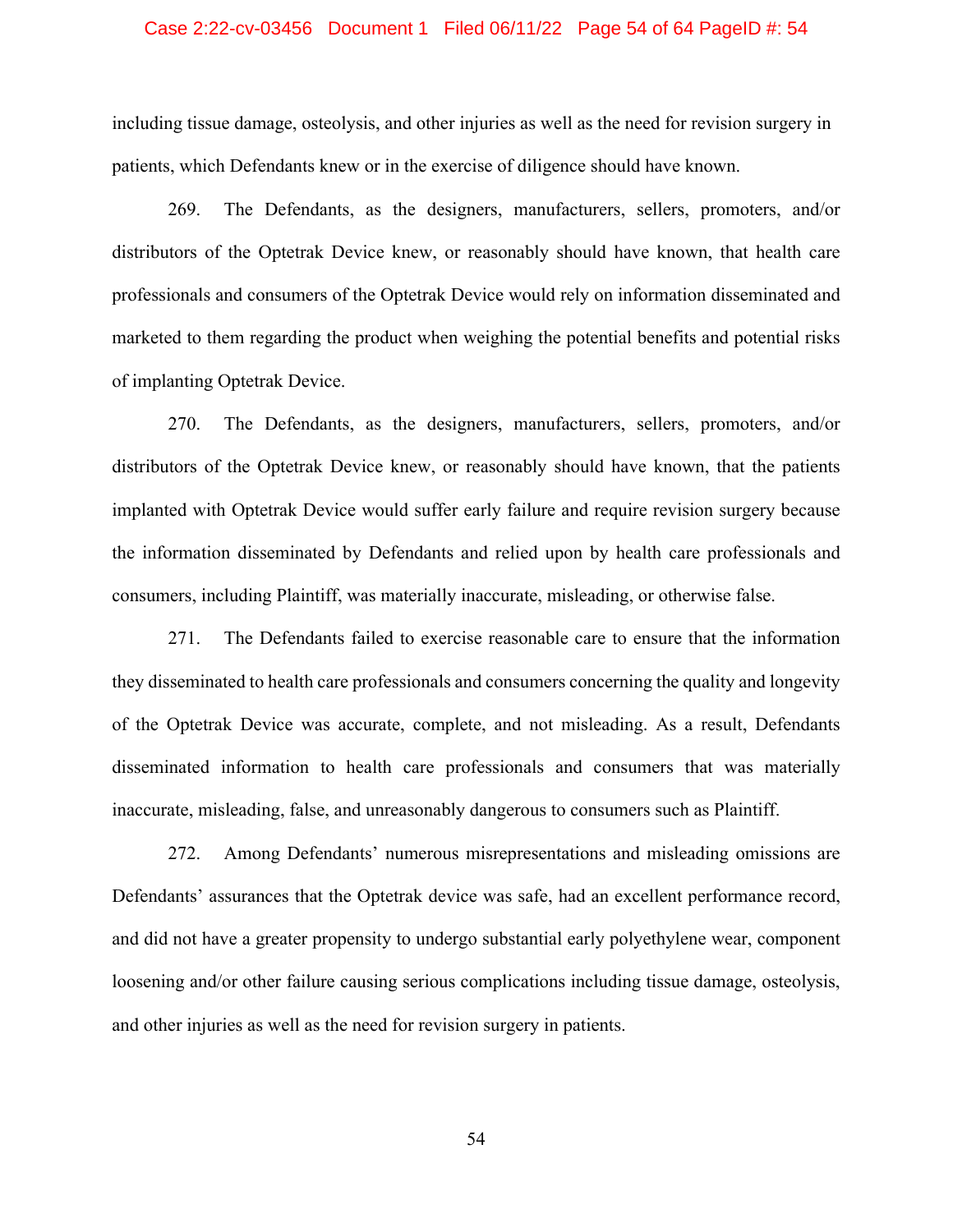including tissue damage, osteolysis, and other injuries as well as the need for revision surgery in patients, which Defendants knew or in the exercise of diligence should have known.

269. The Defendants, as the designers, manufacturers, sellers, promoters, and/or distributors of the Optetrak Device knew, or reasonably should have known, that health care professionals and consumers of the Optetrak Device would rely on information disseminated and marketed to them regarding the product when weighing the potential benefits and potential risks of implanting Optetrak Device.

270. The Defendants, as the designers, manufacturers, sellers, promoters, and/or distributors of the Optetrak Device knew, or reasonably should have known, that the patients implanted with Optetrak Device would suffer early failure and require revision surgery because the information disseminated by Defendants and relied upon by health care professionals and consumers, including Plaintiff, was materially inaccurate, misleading, or otherwise false.

271. The Defendants failed to exercise reasonable care to ensure that the information they disseminated to health care professionals and consumers concerning the quality and longevity of the Optetrak Device was accurate, complete, and not misleading. As a result, Defendants disseminated information to health care professionals and consumers that was materially inaccurate, misleading, false, and unreasonably dangerous to consumers such as Plaintiff.

272. Among Defendants' numerous misrepresentations and misleading omissions are Defendants' assurances that the Optetrak device was safe, had an excellent performance record, and did not have a greater propensity to undergo substantial early polyethylene wear, component loosening and/or other failure causing serious complications including tissue damage, osteolysis, and other injuries as well as the need for revision surgery in patients.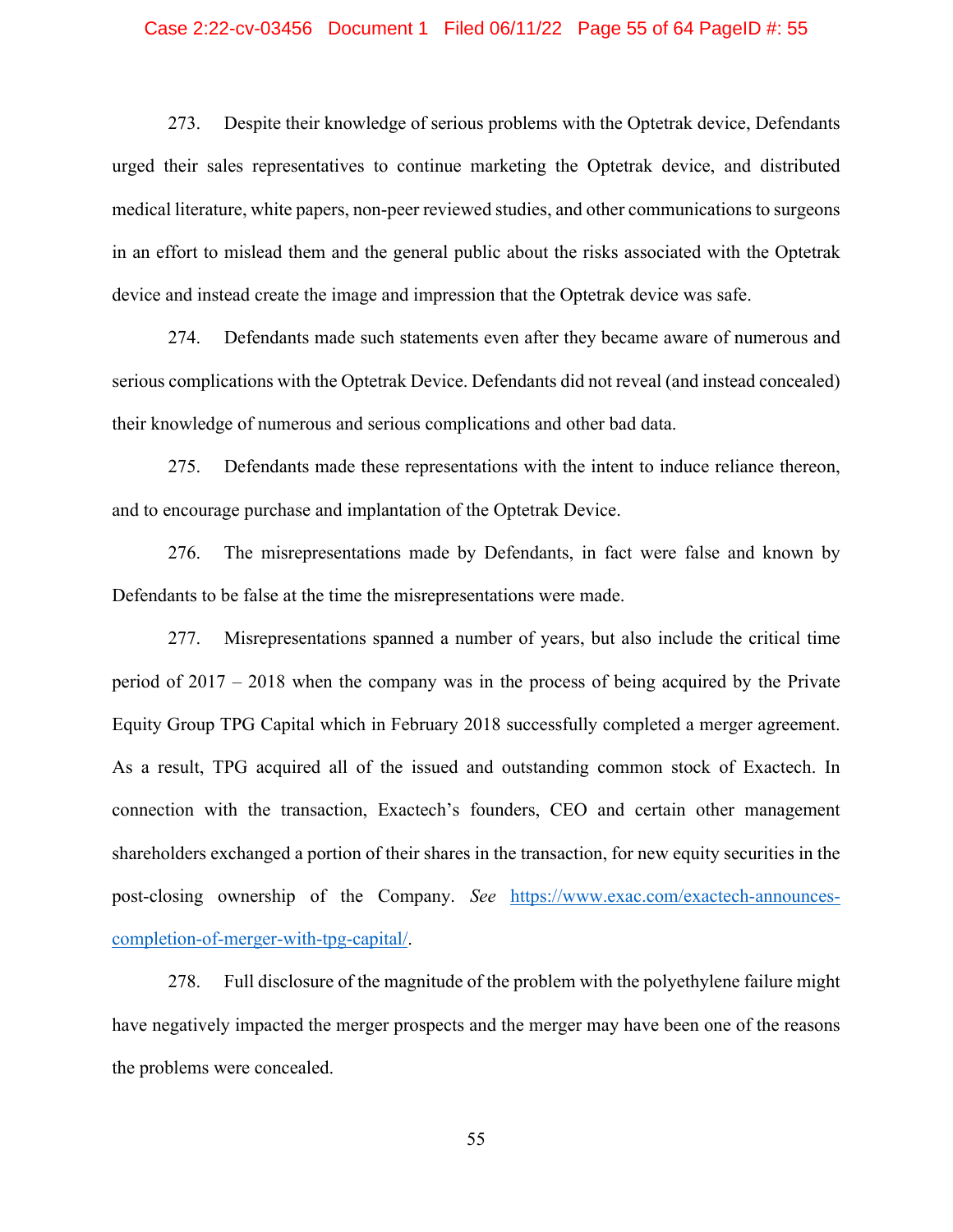273. Despite their knowledge of serious problems with the Optetrak device, Defendants urged their sales representatives to continue marketing the Optetrak device, and distributed medical literature, white papers, non-peer reviewed studies, and other communications to surgeons in an effort to mislead them and the general public about the risks associated with the Optetrak device and instead create the image and impression that the Optetrak device was safe.

274. Defendants made such statements even after they became aware of numerous and serious complications with the Optetrak Device. Defendants did not reveal (and instead concealed) their knowledge of numerous and serious complications and other bad data.

275. Defendants made these representations with the intent to induce reliance thereon, and to encourage purchase and implantation of the Optetrak Device.

276. The misrepresentations made by Defendants, in fact were false and known by Defendants to be false at the time the misrepresentations were made.

277. Misrepresentations spanned a number of years, but also include the critical time period of 2017 – 2018 when the company was in the process of being acquired by the Private Equity Group TPG Capital which in February 2018 successfully completed a merger agreement. As a result, TPG acquired all of the issued and outstanding common stock of Exactech. In connection with the transaction, Exactech's founders, CEO and certain other management shareholders exchanged a portion of their shares in the transaction, for new equity securities in the post-closing ownership of the Company. *See* [https://www.exac.com/exactech-announces-completion-of-merger-with-tpg-capital/](https://www.exac.com/exactech-announces-completion-of-merger-with-tpg-capital/).

278. Full disclosure of the magnitude of the problem with the polyethylene failure might have negatively impacted the merger prospects and the merger may have been one of the reasons the problems were concealed.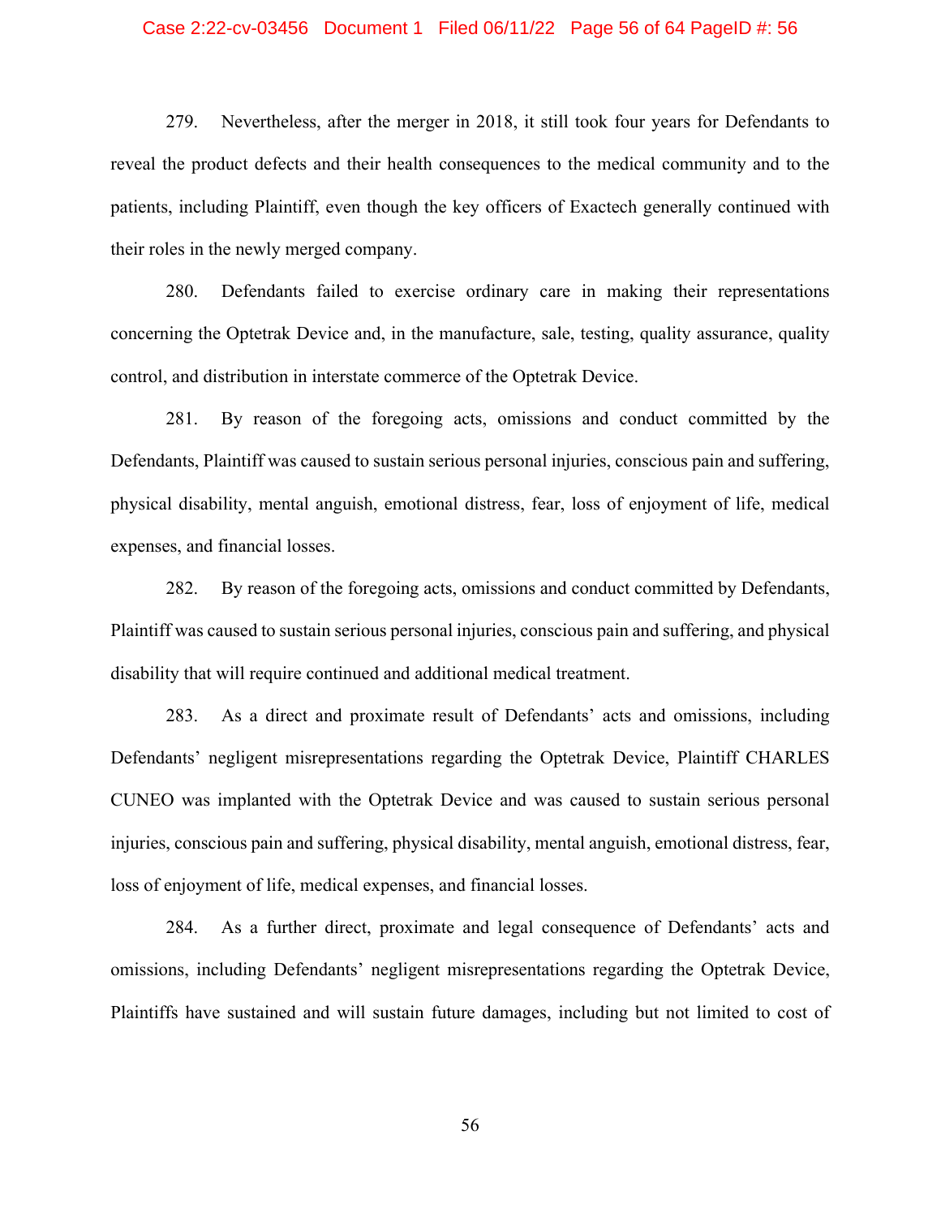279. Nevertheless, after the merger in 2018, it still took four years for Defendants to reveal the product defects and their health consequences to the medical community and to the patients, including Plaintiff, even though the key officers of Exactech generally continued with their roles in the newly merged company.

280. Defendants failed to exercise ordinary care in making their representations concerning the Optetrak Device and, in the manufacture, sale, testing, quality assurance, quality control, and distribution in interstate commerce of the Optetrak Device.

281. By reason of the foregoing acts, omissions and conduct committed by the Defendants, Plaintiff was caused to sustain serious personal injuries, conscious pain and suffering, physical disability, mental anguish, emotional distress, fear, loss of enjoyment of life, medical expenses, and financial losses.

282. By reason of the foregoing acts, omissions and conduct committed by Defendants, Plaintiff was caused to sustain serious personal injuries, conscious pain and suffering, and physical disability that will require continued and additional medical treatment.

283. As a direct and proximate result of Defendants' acts and omissions, including Defendants' negligent misrepresentations regarding the Optetrak Device, Plaintiff CHARLES CUNEO was implanted with the Optetrak Device and was caused to sustain serious personal injuries, conscious pain and suffering, physical disability, mental anguish, emotional distress, fear, loss of enjoyment of life, medical expenses, and financial losses.

284. As a further direct, proximate and legal consequence of Defendants' acts and omissions, including Defendants' negligent misrepresentations regarding the Optetrak Device, Plaintiffs have sustained and will sustain future damages, including but not limited to cost of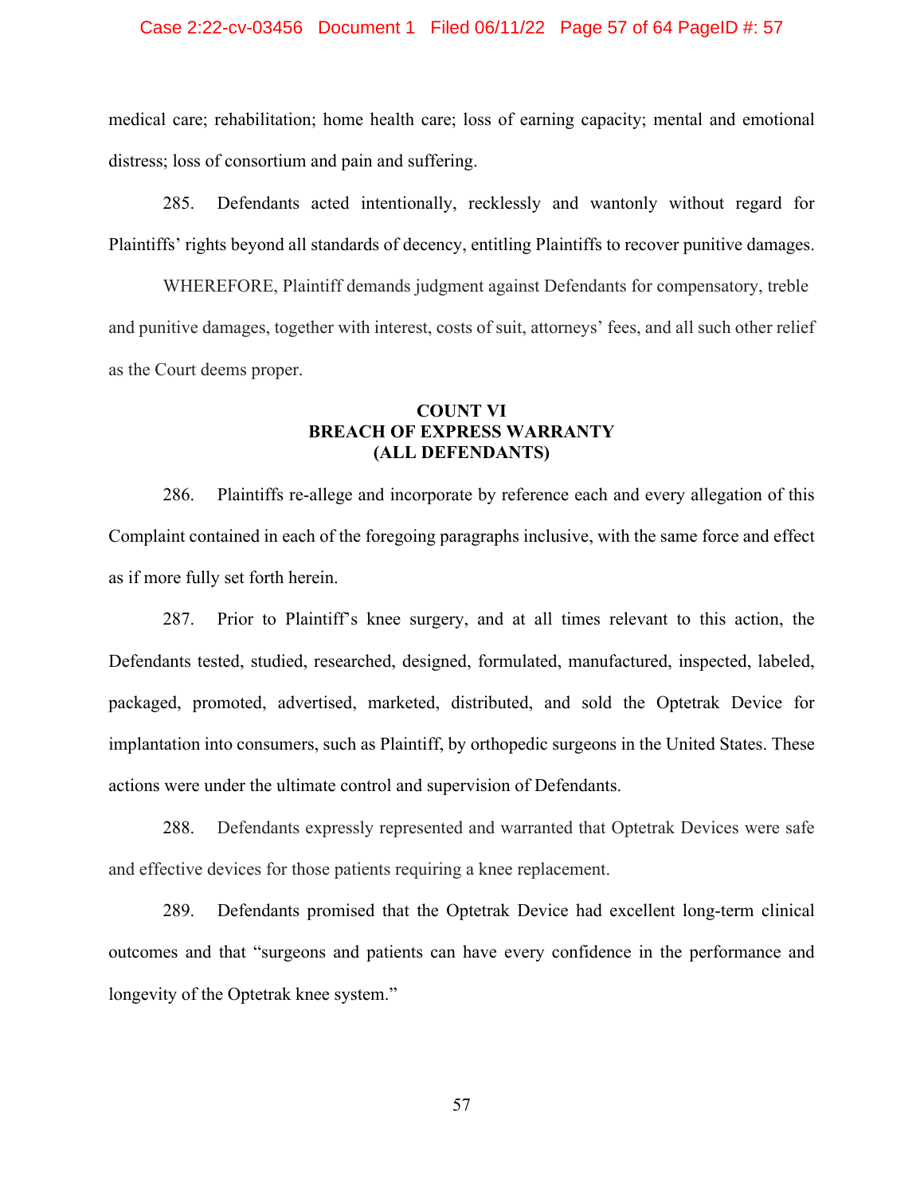medical care; rehabilitation; home health care; loss of earning capacity; mental and emotional distress; loss of consortium and pain and suffering.

285. Defendants acted intentionally, recklessly and wantonly without regard for Plaintiffs' rights beyond all standards of decency, entitling Plaintiffs to recover punitive damages.

WHEREFORE, Plaintiff demands judgment against Defendants for compensatory, treble and punitive damages, together with interest, costs of suit, attorneys' fees, and all such other relief as the Court deems proper.

**COUNT VI**
**BREACH OF EXPRESS WARRANTY**
**(ALL DEFENDANTS)**

286. Plaintiffs re-allege and incorporate by reference each and every allegation of this Complaint contained in each of the foregoing paragraphs inclusive, with the same force and effect as if more fully set forth herein.

287. Prior to Plaintiff's knee surgery, and at all times relevant to this action, the Defendants tested, studied, researched, designed, formulated, manufactured, inspected, labeled, packaged, promoted, advertised, marketed, distributed, and sold the Optetrak Device for implantation into consumers, such as Plaintiff, by orthopedic surgeons in the United States. These actions were under the ultimate control and supervision of Defendants.

288. Defendants expressly represented and warranted that Optetrak Devices were safe and effective devices for those patients requiring a knee replacement.

289. Defendants promised that the Optetrak Device had excellent long-term clinical outcomes and that "surgeons and patients can have every confidence in the performance and longevity of the Optetrak knee system."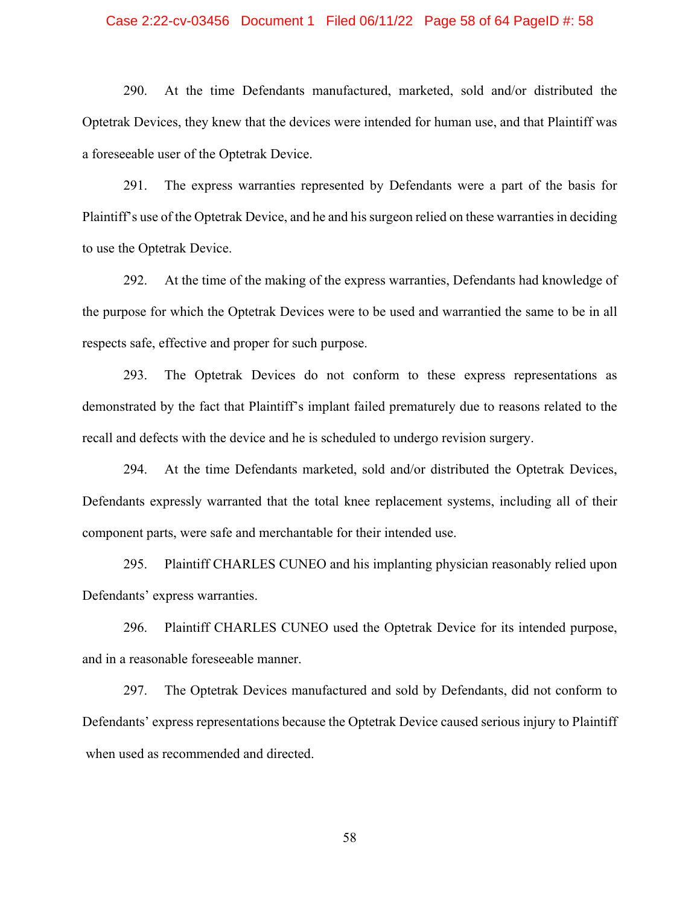290. At the time Defendants manufactured, marketed, sold and/or distributed the Optetrak Devices, they knew that the devices were intended for human use, and that Plaintiff was a foreseeable user of the Optetrak Device.

291. The express warranties represented by Defendants were a part of the basis for Plaintiff's use of the Optetrak Device, and he and his surgeon relied on these warranties in deciding to use the Optetrak Device.

292. At the time of the making of the express warranties, Defendants had knowledge of the purpose for which the Optetrak Devices were to be used and warrantied the same to be in all respects safe, effective and proper for such purpose.

293. The Optetrak Devices do not conform to these express representations as demonstrated by the fact that Plaintiff's implant failed prematurely due to reasons related to the recall and defects with the device and he is scheduled to undergo revision surgery.

294. At the time Defendants marketed, sold and/or distributed the Optetrak Devices, Defendants expressly warranted that the total knee replacement systems, including all of their component parts, were safe and merchantable for their intended use.

295. Plaintiff CHARLES CUNEO and his implanting physician reasonably relied upon Defendants' express warranties.

296. Plaintiff CHARLES CUNEO used the Optetrak Device for its intended purpose, and in a reasonable foreseeable manner.

297. The Optetrak Devices manufactured and sold by Defendants, did not conform to Defendants' express representations because the Optetrak Device caused serious injury to Plaintiff when used as recommended and directed.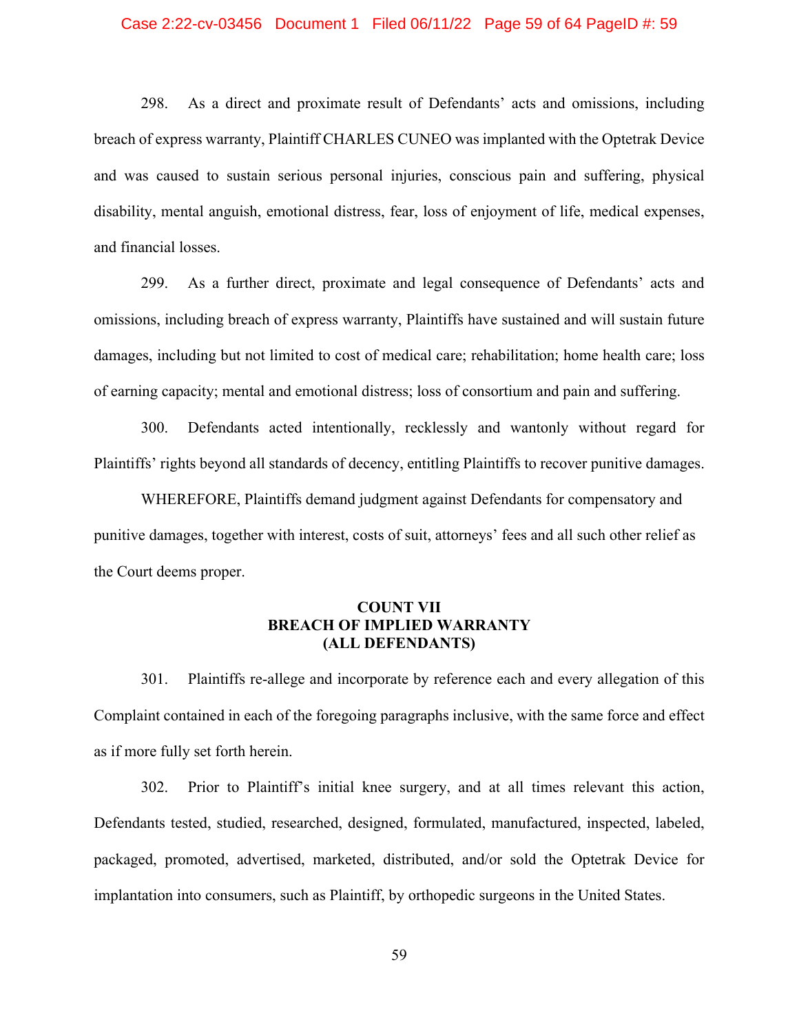298. As a direct and proximate result of Defendants' acts and omissions, including breach of express warranty, Plaintiff CHARLES CUNEO was implanted with the Optetrak Device and was caused to sustain serious personal injuries, conscious pain and suffering, physical disability, mental anguish, emotional distress, fear, loss of enjoyment of life, medical expenses, and financial losses.

299. As a further direct, proximate and legal consequence of Defendants' acts and omissions, including breach of express warranty, Plaintiffs have sustained and will sustain future damages, including but not limited to cost of medical care; rehabilitation; home health care; loss of earning capacity; mental and emotional distress; loss of consortium and pain and suffering.

300. Defendants acted intentionally, recklessly and wantonly without regard for Plaintiffs' rights beyond all standards of decency, entitling Plaintiffs to recover punitive damages.

WHEREFORE, Plaintiffs demand judgment against Defendants for compensatory and punitive damages, together with interest, costs of suit, attorneys' fees and all such other relief as the Court deems proper.

**COUNT VII**
**BREACH OF IMPLIED WARRANTY**
**(ALL DEFENDANTS)**

301. Plaintiffs re-allege and incorporate by reference each and every allegation of this Complaint contained in each of the foregoing paragraphs inclusive, with the same force and effect as if more fully set forth herein.

302. Prior to Plaintiff's initial knee surgery, and at all times relevant this action, Defendants tested, studied, researched, designed, formulated, manufactured, inspected, labeled, packaged, promoted, advertised, marketed, distributed, and/or sold the Optetrak Device for implantation into consumers, such as Plaintiff, by orthopedic surgeons in the United States.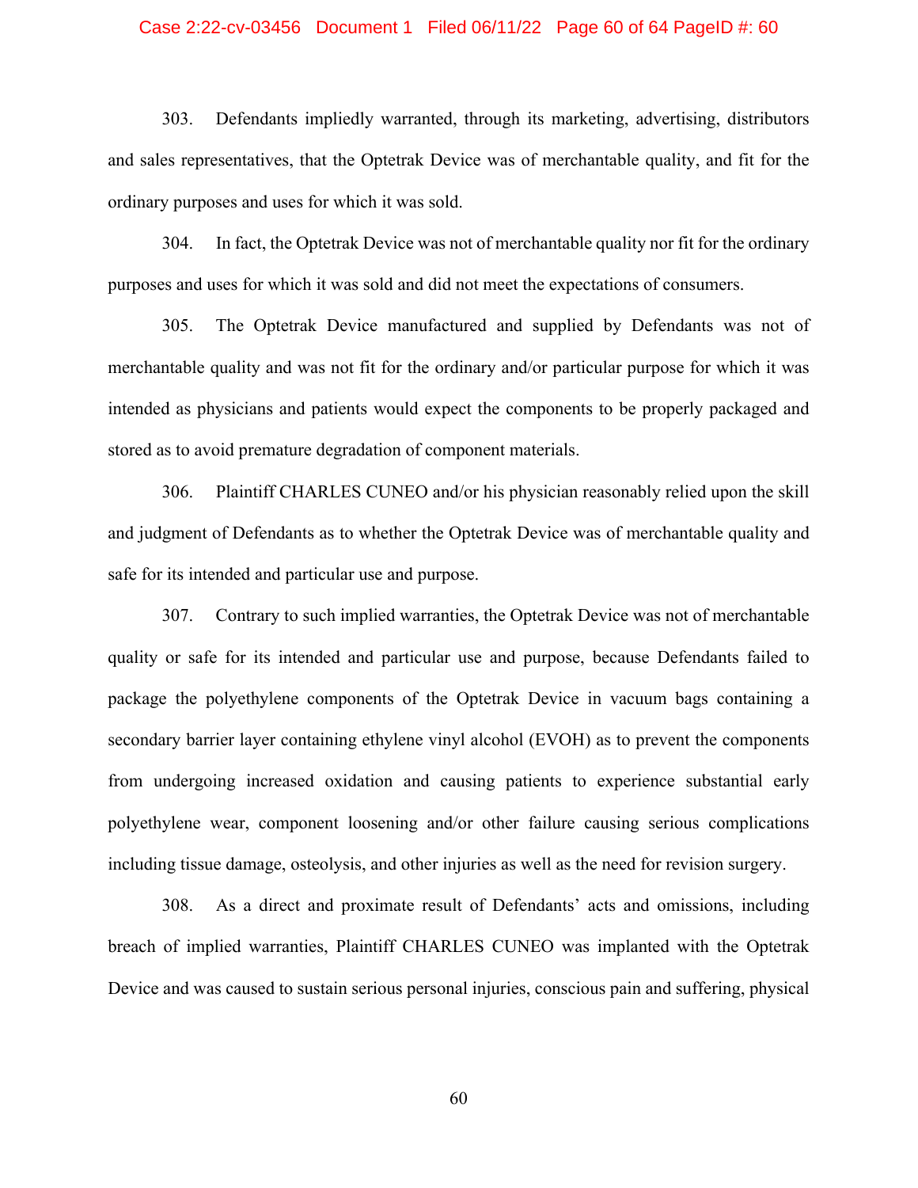303. Defendants impliedly warranted, through its marketing, advertising, distributors and sales representatives, that the Optetrak Device was of merchantable quality, and fit for the ordinary purposes and uses for which it was sold.

304. In fact, the Optetrak Device was not of merchantable quality nor fit for the ordinary purposes and uses for which it was sold and did not meet the expectations of consumers.

305. The Optetrak Device manufactured and supplied by Defendants was not of merchantable quality and was not fit for the ordinary and/or particular purpose for which it was intended as physicians and patients would expect the components to be properly packaged and stored as to avoid premature degradation of component materials.

306. Plaintiff CHARLES CUNEO and/or his physician reasonably relied upon the skill and judgment of Defendants as to whether the Optetrak Device was of merchantable quality and safe for its intended and particular use and purpose.

307. Contrary to such implied warranties, the Optetrak Device was not of merchantable quality or safe for its intended and particular use and purpose, because Defendants failed to package the polyethylene components of the Optetrak Device in vacuum bags containing a secondary barrier layer containing ethylene vinyl alcohol (EVOH) as to prevent the components from undergoing increased oxidation and causing patients to experience substantial early polyethylene wear, component loosening and/or other failure causing serious complications including tissue damage, osteolysis, and other injuries as well as the need for revision surgery.

308. As a direct and proximate result of Defendants' acts and omissions, including breach of implied warranties, Plaintiff CHARLES CUNEO was implanted with the Optetrak Device and was caused to sustain serious personal injuries, conscious pain and suffering, physical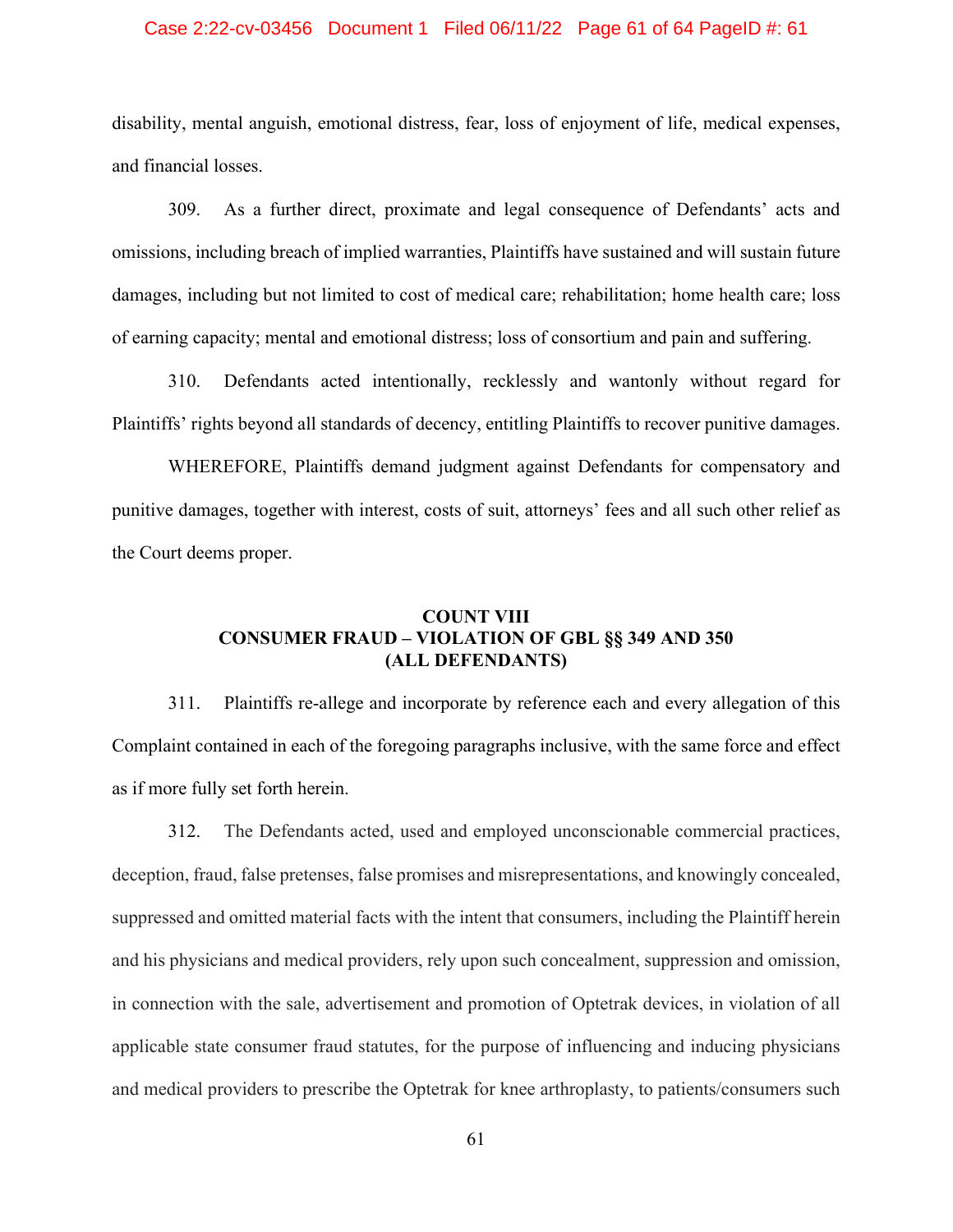disability, mental anguish, emotional distress, fear, loss of enjoyment of life, medical expenses, and financial losses.

309. As a further direct, proximate and legal consequence of Defendants' acts and omissions, including breach of implied warranties, Plaintiffs have sustained and will sustain future damages, including but not limited to cost of medical care; rehabilitation; home health care; loss of earning capacity; mental and emotional distress; loss of consortium and pain and suffering.

310. Defendants acted intentionally, recklessly and wantonly without regard for Plaintiffs' rights beyond all standards of decency, entitling Plaintiffs to recover punitive damages.

WHEREFORE, Plaintiffs demand judgment against Defendants for compensatory and punitive damages, together with interest, costs of suit, attorneys' fees and all such other relief as the Court deems proper.

**COUNT VIII**
**CONSUMER FRAUD – VIOLATION OF GBL §§ 349 AND 350**
**(ALL DEFENDANTS)**

311. Plaintiffs re-allege and incorporate by reference each and every allegation of this Complaint contained in each of the foregoing paragraphs inclusive, with the same force and effect as if more fully set forth herein.

312. The Defendants acted, used and employed unconscionable commercial practices, deception, fraud, false pretenses, false promises and misrepresentations, and knowingly concealed, suppressed and omitted material facts with the intent that consumers, including the Plaintiff herein and his physicians and medical providers, rely upon such concealment, suppression and omission, in connection with the sale, advertisement and promotion of Optetrak devices, in violation of all applicable state consumer fraud statutes, for the purpose of influencing and inducing physicians and medical providers to prescribe the Optetrak for knee arthroplasty, to patients/consumers such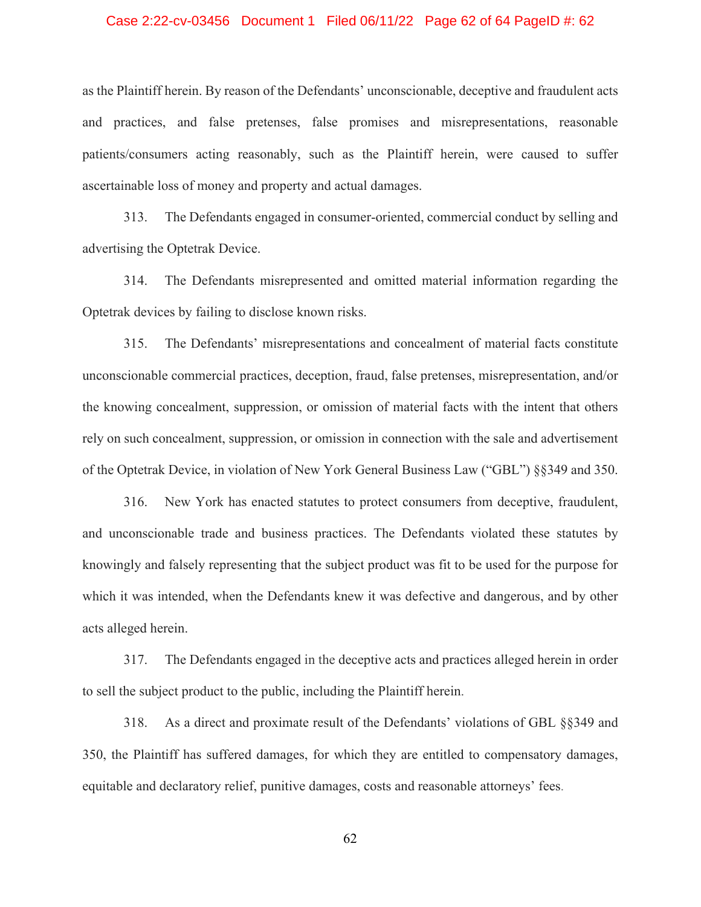as the Plaintiff herein. By reason of the Defendants' unconscionable, deceptive and fraudulent acts and practices, and false pretenses, false promises and misrepresentations, reasonable patients/consumers acting reasonably, such as the Plaintiff herein, were caused to suffer ascertainable loss of money and property and actual damages.

313. The Defendants engaged in consumer-oriented, commercial conduct by selling and advertising the Optetrak Device.

314. The Defendants misrepresented and omitted material information regarding the Optetrak devices by failing to disclose known risks.

315. The Defendants' misrepresentations and concealment of material facts constitute unconscionable commercial practices, deception, fraud, false pretenses, misrepresentation, and/or the knowing concealment, suppression, or omission of material facts with the intent that others rely on such concealment, suppression, or omission in connection with the sale and advertisement of the Optetrak Device, in violation of New York General Business Law ("GBL") §§349 and 350.

316. New York has enacted statutes to protect consumers from deceptive, fraudulent, and unconscionable trade and business practices. The Defendants violated these statutes by knowingly and falsely representing that the subject product was fit to be used for the purpose for which it was intended, when the Defendants knew it was defective and dangerous, and by other acts alleged herein.

317. The Defendants engaged in the deceptive acts and practices alleged herein in order to sell the subject product to the public, including the Plaintiff herein.

318. As a direct and proximate result of the Defendants' violations of GBL §§349 and 350, the Plaintiff has suffered damages, for which they are entitled to compensatory damages, equitable and declaratory relief, punitive damages, costs and reasonable attorneys' fees.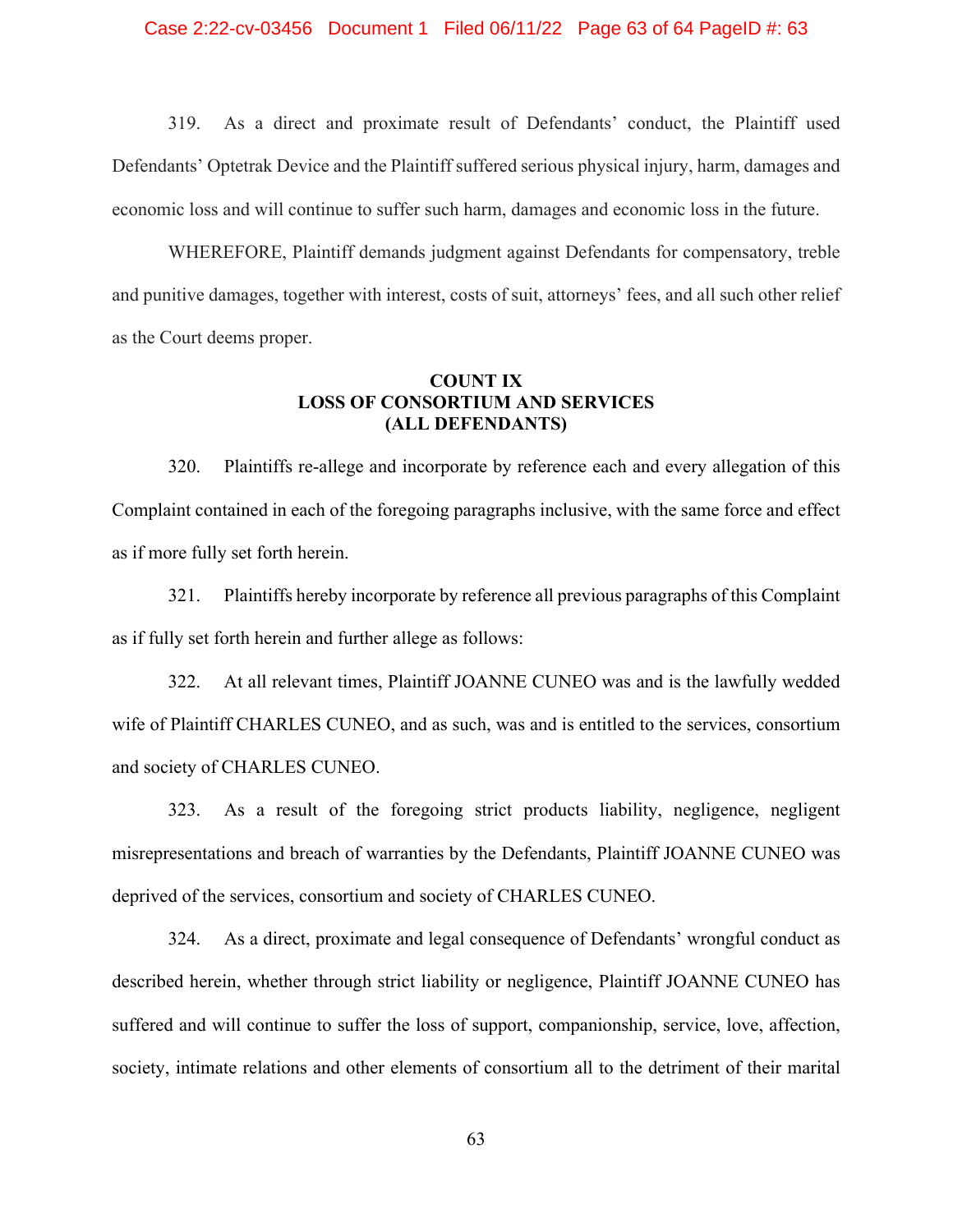319. As a direct and proximate result of Defendants' conduct, the Plaintiff used Defendants' Optetrak Device and the Plaintiff suffered serious physical injury, harm, damages and economic loss and will continue to suffer such harm, damages and economic loss in the future.

WHEREFORE, Plaintiff demands judgment against Defendants for compensatory, treble and punitive damages, together with interest, costs of suit, attorneys' fees, and all such other relief as the Court deems proper.

**COUNT IX**
**LOSS OF CONSORTIUM AND SERVICES**
**(ALL DEFENDANTS)**

320. Plaintiffs re-allege and incorporate by reference each and every allegation of this Complaint contained in each of the foregoing paragraphs inclusive, with the same force and effect as if more fully set forth herein.

321. Plaintiffs hereby incorporate by reference all previous paragraphs of this Complaint as if fully set forth herein and further allege as follows:

322. At all relevant times, Plaintiff JOANNE CUNEO was and is the lawfully wedded wife of Plaintiff CHARLES CUNEO, and as such, was and is entitled to the services, consortium and society of CHARLES CUNEO.

323. As a result of the foregoing strict products liability, negligence, negligent misrepresentations and breach of warranties by the Defendants, Plaintiff JOANNE CUNEO was deprived of the services, consortium and society of CHARLES CUNEO.

324. As a direct, proximate and legal consequence of Defendants' wrongful conduct as described herein, whether through strict liability or negligence, Plaintiff JOANNE CUNEO has suffered and will continue to suffer the loss of support, companionship, service, love, affection, society, intimate relations and other elements of consortium all to the detriment of their marital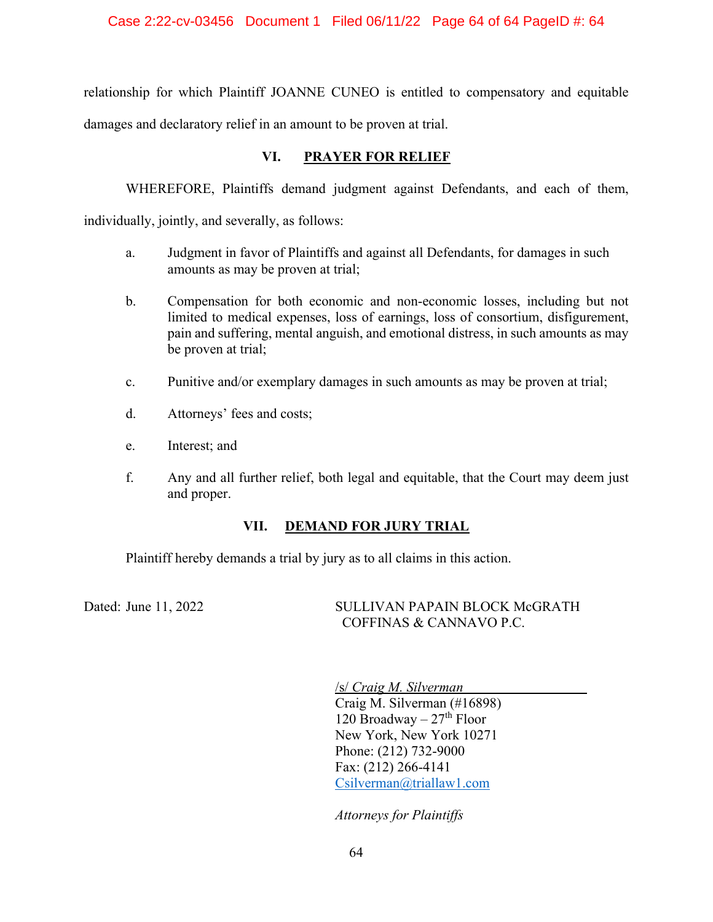relationship for which Plaintiff JOANNE CUNEO is entitled to compensatory and equitable damages and declaratory relief in an amount to be proven at trial.

## VI. PRAYER FOR RELIEF

WHEREFORE, Plaintiffs demand judgment against Defendants, and each of them, individually, jointly, and severally, as follows:

a. Judgment in favor of Plaintiffs and against all Defendants, for damages in such amounts as may be proven at trial;

b. Compensation for both economic and non-economic losses, including but not limited to medical expenses, loss of earnings, loss of consortium, disfigurement, pain and suffering, mental anguish, and emotional distress, in such amounts as may be proven at trial;

c. Punitive and/or exemplary damages in such amounts as may be proven at trial;

d. Attorneys' fees and costs;

e. Interest; and

f. Any and all further relief, both legal and equitable, that the Court may deem just and proper.

## VII. DEMAND FOR JURY TRIAL

Plaintiff hereby demands a trial by jury as to all claims in this action.

Dated: June 11, 2022

SULLIVAN PAPAIN BLOCK McGRATH COFFINAS & CANNAVO P.C.

/s/ *Craig M. Silverman*
Craig M. Silverman (#16898)
120 Broadway – 27th Floor
New York, New York 10271
Phone: (212) 732-9000
Fax: (212) 266-4141
Csilverman@triallaw1.com

*Attorneys for Plaintiffs*